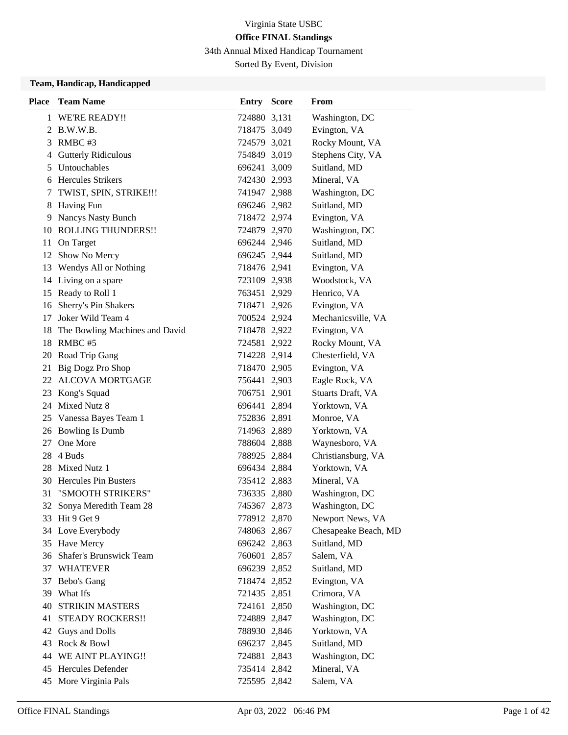Virginia State USBC

**Office FINAL Standings**

34th Annual Mixed Handicap Tournament

Sorted By Event, Division

### Team, Handicap, Handicapped

| Place | Team Name | Entry | Score | From |
|---|---|---|---|---|
| 1 | WE'RE READY!! | 724880 | 3,131 | Washington, DC |
| 2 | B.W.W.B. | 718475 | 3,049 | Evington, VA |
| 3 | RMBC #3 | 724579 | 3,021 | Rocky Mount, VA |
| 4 | Gutterly Ridiculous | 754849 | 3,019 | Stephens City, VA |
| 5 | Untouchables | 696241 | 3,009 | Suitland, MD |
| 6 | Hercules Strikers | 742430 | 2,993 | Mineral, VA |
| 7 | TWIST, SPIN, STRIKE!!! | 741947 | 2,988 | Washington, DC |
| 8 | Having Fun | 696246 | 2,982 | Suitland, MD |
| 9 | Nancys Nasty Bunch | 718472 | 2,974 | Evington, VA |
| 10 | ROLLING THUNDERS!! | 724879 | 2,970 | Washington, DC |
| 11 | On Target | 696244 | 2,946 | Suitland, MD |
| 12 | Show No Mercy | 696245 | 2,944 | Suitland, MD |
| 13 | Wendys All or Nothing | 718476 | 2,941 | Evington, VA |
| 14 | Living on a spare | 723109 | 2,938 | Woodstock, VA |
| 15 | Ready to Roll 1 | 763451 | 2,929 | Henrico, VA |
| 16 | Sherry's Pin Shakers | 718471 | 2,926 | Evington, VA |
| 17 | Joker Wild Team 4 | 700524 | 2,924 | Mechanicsville, VA |
| 18 | The Bowling Machines and David | 718478 | 2,922 | Evington, VA |
| 18 | RMBC #5 | 724581 | 2,922 | Rocky Mount, VA |
| 20 | Road Trip Gang | 714228 | 2,914 | Chesterfield, VA |
| 21 | Big Dogz Pro Shop | 718470 | 2,905 | Evington, VA |
| 22 | ALCOVA MORTGAGE | 756441 | 2,903 | Eagle Rock, VA |
| 23 | Kong's Squad | 706751 | 2,901 | Stuarts Draft, VA |
| 24 | Mixed Nutz 8 | 696441 | 2,894 | Yorktown, VA |
| 25 | Vanessa Bayes Team 1 | 752836 | 2,891 | Monroe, VA |
| 26 | Bowling Is Dumb | 714963 | 2,889 | Yorktown, VA |
| 27 | One More | 788604 | 2,888 | Waynesboro, VA |
| 28 | 4 Buds | 788925 | 2,884 | Christiansburg, VA |
| 28 | Mixed Nutz 1 | 696434 | 2,884 | Yorktown, VA |
| 30 | Hercules Pin Busters | 735412 | 2,883 | Mineral, VA |
| 31 | "SMOOTH STRIKERS" | 736335 | 2,880 | Washington, DC |
| 32 | Sonya Meredith Team 28 | 745367 | 2,873 | Washington, DC |
| 33 | Hit 9 Get 9 | 778912 | 2,870 | Newport News, VA |
| 34 | Love Everybody | 748063 | 2,867 | Chesapeake Beach, MD |
| 35 | Have Mercy | 696242 | 2,863 | Suitland, MD |
| 36 | Shafer's Brunswick Team | 760601 | 2,857 | Salem, VA |
| 37 | WHATEVER | 696239 | 2,852 | Suitland, MD |
| 37 | Bebo's Gang | 718474 | 2,852 | Evington, VA |
| 39 | What Ifs | 721435 | 2,851 | Crimora, VA |
| 40 | STRIKIN MASTERS | 724161 | 2,850 | Washington, DC |
| 41 | STEADY ROCKERS!! | 724889 | 2,847 | Washington, DC |
| 42 | Guys and Dolls | 788930 | 2,846 | Yorktown, VA |
| 43 | Rock & Bowl | 696237 | 2,845 | Suitland, MD |
| 44 | WE AINT PLAYING!! | 724881 | 2,843 | Washington, DC |
| 45 | Hercules Defender | 735414 | 2,842 | Mineral, VA |
| 45 | More Virginia Pals | 725595 | 2,842 | Salem, VA |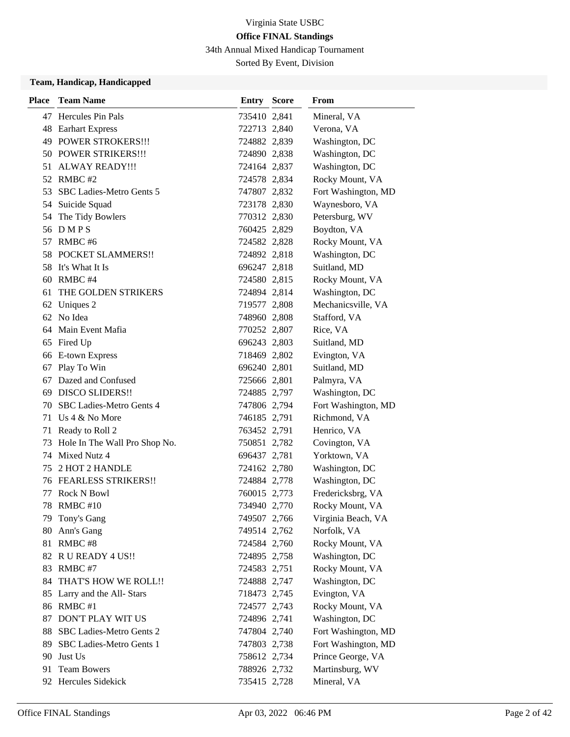Virginia State USBC

**Office FINAL Standings**

34th Annual Mixed Handicap Tournament

Sorted By Event, Division

**Team, Handicap, Handicapped**

| Place | Team Name | Entry | Score | From |
|---|---|---|---|---|
| 47 | Hercules Pin Pals | 735410 | 2,841 | Mineral, VA |
| 48 | Earhart Express | 722713 | 2,840 | Verona, VA |
| 49 | POWER STROKERS!!! | 724882 | 2,839 | Washington, DC |
| 50 | POWER STRIKERS!!! | 724890 | 2,838 | Washington, DC |
| 51 | ALWAY READY!!! | 724164 | 2,837 | Washington, DC |
| 52 | RMBC #2 | 724578 | 2,834 | Rocky Mount, VA |
| 53 | SBC Ladies-Metro Gents 5 | 747807 | 2,832 | Fort Washington, MD |
| 54 | Suicide Squad | 723178 | 2,830 | Waynesboro, VA |
| 54 | The Tidy Bowlers | 770312 | 2,830 | Petersburg, WV |
| 56 | D M P S | 760425 | 2,829 | Boydton, VA |
| 57 | RMBC #6 | 724582 | 2,828 | Rocky Mount, VA |
| 58 | POCKET SLAMMERS!! | 724892 | 2,818 | Washington, DC |
| 58 | It's What It Is | 696247 | 2,818 | Suitland, MD |
| 60 | RMBC #4 | 724580 | 2,815 | Rocky Mount, VA |
| 61 | THE GOLDEN STRIKERS | 724894 | 2,814 | Washington, DC |
| 62 | Uniques 2 | 719577 | 2,808 | Mechanicsville, VA |
| 62 | No Idea | 748960 | 2,808 | Stafford, VA |
| 64 | Main Event Mafia | 770252 | 2,807 | Rice, VA |
| 65 | Fired Up | 696243 | 2,803 | Suitland, MD |
| 66 | E-town Express | 718469 | 2,802 | Evington, VA |
| 67 | Play To Win | 696240 | 2,801 | Suitland, MD |
| 67 | Dazed and Confused | 725666 | 2,801 | Palmyra, VA |
| 69 | DISCO SLIDERS!! | 724885 | 2,797 | Washington, DC |
| 70 | SBC Ladies-Metro Gents 4 | 747806 | 2,794 | Fort Washington, MD |
| 71 | Us 4 & No More | 746185 | 2,791 | Richmond, VA |
| 71 | Ready to Roll 2 | 763452 | 2,791 | Henrico, VA |
| 73 | Hole In The Wall Pro Shop No. | 750851 | 2,782 | Covington, VA |
| 74 | Mixed Nutz 4 | 696437 | 2,781 | Yorktown, VA |
| 75 | 2 HOT 2 HANDLE | 724162 | 2,780 | Washington, DC |
| 76 | FEARLESS STRIKERS!! | 724884 | 2,778 | Washington, DC |
| 77 | Rock N Bowl | 760015 | 2,773 | Fredericksbrg, VA |
| 78 | RMBC #10 | 734940 | 2,770 | Rocky Mount, VA |
| 79 | Tony's Gang | 749507 | 2,766 | Virginia Beach, VA |
| 80 | Ann's Gang | 749514 | 2,762 | Norfolk, VA |
| 81 | RMBC #8 | 724584 | 2,760 | Rocky Mount, VA |
| 82 | R U READY 4 US!! | 724895 | 2,758 | Washington, DC |
| 83 | RMBC #7 | 724583 | 2,751 | Rocky Mount, VA |
| 84 | THAT'S HOW WE ROLL!! | 724888 | 2,747 | Washington, DC |
| 85 | Larry and the All- Stars | 718473 | 2,745 | Evington, VA |
| 86 | RMBC #1 | 724577 | 2,743 | Rocky Mount, VA |
| 87 | DON'T PLAY WIT US | 724896 | 2,741 | Washington, DC |
| 88 | SBC Ladies-Metro Gents 2 | 747804 | 2,740 | Fort Washington, MD |
| 89 | SBC Ladies-Metro Gents 1 | 747803 | 2,738 | Fort Washington, MD |
| 90 | Just Us | 758612 | 2,734 | Prince George, VA |
| 91 | Team Bowers | 788926 | 2,732 | Martinsburg, WV |
| 92 | Hercules Sidekick | 735415 | 2,728 | Mineral, VA |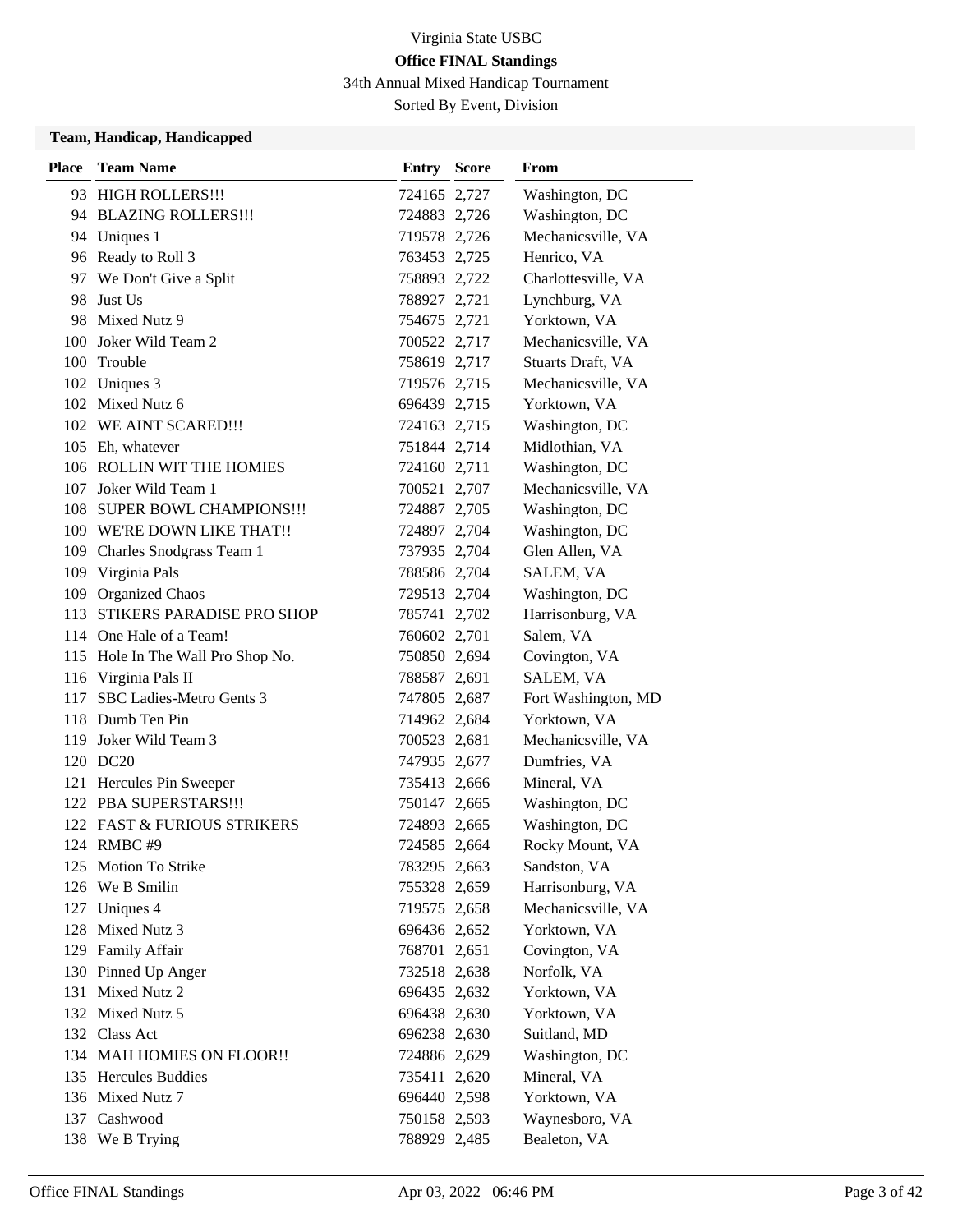Virginia State USBC

**Office FINAL Standings**

34th Annual Mixed Handicap Tournament

Sorted By Event, Division

### Team, Handicap, Handicapped

| Place | Team Name | Entry | Score | From |
|---|---|---|---|---|
| 93 | HIGH ROLLERS!!! | 724165 | 2,727 | Washington, DC |
| 94 | BLAZING ROLLERS!!! | 724883 | 2,726 | Washington, DC |
| 94 | Uniques 1 | 719578 | 2,726 | Mechanicsville, VA |
| 96 | Ready to Roll 3 | 763453 | 2,725 | Henrico, VA |
| 97 | We Don't Give a Split | 758893 | 2,722 | Charlottesville, VA |
| 98 | Just Us | 788927 | 2,721 | Lynchburg, VA |
| 98 | Mixed Nutz 9 | 754675 | 2,721 | Yorktown, VA |
| 100 | Joker Wild Team 2 | 700522 | 2,717 | Mechanicsville, VA |
| 100 | Trouble | 758619 | 2,717 | Stuarts Draft, VA |
| 102 | Uniques 3 | 719576 | 2,715 | Mechanicsville, VA |
| 102 | Mixed Nutz 6 | 696439 | 2,715 | Yorktown, VA |
| 102 | WE AINT SCARED!!! | 724163 | 2,715 | Washington, DC |
| 105 | Eh, whatever | 751844 | 2,714 | Midlothian, VA |
| 106 | ROLLIN WIT THE HOMIES | 724160 | 2,711 | Washington, DC |
| 107 | Joker Wild Team 1 | 700521 | 2,707 | Mechanicsville, VA |
| 108 | SUPER BOWL CHAMPIONS!!! | 724887 | 2,705 | Washington, DC |
| 109 | WE'RE DOWN LIKE THAT!! | 724897 | 2,704 | Washington, DC |
| 109 | Charles Snodgrass Team 1 | 737935 | 2,704 | Glen Allen, VA |
| 109 | Virginia Pals | 788586 | 2,704 | SALEM, VA |
| 109 | Organized Chaos | 729513 | 2,704 | Washington, DC |
| 113 | STIKERS PARADISE PRO SHOP | 785741 | 2,702 | Harrisonburg, VA |
| 114 | One Hale of a Team! | 760602 | 2,701 | Salem, VA |
| 115 | Hole In The Wall Pro Shop No. | 750850 | 2,694 | Covington, VA |
| 116 | Virginia Pals II | 788587 | 2,691 | SALEM, VA |
| 117 | SBC Ladies-Metro Gents 3 | 747805 | 2,687 | Fort Washington, MD |
| 118 | Dumb Ten Pin | 714962 | 2,684 | Yorktown, VA |
| 119 | Joker Wild Team 3 | 700523 | 2,681 | Mechanicsville, VA |
| 120 | DC20 | 747935 | 2,677 | Dumfries, VA |
| 121 | Hercules Pin Sweeper | 735413 | 2,666 | Mineral, VA |
| 122 | PBA SUPERSTARS!!! | 750147 | 2,665 | Washington, DC |
| 122 | FAST & FURIOUS STRIKERS | 724893 | 2,665 | Washington, DC |
| 124 | RMBC #9 | 724585 | 2,664 | Rocky Mount, VA |
| 125 | Motion To Strike | 783295 | 2,663 | Sandston, VA |
| 126 | We B Smilin | 755328 | 2,659 | Harrisonburg, VA |
| 127 | Uniques 4 | 719575 | 2,658 | Mechanicsville, VA |
| 128 | Mixed Nutz 3 | 696436 | 2,652 | Yorktown, VA |
| 129 | Family Affair | 768701 | 2,651 | Covington, VA |
| 130 | Pinned Up Anger | 732518 | 2,638 | Norfolk, VA |
| 131 | Mixed Nutz 2 | 696435 | 2,632 | Yorktown, VA |
| 132 | Mixed Nutz 5 | 696438 | 2,630 | Yorktown, VA |
| 132 | Class Act | 696238 | 2,630 | Suitland, MD |
| 134 | MAH HOMIES ON FLOOR!! | 724886 | 2,629 | Washington, DC |
| 135 | Hercules Buddies | 735411 | 2,620 | Mineral, VA |
| 136 | Mixed Nutz 7 | 696440 | 2,598 | Yorktown, VA |
| 137 | Cashwood | 750158 | 2,593 | Waynesboro, VA |
| 138 | We B Trying | 788929 | 2,485 | Bealeton, VA |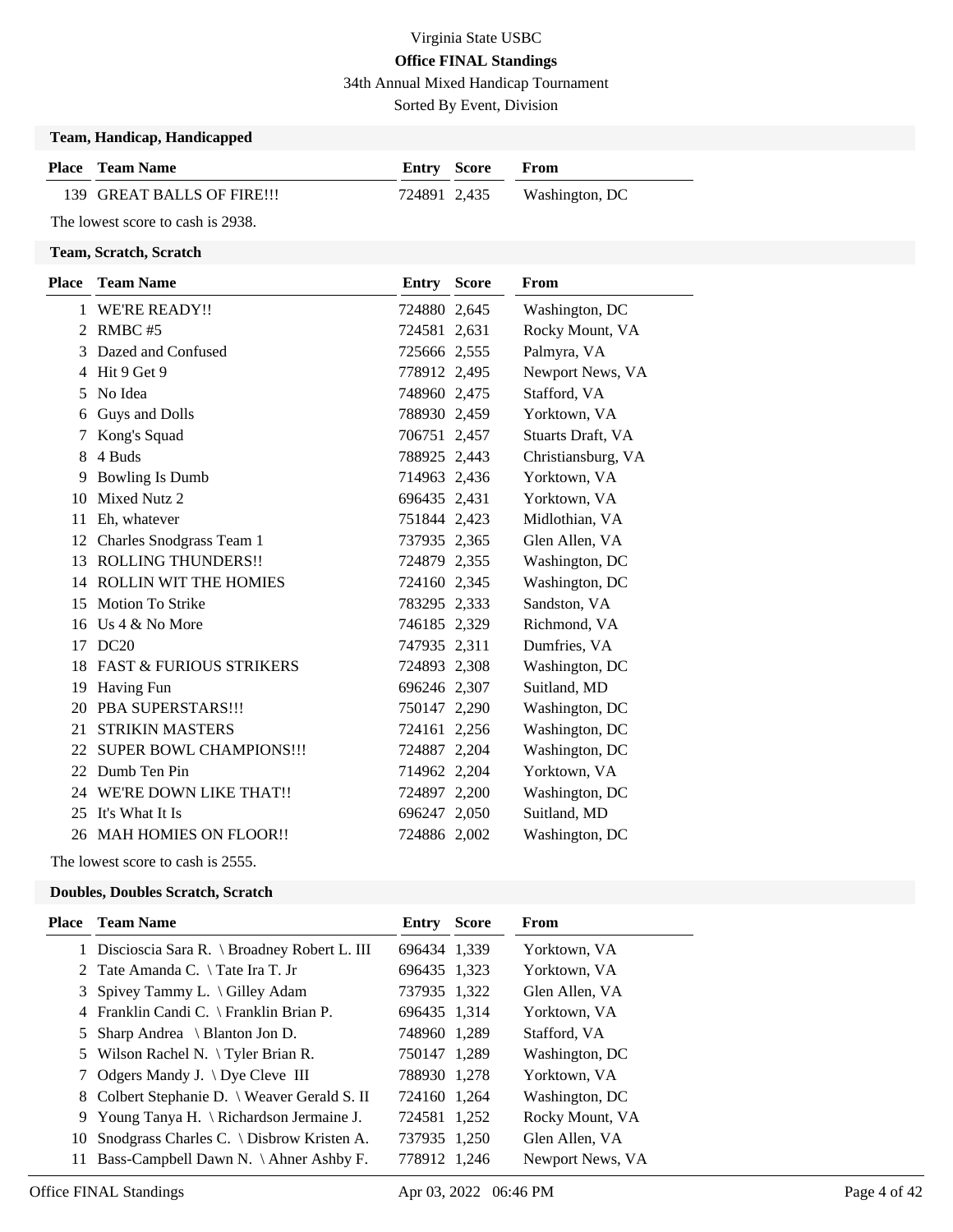Virginia State USBC

**Office FINAL Standings**

34th Annual Mixed Handicap Tournament

Sorted By Event, Division

### Team, Handicap, Handicapped

| Place | Team Name | Entry | Score | From |
|---|---|---|---|---|
| 139 | GREAT BALLS OF FIRE!!! | 724891 | 2,435 | Washington, DC |

The lowest score to cash is 2938.

### Team, Scratch, Scratch

| Place | Team Name | Entry | Score | From |
|---|---|---|---|---|
| 1 | WE'RE READY!! | 724880 | 2,645 | Washington, DC |
| 2 | RMBC #5 | 724581 | 2,631 | Rocky Mount, VA |
| 3 | Dazed and Confused | 725666 | 2,555 | Palmyra, VA |
| 4 | Hit 9 Get 9 | 778912 | 2,495 | Newport News, VA |
| 5 | No Idea | 748960 | 2,475 | Stafford, VA |
| 6 | Guys and Dolls | 788930 | 2,459 | Yorktown, VA |
| 7 | Kong's Squad | 706751 | 2,457 | Stuarts Draft, VA |
| 8 | 4 Buds | 788925 | 2,443 | Christiansburg, VA |
| 9 | Bowling Is Dumb | 714963 | 2,436 | Yorktown, VA |
| 10 | Mixed Nutz 2 | 696435 | 2,431 | Yorktown, VA |
| 11 | Eh, whatever | 751844 | 2,423 | Midlothian, VA |
| 12 | Charles Snodgrass Team 1 | 737935 | 2,365 | Glen Allen, VA |
| 13 | ROLLING THUNDERS!! | 724879 | 2,355 | Washington, DC |
| 14 | ROLLIN WIT THE HOMIES | 724160 | 2,345 | Washington, DC |
| 15 | Motion To Strike | 783295 | 2,333 | Sandston, VA |
| 16 | Us 4 & No More | 746185 | 2,329 | Richmond, VA |
| 17 | DC20 | 747935 | 2,311 | Dumfries, VA |
| 18 | FAST & FURIOUS STRIKERS | 724893 | 2,308 | Washington, DC |
| 19 | Having Fun | 696246 | 2,307 | Suitland, MD |
| 20 | PBA SUPERSTARS!!! | 750147 | 2,290 | Washington, DC |
| 21 | STRIKIN MASTERS | 724161 | 2,256 | Washington, DC |
| 22 | SUPER BOWL CHAMPIONS!!! | 724887 | 2,204 | Washington, DC |
| 22 | Dumb Ten Pin | 714962 | 2,204 | Yorktown, VA |
| 24 | WE'RE DOWN LIKE THAT!! | 724897 | 2,200 | Washington, DC |
| 25 | It's What It Is | 696247 | 2,050 | Suitland, MD |
| 26 | MAH HOMIES ON FLOOR!! | 724886 | 2,002 | Washington, DC |

The lowest score to cash is 2555.

### Doubles, Doubles Scratch, Scratch

| Place | Team Name | Entry | Score | From |
|---|---|---|---|---|
| 1 | Discioscia Sara R. \ Broadney Robert L. III | 696434 | 1,339 | Yorktown, VA |
| 2 | Tate Amanda C. \ Tate Ira T. Jr | 696435 | 1,323 | Yorktown, VA |
| 3 | Spivey Tammy L. \ Gilley Adam | 737935 | 1,322 | Glen Allen, VA |
| 4 | Franklin Candi C. \ Franklin Brian P. | 696435 | 1,314 | Yorktown, VA |
| 5 | Sharp Andrea \ Blanton Jon D. | 748960 | 1,289 | Stafford, VA |
| 5 | Wilson Rachel N. \ Tyler Brian R. | 750147 | 1,289 | Washington, DC |
| 7 | Odgers Mandy J. \ Dye Cleve III | 788930 | 1,278 | Yorktown, VA |
| 8 | Colbert Stephanie D. \ Weaver Gerald S. II | 724160 | 1,264 | Washington, DC |
| 9 | Young Tanya H. \ Richardson Jermaine J. | 724581 | 1,252 | Rocky Mount, VA |
| 10 | Snodgrass Charles C. \ Disbrow Kristen A. | 737935 | 1,250 | Glen Allen, VA |
| 11 | Bass-Campbell Dawn N. \ Ahner Ashby F. | 778912 | 1,246 | Newport News, VA |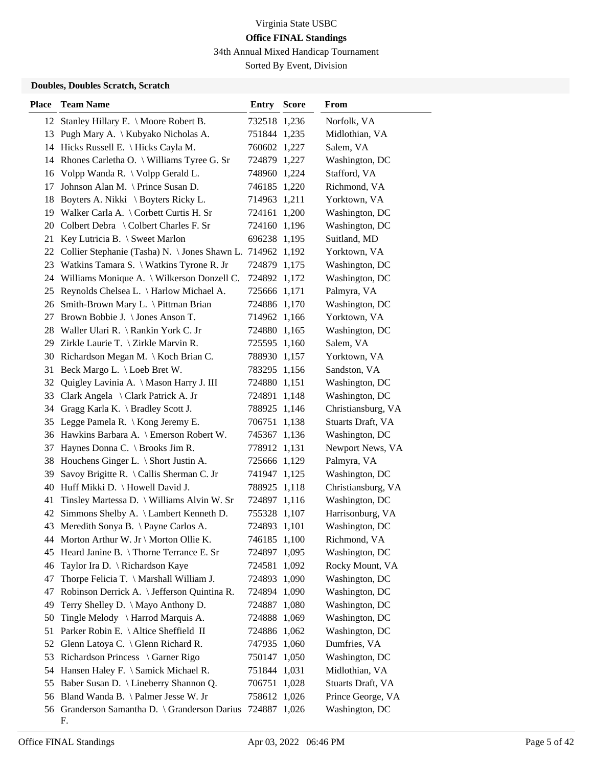Virginia State USBC

**Office FINAL Standings**

34th Annual Mixed Handicap Tournament

Sorted By Event, Division

### Doubles, Doubles Scratch, Scratch

| Place | Team Name | Entry | Score | From |
|---|---|---|---|---|
| 12 | Stanley Hillary E. \ Moore Robert B. | 732518 | 1,236 | Norfolk, VA |
| 13 | Pugh Mary A. \ Kubyako Nicholas A. | 751844 | 1,235 | Midlothian, VA |
| 14 | Hicks Russell E. \ Hicks Cayla M. | 760602 | 1,227 | Salem, VA |
| 14 | Rhones Carletha O. \ Williams Tyree G. Sr | 724879 | 1,227 | Washington, DC |
| 16 | Volpp Wanda R. \ Volpp Gerald L. | 748960 | 1,224 | Stafford, VA |
| 17 | Johnson Alan M. \ Prince Susan D. | 746185 | 1,220 | Richmond, VA |
| 18 | Boyters A. Nikki \ Boyters Ricky L. | 714963 | 1,211 | Yorktown, VA |
| 19 | Walker Carla A. \ Corbett Curtis H. Sr | 724161 | 1,200 | Washington, DC |
| 20 | Colbert Debra \ Colbert Charles F. Sr | 724160 | 1,196 | Washington, DC |
| 21 | Key Lutricia B. \ Sweet Marlon | 696238 | 1,195 | Suitland, MD |
| 22 | Collier Stephanie (Tasha) N. \ Jones Shawn L. | 714962 | 1,192 | Yorktown, VA |
| 23 | Watkins Tamara S. \ Watkins Tyrone R. Jr | 724879 | 1,175 | Washington, DC |
| 24 | Williams Monique A. \ Wilkerson Donzell C. | 724892 | 1,172 | Washington, DC |
| 25 | Reynolds Chelsea L. \ Harlow Michael A. | 725666 | 1,171 | Palmyra, VA |
| 26 | Smith-Brown Mary L. \ Pittman Brian | 724886 | 1,170 | Washington, DC |
| 27 | Brown Bobbie J. \ Jones Anson T. | 714962 | 1,166 | Yorktown, VA |
| 28 | Waller Ulari R. \ Rankin York C. Jr | 724880 | 1,165 | Washington, DC |
| 29 | Zirkle Laurie T. \ Zirkle Marvin R. | 725595 | 1,160 | Salem, VA |
| 30 | Richardson Megan M. \ Koch Brian C. | 788930 | 1,157 | Yorktown, VA |
| 31 | Beck Margo L. \ Loeb Bret W. | 783295 | 1,156 | Sandston, VA |
| 32 | Quigley Lavinia A. \ Mason Harry J. III | 724880 | 1,151 | Washington, DC |
| 33 | Clark Angela \ Clark Patrick A. Jr | 724891 | 1,148 | Washington, DC |
| 34 | Gragg Karla K. \ Bradley Scott J. | 788925 | 1,146 | Christiansburg, VA |
| 35 | Legge Pamela R. \ Kong Jeremy E. | 706751 | 1,138 | Stuarts Draft, VA |
| 36 | Hawkins Barbara A. \ Emerson Robert W. | 745367 | 1,136 | Washington, DC |
| 37 | Haynes Donna C. \ Brooks Jim R. | 778912 | 1,131 | Newport News, VA |
| 38 | Houchens Ginger L. \ Short Justin A. | 725666 | 1,129 | Palmyra, VA |
| 39 | Savoy Brigitte R. \ Callis Sherman C. Jr | 741947 | 1,125 | Washington, DC |
| 40 | Huff Mikki D. \ Howell David J. | 788925 | 1,118 | Christiansburg, VA |
| 41 | Tinsley Martessa D. \ Williams Alvin W. Sr | 724897 | 1,116 | Washington, DC |
| 42 | Simmons Shelby A. \ Lambert Kenneth D. | 755328 | 1,107 | Harrisonburg, VA |
| 43 | Meredith Sonya B. \ Payne Carlos A. | 724893 | 1,101 | Washington, DC |
| 44 | Morton Arthur W. Jr \ Morton Ollie K. | 746185 | 1,100 | Richmond, VA |
| 45 | Heard Janine B. \ Thorne Terrance E. Sr | 724897 | 1,095 | Washington, DC |
| 46 | Taylor Ira D. \ Richardson Kaye | 724581 | 1,092 | Rocky Mount, VA |
| 47 | Thorpe Felicia T. \ Marshall William J. | 724893 | 1,090 | Washington, DC |
| 47 | Robinson Derrick A. \ Jefferson Quintina R. | 724894 | 1,090 | Washington, DC |
| 49 | Terry Shelley D. \ Mayo Anthony D. | 724887 | 1,080 | Washington, DC |
| 50 | Tingle Melody \ Harrod Marquis A. | 724888 | 1,069 | Washington, DC |
| 51 | Parker Robin E. \ Altice Sheffield II | 724886 | 1,062 | Washington, DC |
| 52 | Glenn Latoya C. \ Glenn Richard R. | 747935 | 1,060 | Dumfries, VA |
| 53 | Richardson Princess \ Garner Rigo | 750147 | 1,050 | Washington, DC |
| 54 | Hansen Haley F. \ Samick Michael R. | 751844 | 1,031 | Midlothian, VA |
| 55 | Baber Susan D. \ Lineberry Shannon Q. | 706751 | 1,028 | Stuarts Draft, VA |
| 56 | Bland Wanda B. \ Palmer Jesse W. Jr | 758612 | 1,026 | Prince George, VA |
| 56 | Granderson Samantha D. \ Granderson Darius F. | 724887 | 1,026 | Washington, DC |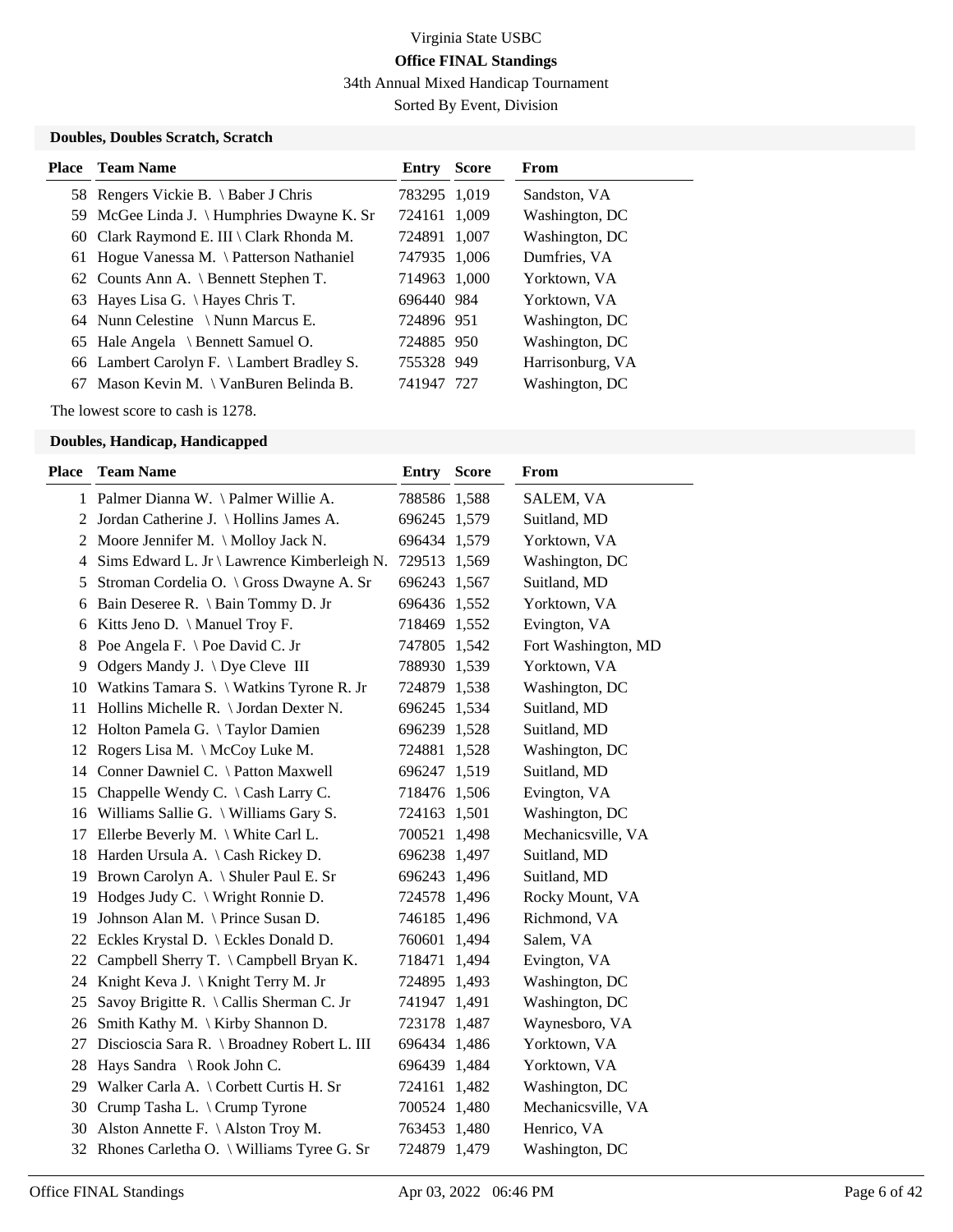Virginia State USBC

**Office FINAL Standings**

34th Annual Mixed Handicap Tournament

Sorted By Event, Division

### Doubles, Doubles Scratch, Scratch

| Place | Team Name | Entry | Score | From |
|---|---|---|---|---|
| 58 | Rengers Vickie B. \ Baber J Chris | 783295 | 1,019 | Sandston, VA |
| 59 | McGee Linda J. \ Humphries Dwayne K. Sr | 724161 | 1,009 | Washington, DC |
| 60 | Clark Raymond E. III \ Clark Rhonda M. | 724891 | 1,007 | Washington, DC |
| 61 | Hogue Vanessa M. \ Patterson Nathaniel | 747935 | 1,006 | Dumfries, VA |
| 62 | Counts Ann A. \ Bennett Stephen T. | 714963 | 1,000 | Yorktown, VA |
| 63 | Hayes Lisa G. \ Hayes Chris T. | 696440 | 984 | Yorktown, VA |
| 64 | Nunn Celestine \ Nunn Marcus E. | 724896 | 951 | Washington, DC |
| 65 | Hale Angela \ Bennett Samuel O. | 724885 | 950 | Washington, DC |
| 66 | Lambert Carolyn F. \ Lambert Bradley S. | 755328 | 949 | Harrisonburg, VA |
| 67 | Mason Kevin M. \ VanBuren Belinda B. | 741947 | 727 | Washington, DC |

The lowest score to cash is 1278.

### Doubles, Handicap, Handicapped

| Place | Team Name | Entry | Score | From |
|---|---|---|---|---|
| 1 | Palmer Dianna W. \ Palmer Willie A. | 788586 | 1,588 | SALEM, VA |
| 2 | Jordan Catherine J. \ Hollins James A. | 696245 | 1,579 | Suitland, MD |
| 2 | Moore Jennifer M. \ Molloy Jack N. | 696434 | 1,579 | Yorktown, VA |
| 4 | Sims Edward L. Jr \ Lawrence Kimberleigh N. | 729513 | 1,569 | Washington, DC |
| 5 | Stroman Cordelia O. \ Gross Dwayne A. Sr | 696243 | 1,567 | Suitland, MD |
| 6 | Bain Deseree R. \ Bain Tommy D. Jr | 696436 | 1,552 | Yorktown, VA |
| 6 | Kitts Jeno D. \ Manuel Troy F. | 718469 | 1,552 | Evington, VA |
| 8 | Poe Angela F. \ Poe David C. Jr | 747805 | 1,542 | Fort Washington, MD |
| 9 | Odgers Mandy J. \ Dye Cleve III | 788930 | 1,539 | Yorktown, VA |
| 10 | Watkins Tamara S. \ Watkins Tyrone R. Jr | 724879 | 1,538 | Washington, DC |
| 11 | Hollins Michelle R. \ Jordan Dexter N. | 696245 | 1,534 | Suitland, MD |
| 12 | Holton Pamela G. \ Taylor Damien | 696239 | 1,528 | Suitland, MD |
| 12 | Rogers Lisa M. \ McCoy Luke M. | 724881 | 1,528 | Washington, DC |
| 14 | Conner Dawniel C. \ Patton Maxwell | 696247 | 1,519 | Suitland, MD |
| 15 | Chappelle Wendy C. \ Cash Larry C. | 718476 | 1,506 | Evington, VA |
| 16 | Williams Sallie G. \ Williams Gary S. | 724163 | 1,501 | Washington, DC |
| 17 | Ellerbe Beverly M. \ White Carl L. | 700521 | 1,498 | Mechanicsville, VA |
| 18 | Harden Ursula A. \ Cash Rickey D. | 696238 | 1,497 | Suitland, MD |
| 19 | Brown Carolyn A. \ Shuler Paul E. Sr | 696243 | 1,496 | Suitland, MD |
| 19 | Hodges Judy C. \ Wright Ronnie D. | 724578 | 1,496 | Rocky Mount, VA |
| 19 | Johnson Alan M. \ Prince Susan D. | 746185 | 1,496 | Richmond, VA |
| 22 | Eckles Krystal D. \ Eckles Donald D. | 760601 | 1,494 | Salem, VA |
| 22 | Campbell Sherry T. \ Campbell Bryan K. | 718471 | 1,494 | Evington, VA |
| 24 | Knight Keva J. \ Knight Terry M. Jr | 724895 | 1,493 | Washington, DC |
| 25 | Savoy Brigitte R. \ Callis Sherman C. Jr | 741947 | 1,491 | Washington, DC |
| 26 | Smith Kathy M. \ Kirby Shannon D. | 723178 | 1,487 | Waynesboro, VA |
| 27 | Discioscia Sara R. \ Broadney Robert L. III | 696434 | 1,486 | Yorktown, VA |
| 28 | Hays Sandra \ Rook John C. | 696439 | 1,484 | Yorktown, VA |
| 29 | Walker Carla A. \ Corbett Curtis H. Sr | 724161 | 1,482 | Washington, DC |
| 30 | Crump Tasha L. \ Crump Tyrone | 700524 | 1,480 | Mechanicsville, VA |
| 30 | Alston Annette F. \ Alston Troy M. | 763453 | 1,480 | Henrico, VA |
| 32 | Rhones Carletha O. \ Williams Tyree G. Sr | 724879 | 1,479 | Washington, DC |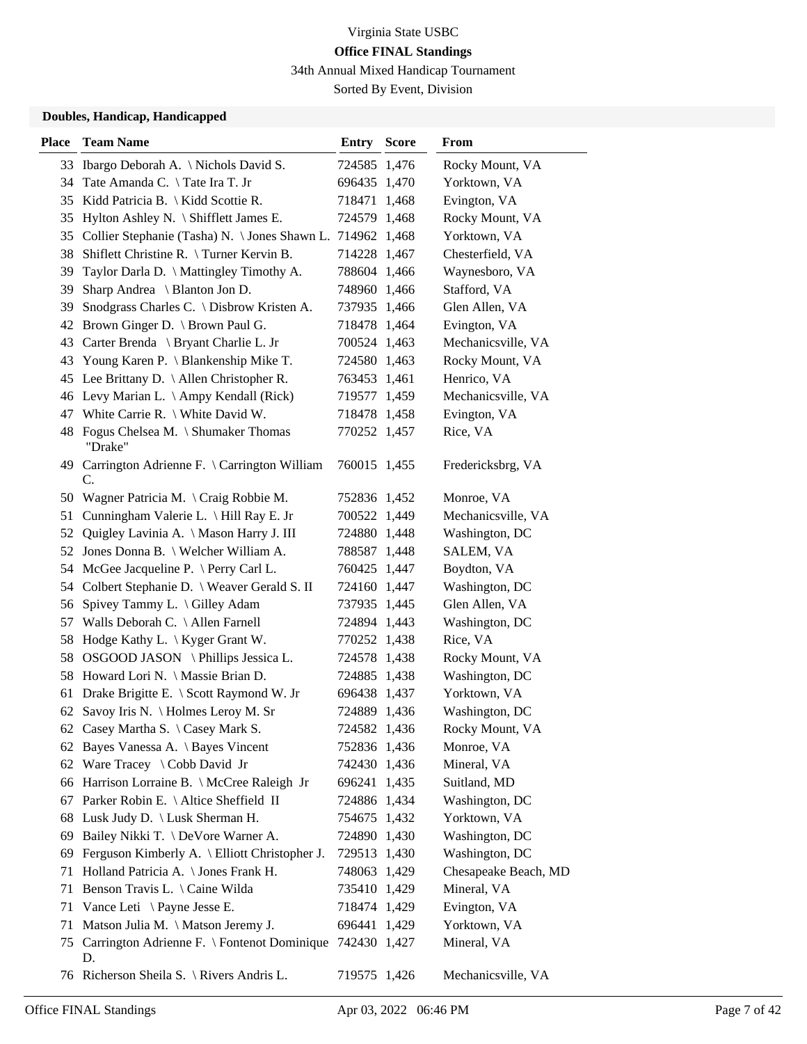Virginia State USBC

**Office FINAL Standings**

34th Annual Mixed Handicap Tournament

Sorted By Event, Division

### Doubles, Handicap, Handicapped

| Place | Team Name | Entry | Score | From |
|---|---|---|---|---|
| 33 | Ibargo Deborah A. \ Nichols David S. | 724585 | 1,476 | Rocky Mount, VA |
| 34 | Tate Amanda C. \ Tate Ira T. Jr | 696435 | 1,470 | Yorktown, VA |
| 35 | Kidd Patricia B. \ Kidd Scottie R. | 718471 | 1,468 | Evington, VA |
| 35 | Hylton Ashley N. \ Shifflett James E. | 724579 | 1,468 | Rocky Mount, VA |
| 35 | Collier Stephanie (Tasha) N. \ Jones Shawn L. | 714962 | 1,468 | Yorktown, VA |
| 38 | Shiflett Christine R. \ Turner Kervin B. | 714228 | 1,467 | Chesterfield, VA |
| 39 | Taylor Darla D. \ Mattingley Timothy A. | 788604 | 1,466 | Waynesboro, VA |
| 39 | Sharp Andrea \ Blanton Jon D. | 748960 | 1,466 | Stafford, VA |
| 39 | Snodgrass Charles C. \ Disbrow Kristen A. | 737935 | 1,466 | Glen Allen, VA |
| 42 | Brown Ginger D. \ Brown Paul G. | 718478 | 1,464 | Evington, VA |
| 43 | Carter Brenda \ Bryant Charlie L. Jr | 700524 | 1,463 | Mechanicsville, VA |
| 43 | Young Karen P. \ Blankenship Mike T. | 724580 | 1,463 | Rocky Mount, VA |
| 45 | Lee Brittany D. \ Allen Christopher R. | 763453 | 1,461 | Henrico, VA |
| 46 | Levy Marian L. \ Ampy Kendall (Rick) | 719577 | 1,459 | Mechanicsville, VA |
| 47 | White Carrie R. \ White David W. | 718478 | 1,458 | Evington, VA |
| 48 | Fogus Chelsea M. \ Shumaker Thomas "Drake" | 770252 | 1,457 | Rice, VA |
| 49 | Carrington Adrienne F. \ Carrington William C. | 760015 | 1,455 | Fredericksbrg, VA |
| 50 | Wagner Patricia M. \ Craig Robbie M. | 752836 | 1,452 | Monroe, VA |
| 51 | Cunningham Valerie L. \ Hill Ray E. Jr | 700522 | 1,449 | Mechanicsville, VA |
| 52 | Quigley Lavinia A. \ Mason Harry J. III | 724880 | 1,448 | Washington, DC |
| 52 | Jones Donna B. \ Welcher William A. | 788587 | 1,448 | SALEM, VA |
| 54 | McGee Jacqueline P. \ Perry Carl L. | 760425 | 1,447 | Boydton, VA |
| 54 | Colbert Stephanie D. \ Weaver Gerald S. II | 724160 | 1,447 | Washington, DC |
| 56 | Spivey Tammy L. \ Gilley Adam | 737935 | 1,445 | Glen Allen, VA |
| 57 | Walls Deborah C. \ Allen Farnell | 724894 | 1,443 | Washington, DC |
| 58 | Hodge Kathy L. \ Kyger Grant W. | 770252 | 1,438 | Rice, VA |
| 58 | OSGOOD JASON \ Phillips Jessica L. | 724578 | 1,438 | Rocky Mount, VA |
| 58 | Howard Lori N. \ Massie Brian D. | 724885 | 1,438 | Washington, DC |
| 61 | Drake Brigitte E. \ Scott Raymond W. Jr | 696438 | 1,437 | Yorktown, VA |
| 62 | Savoy Iris N. \ Holmes Leroy M. Sr | 724889 | 1,436 | Washington, DC |
| 62 | Casey Martha S. \ Casey Mark S. | 724582 | 1,436 | Rocky Mount, VA |
| 62 | Bayes Vanessa A. \ Bayes Vincent | 752836 | 1,436 | Monroe, VA |
| 62 | Ware Tracey \ Cobb David Jr | 742430 | 1,436 | Mineral, VA |
| 66 | Harrison Lorraine B. \ McCree Raleigh Jr | 696241 | 1,435 | Suitland, MD |
| 67 | Parker Robin E. \ Altice Sheffield II | 724886 | 1,434 | Washington, DC |
| 68 | Lusk Judy D. \ Lusk Sherman H. | 754675 | 1,432 | Yorktown, VA |
| 69 | Bailey Nikki T. \ DeVore Warner A. | 724890 | 1,430 | Washington, DC |
| 69 | Ferguson Kimberly A. \ Elliott Christopher J. | 729513 | 1,430 | Washington, DC |
| 71 | Holland Patricia A. \ Jones Frank H. | 748063 | 1,429 | Chesapeake Beach, MD |
| 71 | Benson Travis L. \ Caine Wilda | 735410 | 1,429 | Mineral, VA |
| 71 | Vance Leti \ Payne Jesse E. | 718474 | 1,429 | Evington, VA |
| 71 | Matson Julia M. \ Matson Jeremy J. | 696441 | 1,429 | Yorktown, VA |
| 75 | Carrington Adrienne F. \ Fontenot Dominique D. | 742430 | 1,427 | Mineral, VA |
| 76 | Richerson Sheila S. \ Rivers Andris L. | 719575 | 1,426 | Mechanicsville, VA |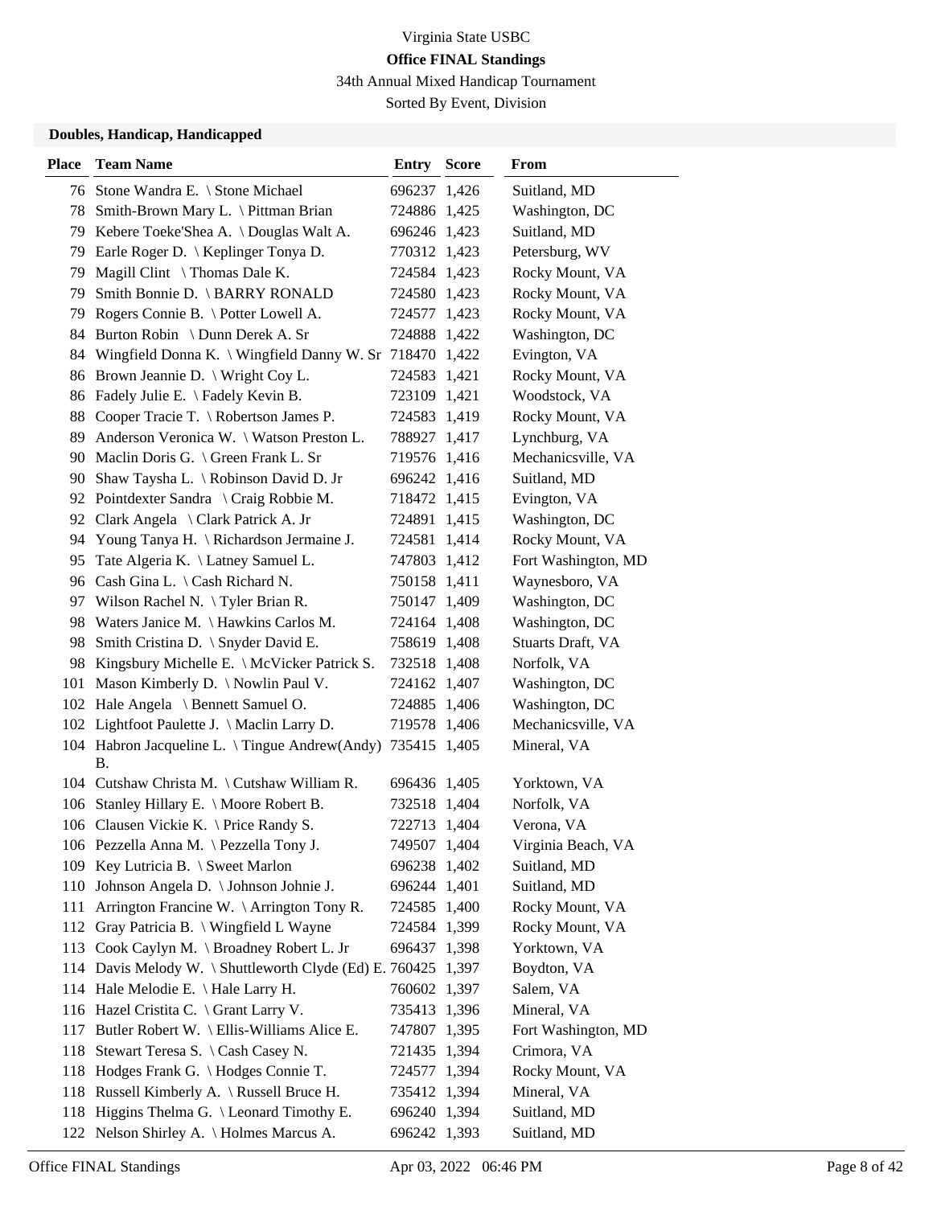Virginia State USBC

**Office FINAL Standings**

34th Annual Mixed Handicap Tournament

Sorted By Event, Division

### Doubles, Handicap, Handicapped

| Place | Team Name | Entry | Score | From |
|---|---|---|---|---|
| 76 | Stone Wandra E. \ Stone Michael | 696237 | 1,426 | Suitland, MD |
| 78 | Smith-Brown Mary L. \ Pittman Brian | 724886 | 1,425 | Washington, DC |
| 79 | Kebere Toeke'Shea A. \ Douglas Walt A. | 696246 | 1,423 | Suitland, MD |
| 79 | Earle Roger D. \ Keplinger Tonya D. | 770312 | 1,423 | Petersburg, WV |
| 79 | Magill Clint \ Thomas Dale K. | 724584 | 1,423 | Rocky Mount, VA |
| 79 | Smith Bonnie D. \ BARRY RONALD | 724580 | 1,423 | Rocky Mount, VA |
| 79 | Rogers Connie B. \ Potter Lowell A. | 724577 | 1,423 | Rocky Mount, VA |
| 84 | Burton Robin \ Dunn Derek A. Sr | 724888 | 1,422 | Washington, DC |
| 84 | Wingfield Donna K. \ Wingfield Danny W. Sr | 718470 | 1,422 | Evington, VA |
| 86 | Brown Jeannie D. \ Wright Coy L. | 724583 | 1,421 | Rocky Mount, VA |
| 86 | Fadely Julie E. \ Fadely Kevin B. | 723109 | 1,421 | Woodstock, VA |
| 88 | Cooper Tracie T. \ Robertson James P. | 724583 | 1,419 | Rocky Mount, VA |
| 89 | Anderson Veronica W. \ Watson Preston L. | 788927 | 1,417 | Lynchburg, VA |
| 90 | Maclin Doris G. \ Green Frank L. Sr | 719576 | 1,416 | Mechanicsville, VA |
| 90 | Shaw Taysha L. \ Robinson David D. Jr | 696242 | 1,416 | Suitland, MD |
| 92 | Pointdexter Sandra \ Craig Robbie M. | 718472 | 1,415 | Evington, VA |
| 92 | Clark Angela \ Clark Patrick A. Jr | 724891 | 1,415 | Washington, DC |
| 94 | Young Tanya H. \ Richardson Jermaine J. | 724581 | 1,414 | Rocky Mount, VA |
| 95 | Tate Algeria K. \ Latney Samuel L. | 747803 | 1,412 | Fort Washington, MD |
| 96 | Cash Gina L. \ Cash Richard N. | 750158 | 1,411 | Waynesboro, VA |
| 97 | Wilson Rachel N. \ Tyler Brian R. | 750147 | 1,409 | Washington, DC |
| 98 | Waters Janice M. \ Hawkins Carlos M. | 724164 | 1,408 | Washington, DC |
| 98 | Smith Cristina D. \ Snyder David E. | 758619 | 1,408 | Stuarts Draft, VA |
| 98 | Kingsbury Michelle E. \ McVicker Patrick S. | 732518 | 1,408 | Norfolk, VA |
| 101 | Mason Kimberly D. \ Nowlin Paul V. | 724162 | 1,407 | Washington, DC |
| 102 | Hale Angela \ Bennett Samuel O. | 724885 | 1,406 | Washington, DC |
| 102 | Lightfoot Paulette J. \ Maclin Larry D. | 719578 | 1,406 | Mechanicsville, VA |
| 104 | Habron Jacqueline L. \ Tingue Andrew(Andy) B. | 735415 | 1,405 | Mineral, VA |
| 104 | Cutshaw Christa M. \ Cutshaw William R. | 696436 | 1,405 | Yorktown, VA |
| 106 | Stanley Hillary E. \ Moore Robert B. | 732518 | 1,404 | Norfolk, VA |
| 106 | Clausen Vickie K. \ Price Randy S. | 722713 | 1,404 | Verona, VA |
| 106 | Pezzella Anna M. \ Pezzella Tony J. | 749507 | 1,404 | Virginia Beach, VA |
| 109 | Key Lutricia B. \ Sweet Marlon | 696238 | 1,402 | Suitland, MD |
| 110 | Johnson Angela D. \ Johnson Johnie J. | 696244 | 1,401 | Suitland, MD |
| 111 | Arrington Francine W. \ Arrington Tony R. | 724585 | 1,400 | Rocky Mount, VA |
| 112 | Gray Patricia B. \ Wingfield L Wayne | 724584 | 1,399 | Rocky Mount, VA |
| 113 | Cook Caylyn M. \ Broadney Robert L. Jr | 696437 | 1,398 | Yorktown, VA |
| 114 | Davis Melody W. \ Shuttleworth Clyde (Ed) E. | 760425 | 1,397 | Boydton, VA |
| 114 | Hale Melodie E. \ Hale Larry H. | 760602 | 1,397 | Salem, VA |
| 116 | Hazel Cristita C. \ Grant Larry V. | 735413 | 1,396 | Mineral, VA |
| 117 | Butler Robert W. \ Ellis-Williams Alice E. | 747807 | 1,395 | Fort Washington, MD |
| 118 | Stewart Teresa S. \ Cash Casey N. | 721435 | 1,394 | Crimora, VA |
| 118 | Hodges Frank G. \ Hodges Connie T. | 724577 | 1,394 | Rocky Mount, VA |
| 118 | Russell Kimberly A. \ Russell Bruce H. | 735412 | 1,394 | Mineral, VA |
| 118 | Higgins Thelma G. \ Leonard Timothy E. | 696240 | 1,394 | Suitland, MD |
| 122 | Nelson Shirley A. \ Holmes Marcus A. | 696242 | 1,393 | Suitland, MD |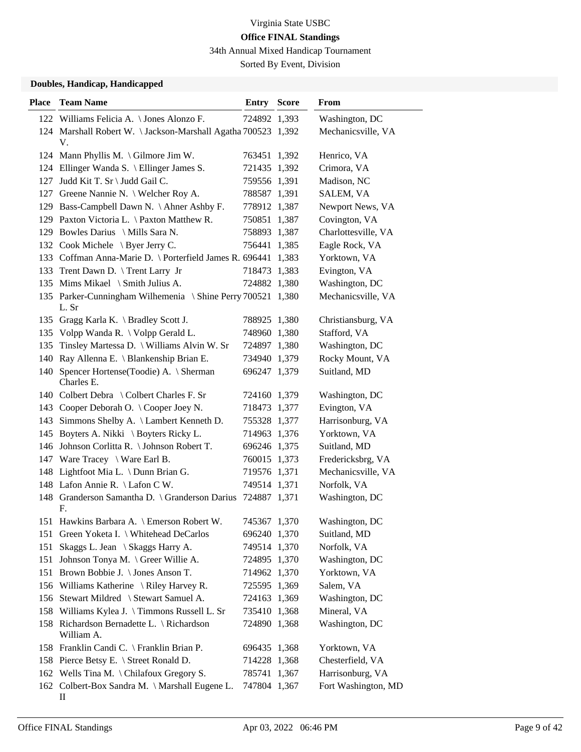Virginia State USBC

**Office FINAL Standings**

34th Annual Mixed Handicap Tournament

Sorted By Event, Division

**Doubles, Handicap, Handicapped**

| Place | Team Name | Entry | Score | From |
|---|---|---|---|---|
| 122 | Williams Felicia A. \ Jones Alonzo F. | 724892 | 1,393 | Washington, DC |
| 124 | Marshall Robert W. \ Jackson-Marshall Agatha V. | 700523 | 1,392 | Mechanicsville, VA |
| 124 | Mann Phyllis M. \ Gilmore Jim W. | 763451 | 1,392 | Henrico, VA |
| 124 | Ellinger Wanda S. \ Ellinger James S. | 721435 | 1,392 | Crimora, VA |
| 127 | Judd Kit T. Sr \ Judd Gail C. | 759556 | 1,391 | Madison, NC |
| 127 | Greene Nannie N. \ Welcher Roy A. | 788587 | 1,391 | SALEM, VA |
| 129 | Bass-Campbell Dawn N. \ Ahner Ashby F. | 778912 | 1,387 | Newport News, VA |
| 129 | Paxton Victoria L. \ Paxton Matthew R. | 750851 | 1,387 | Covington, VA |
| 129 | Bowles Darius \ Mills Sara N. | 758893 | 1,387 | Charlottesville, VA |
| 132 | Cook Michele \ Byer Jerry C. | 756441 | 1,385 | Eagle Rock, VA |
| 133 | Coffman Anna-Marie D. \ Porterfield James R. | 696441 | 1,383 | Yorktown, VA |
| 133 | Trent Dawn D. \ Trent Larry Jr | 718473 | 1,383 | Evington, VA |
| 135 | Mims Mikael \ Smith Julius A. | 724882 | 1,380 | Washington, DC |
| 135 | Parker-Cunningham Wilhemenia \ Shine Perry L. Sr | 700521 | 1,380 | Mechanicsville, VA |
| 135 | Gragg Karla K. \ Bradley Scott J. | 788925 | 1,380 | Christiansburg, VA |
| 135 | Volpp Wanda R. \ Volpp Gerald L. | 748960 | 1,380 | Stafford, VA |
| 135 | Tinsley Martessa D. \ Williams Alvin W. Sr | 724897 | 1,380 | Washington, DC |
| 140 | Ray Allenna E. \ Blankenship Brian E. | 734940 | 1,379 | Rocky Mount, VA |
| 140 | Spencer Hortense(Toodie) A. \ Sherman Charles E. | 696247 | 1,379 | Suitland, MD |
| 140 | Colbert Debra \ Colbert Charles F. Sr | 724160 | 1,379 | Washington, DC |
| 143 | Cooper Deborah O. \ Cooper Joey N. | 718473 | 1,377 | Evington, VA |
| 143 | Simmons Shelby A. \ Lambert Kenneth D. | 755328 | 1,377 | Harrisonburg, VA |
| 145 | Boyters A. Nikki \ Boyters Ricky L. | 714963 | 1,376 | Yorktown, VA |
| 146 | Johnson Corlitta R. \ Johnson Robert T. | 696246 | 1,375 | Suitland, MD |
| 147 | Ware Tracey \ Ware Earl B. | 760015 | 1,373 | Fredericksbrg, VA |
| 148 | Lightfoot Mia L. \ Dunn Brian G. | 719576 | 1,371 | Mechanicsville, VA |
| 148 | Lafon Annie R. \ Lafon C W. | 749514 | 1,371 | Norfolk, VA |
| 148 | Granderson Samantha D. \ Granderson Darius F. | 724887 | 1,371 | Washington, DC |
| 151 | Hawkins Barbara A. \ Emerson Robert W. | 745367 | 1,370 | Washington, DC |
| 151 | Green Yoketa I. \ Whitehead DeCarlos | 696240 | 1,370 | Suitland, MD |
| 151 | Skaggs L. Jean \ Skaggs Harry A. | 749514 | 1,370 | Norfolk, VA |
| 151 | Johnson Tonya M. \ Greer Willie A. | 724895 | 1,370 | Washington, DC |
| 151 | Brown Bobbie J. \ Jones Anson T. | 714962 | 1,370 | Yorktown, VA |
| 156 | Williams Katherine \ Riley Harvey R. | 725595 | 1,369 | Salem, VA |
| 156 | Stewart Mildred \ Stewart Samuel A. | 724163 | 1,369 | Washington, DC |
| 158 | Williams Kylea J. \ Timmons Russell L. Sr | 735410 | 1,368 | Mineral, VA |
| 158 | Richardson Bernadette L. \ Richardson William A. | 724890 | 1,368 | Washington, DC |
| 158 | Franklin Candi C. \ Franklin Brian P. | 696435 | 1,368 | Yorktown, VA |
| 158 | Pierce Betsy E. \ Street Ronald D. | 714228 | 1,368 | Chesterfield, VA |
| 162 | Wells Tina M. \ Chilafoux Gregory S. | 785741 | 1,367 | Harrisonburg, VA |
| 162 | Colbert-Box Sandra M. \ Marshall Eugene L. II | 747804 | 1,367 | Fort Washington, MD |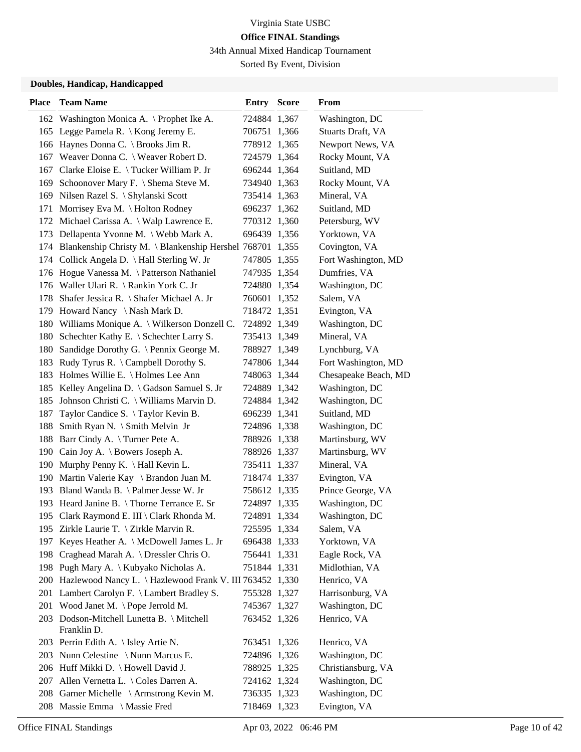Virginia State USBC

**Office FINAL Standings**

34th Annual Mixed Handicap Tournament

Sorted By Event, Division

### Doubles, Handicap, Handicapped

| Place | Team Name | Entry | Score | From |
|---|---|---|---|---|
| 162 | Washington Monica A. \ Prophet Ike A. | 724884 | 1,367 | Washington, DC |
| 165 | Legge Pamela R. \ Kong Jeremy E. | 706751 | 1,366 | Stuarts Draft, VA |
| 166 | Haynes Donna C. \ Brooks Jim R. | 778912 | 1,365 | Newport News, VA |
| 167 | Weaver Donna C. \ Weaver Robert D. | 724579 | 1,364 | Rocky Mount, VA |
| 167 | Clarke Eloise E. \ Tucker William P. Jr | 696244 | 1,364 | Suitland, MD |
| 169 | Schoonover Mary F. \ Shema Steve M. | 734940 | 1,363 | Rocky Mount, VA |
| 169 | Nilsen Razel S. \ Shylanski Scott | 735414 | 1,363 | Mineral, VA |
| 171 | Morrisey Eva M. \ Holton Rodney | 696237 | 1,362 | Suitland, MD |
| 172 | Michael Carissa A. \ Walp Lawrence E. | 770312 | 1,360 | Petersburg, WV |
| 173 | Dellapenta Yvonne M. \ Webb Mark A. | 696439 | 1,356 | Yorktown, VA |
| 174 | Blankenship Christy M. \ Blankenship Hershel | 768701 | 1,355 | Covington, VA |
| 174 | Collick Angela D. \ Hall Sterling W. Jr | 747805 | 1,355 | Fort Washington, MD |
| 176 | Hogue Vanessa M. \ Patterson Nathaniel | 747935 | 1,354 | Dumfries, VA |
| 176 | Waller Ulari R. \ Rankin York C. Jr | 724880 | 1,354 | Washington, DC |
| 178 | Shafer Jessica R. \ Shafer Michael A. Jr | 760601 | 1,352 | Salem, VA |
| 179 | Howard Nancy \ Nash Mark D. | 718472 | 1,351 | Evington, VA |
| 180 | Williams Monique A. \ Wilkerson Donzell C. | 724892 | 1,349 | Washington, DC |
| 180 | Schechter Kathy E. \ Schechter Larry S. | 735413 | 1,349 | Mineral, VA |
| 180 | Sandidge Dorothy G. \ Pennix George M. | 788927 | 1,349 | Lynchburg, VA |
| 183 | Rudy Tyrus R. \ Campbell Dorothy S. | 747806 | 1,344 | Fort Washington, MD |
| 183 | Holmes Willie E. \ Holmes Lee Ann | 748063 | 1,344 | Chesapeake Beach, MD |
| 185 | Kelley Angelina D. \ Gadson Samuel S. Jr | 724889 | 1,342 | Washington, DC |
| 185 | Johnson Christi C. \ Williams Marvin D. | 724884 | 1,342 | Washington, DC |
| 187 | Taylor Candice S. \ Taylor Kevin B. | 696239 | 1,341 | Suitland, MD |
| 188 | Smith Ryan N. \ Smith Melvin Jr | 724896 | 1,338 | Washington, DC |
| 188 | Barr Cindy A. \ Turner Pete A. | 788926 | 1,338 | Martinsburg, WV |
| 190 | Cain Joy A. \ Bowers Joseph A. | 788926 | 1,337 | Martinsburg, WV |
| 190 | Murphy Penny K. \ Hall Kevin L. | 735411 | 1,337 | Mineral, VA |
| 190 | Martin Valerie Kay \ Brandon Juan M. | 718474 | 1,337 | Evington, VA |
| 193 | Bland Wanda B. \ Palmer Jesse W. Jr | 758612 | 1,335 | Prince George, VA |
| 193 | Heard Janine B. \ Thorne Terrance E. Sr | 724897 | 1,335 | Washington, DC |
| 195 | Clark Raymond E. III \ Clark Rhonda M. | 724891 | 1,334 | Washington, DC |
| 195 | Zirkle Laurie T. \ Zirkle Marvin R. | 725595 | 1,334 | Salem, VA |
| 197 | Keyes Heather A. \ McDowell James L. Jr | 696438 | 1,333 | Yorktown, VA |
| 198 | Craghead Marah A. \ Dressler Chris O. | 756441 | 1,331 | Eagle Rock, VA |
| 198 | Pugh Mary A. \ Kubyako Nicholas A. | 751844 | 1,331 | Midlothian, VA |
| 200 | Hazlewood Nancy L. \ Hazlewood Frank V. III | 763452 | 1,330 | Henrico, VA |
| 201 | Lambert Carolyn F. \ Lambert Bradley S. | 755328 | 1,327 | Harrisonburg, VA |
| 201 | Wood Janet M. \ Pope Jerrold M. | 745367 | 1,327 | Washington, DC |
| 203 | Dodson-Mitchell Lunetta B. \ Mitchell Franklin D. | 763452 | 1,326 | Henrico, VA |
| 203 | Perrin Edith A. \ Isley Artie N. | 763451 | 1,326 | Henrico, VA |
| 203 | Nunn Celestine \ Nunn Marcus E. | 724896 | 1,326 | Washington, DC |
| 206 | Huff Mikki D. \ Howell David J. | 788925 | 1,325 | Christiansburg, VA |
| 207 | Allen Vernetta L. \ Coles Darren A. | 724162 | 1,324 | Washington, DC |
| 208 | Garner Michelle \ Armstrong Kevin M. | 736335 | 1,323 | Washington, DC |
| 208 | Massie Emma \ Massie Fred | 718469 | 1,323 | Evington, VA |

Office FINAL Standings — Apr 03, 2022 06:46 PM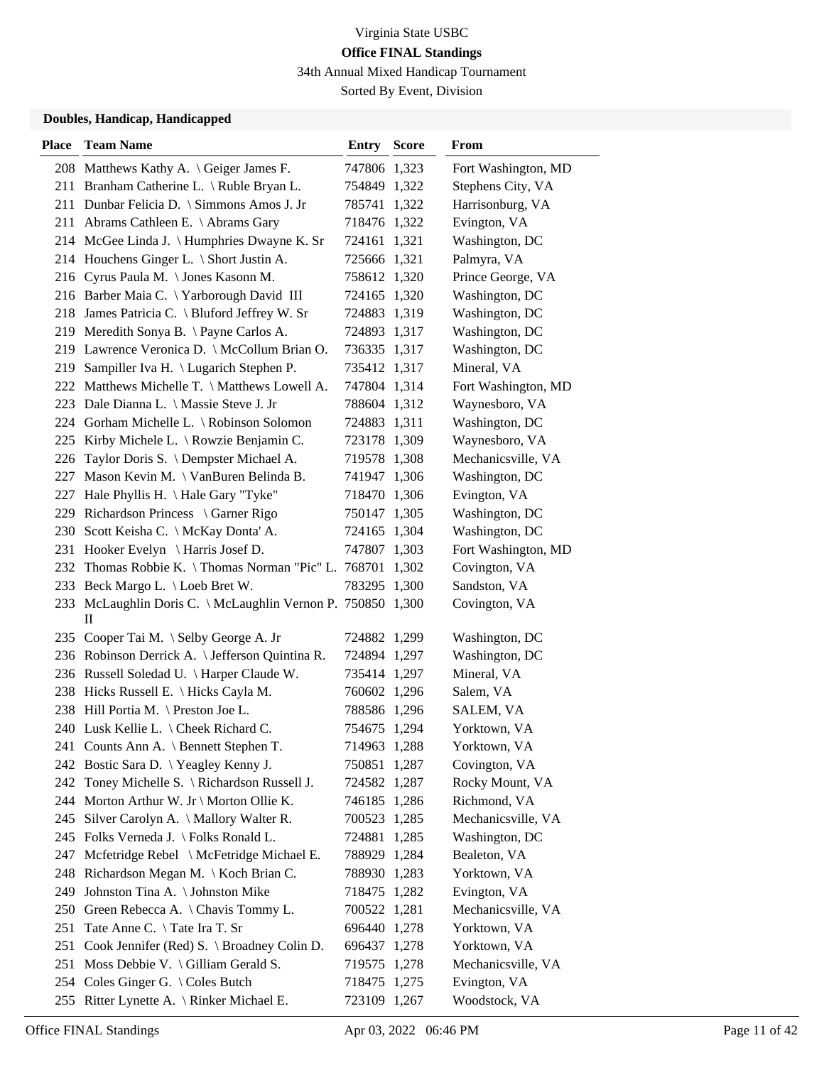Virginia State USBC

**Office FINAL Standings**

34th Annual Mixed Handicap Tournament

Sorted By Event, Division

### Doubles, Handicap, Handicapped

| Place | Team Name | Entry | Score | From |
|---|---|---|---|---|
| 208 | Matthews Kathy A. \ Geiger James F. | 747806 | 1,323 | Fort Washington, MD |
| 211 | Branham Catherine L. \ Ruble Bryan L. | 754849 | 1,322 | Stephens City, VA |
| 211 | Dunbar Felicia D. \ Simmons Amos J. Jr | 785741 | 1,322 | Harrisonburg, VA |
| 211 | Abrams Cathleen E. \ Abrams Gary | 718476 | 1,322 | Evington, VA |
| 214 | McGee Linda J. \ Humphries Dwayne K. Sr | 724161 | 1,321 | Washington, DC |
| 214 | Houchens Ginger L. \ Short Justin A. | 725666 | 1,321 | Palmyra, VA |
| 216 | Cyrus Paula M. \ Jones Kasonn M. | 758612 | 1,320 | Prince George, VA |
| 216 | Barber Maia C. \ Yarborough David III | 724165 | 1,320 | Washington, DC |
| 218 | James Patricia C. \ Bluford Jeffrey W. Sr | 724883 | 1,319 | Washington, DC |
| 219 | Meredith Sonya B. \ Payne Carlos A. | 724893 | 1,317 | Washington, DC |
| 219 | Lawrence Veronica D. \ McCollum Brian O. | 736335 | 1,317 | Washington, DC |
| 219 | Sampiller Iva H. \ Lugarich Stephen P. | 735412 | 1,317 | Mineral, VA |
| 222 | Matthews Michelle T. \ Matthews Lowell A. | 747804 | 1,314 | Fort Washington, MD |
| 223 | Dale Dianna L. \ Massie Steve J. Jr | 788604 | 1,312 | Waynesboro, VA |
| 224 | Gorham Michelle L. \ Robinson Solomon | 724883 | 1,311 | Washington, DC |
| 225 | Kirby Michele L. \ Rowzie Benjamin C. | 723178 | 1,309 | Waynesboro, VA |
| 226 | Taylor Doris S. \ Dempster Michael A. | 719578 | 1,308 | Mechanicsville, VA |
| 227 | Mason Kevin M. \ VanBuren Belinda B. | 741947 | 1,306 | Washington, DC |
| 227 | Hale Phyllis H. \ Hale Gary "Tyke" | 718470 | 1,306 | Evington, VA |
| 229 | Richardson Princess \ Garner Rigo | 750147 | 1,305 | Washington, DC |
| 230 | Scott Keisha C. \ McKay Donta' A. | 724165 | 1,304 | Washington, DC |
| 231 | Hooker Evelyn \ Harris Josef D. | 747807 | 1,303 | Fort Washington, MD |
| 232 | Thomas Robbie K. \ Thomas Norman "Pic" L. | 768701 | 1,302 | Covington, VA |
| 233 | Beck Margo L. \ Loeb Bret W. | 783295 | 1,300 | Sandston, VA |
| 233 | McLaughlin Doris C. \ McLaughlin Vernon P. II | 750850 | 1,300 | Covington, VA |
| 235 | Cooper Tai M. \ Selby George A. Jr | 724882 | 1,299 | Washington, DC |
| 236 | Robinson Derrick A. \ Jefferson Quintina R. | 724894 | 1,297 | Washington, DC |
| 236 | Russell Soledad U. \ Harper Claude W. | 735414 | 1,297 | Mineral, VA |
| 238 | Hicks Russell E. \ Hicks Cayla M. | 760602 | 1,296 | Salem, VA |
| 238 | Hill Portia M. \ Preston Joe L. | 788586 | 1,296 | SALEM, VA |
| 240 | Lusk Kellie L. \ Cheek Richard C. | 754675 | 1,294 | Yorktown, VA |
| 241 | Counts Ann A. \ Bennett Stephen T. | 714963 | 1,288 | Yorktown, VA |
| 242 | Bostic Sara D. \ Yeagley Kenny J. | 750851 | 1,287 | Covington, VA |
| 242 | Toney Michelle S. \ Richardson Russell J. | 724582 | 1,287 | Rocky Mount, VA |
| 244 | Morton Arthur W. Jr \ Morton Ollie K. | 746185 | 1,286 | Richmond, VA |
| 245 | Silver Carolyn A. \ Mallory Walter R. | 700523 | 1,285 | Mechanicsville, VA |
| 245 | Folks Verneda J. \ Folks Ronald L. | 724881 | 1,285 | Washington, DC |
| 247 | Mcfetridge Rebel \ McFetridge Michael E. | 788929 | 1,284 | Bealeton, VA |
| 248 | Richardson Megan M. \ Koch Brian C. | 788930 | 1,283 | Yorktown, VA |
| 249 | Johnston Tina A. \ Johnston Mike | 718475 | 1,282 | Evington, VA |
| 250 | Green Rebecca A. \ Chavis Tommy L. | 700522 | 1,281 | Mechanicsville, VA |
| 251 | Tate Anne C. \ Tate Ira T. Sr | 696440 | 1,278 | Yorktown, VA |
| 251 | Cook Jennifer (Red) S. \ Broadney Colin D. | 696437 | 1,278 | Yorktown, VA |
| 251 | Moss Debbie V. \ Gilliam Gerald S. | 719575 | 1,278 | Mechanicsville, VA |
| 254 | Coles Ginger G. \ Coles Butch | 718475 | 1,275 | Evington, VA |
| 255 | Ritter Lynette A. \ Rinker Michael E. | 723109 | 1,267 | Woodstock, VA |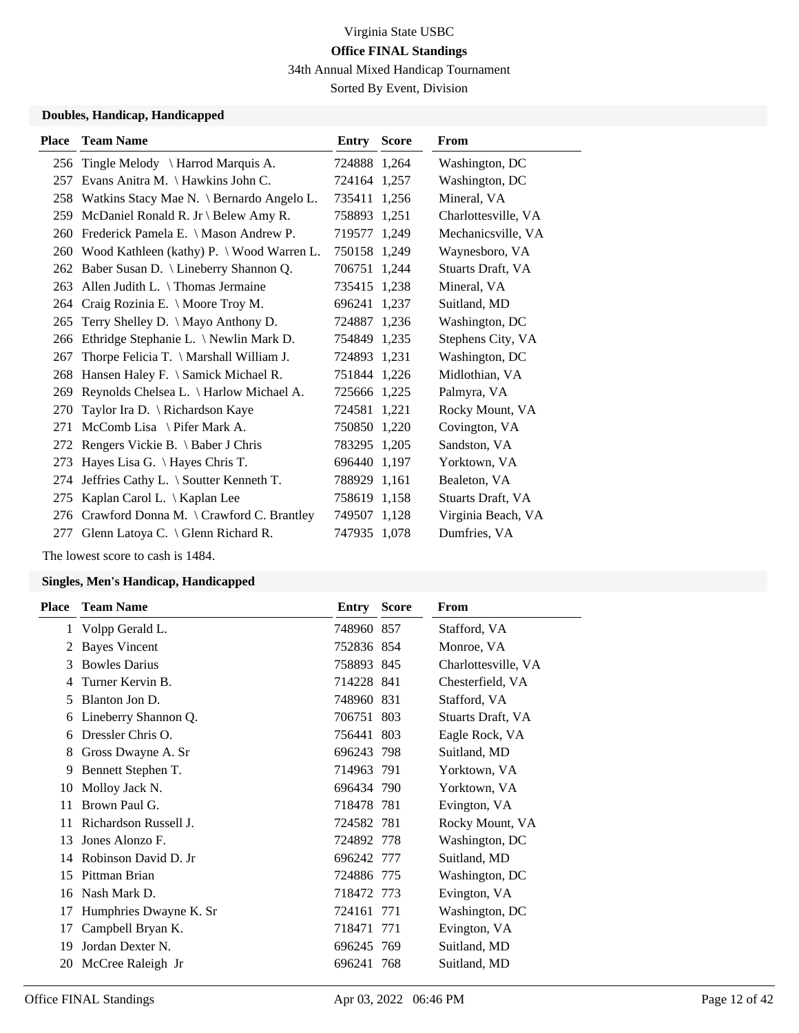Virginia State USBC

**Office FINAL Standings**

34th Annual Mixed Handicap Tournament

Sorted By Event, Division

### Doubles, Handicap, Handicapped

| Place | Team Name | Entry | Score | From |
|---|---|---|---|---|
| 256 | Tingle Melody \ Harrod Marquis A. | 724888 | 1,264 | Washington, DC |
| 257 | Evans Anitra M. \ Hawkins John C. | 724164 | 1,257 | Washington, DC |
| 258 | Watkins Stacy Mae N. \ Bernardo Angelo L. | 735411 | 1,256 | Mineral, VA |
| 259 | McDaniel Ronald R. Jr \ Belew Amy R. | 758893 | 1,251 | Charlottesville, VA |
| 260 | Frederick Pamela E. \ Mason Andrew P. | 719577 | 1,249 | Mechanicsville, VA |
| 260 | Wood Kathleen (kathy) P. \ Wood Warren L. | 750158 | 1,249 | Waynesboro, VA |
| 262 | Baber Susan D. \ Lineberry Shannon Q. | 706751 | 1,244 | Stuarts Draft, VA |
| 263 | Allen Judith L. \ Thomas Jermaine | 735415 | 1,238 | Mineral, VA |
| 264 | Craig Rozinia E. \ Moore Troy M. | 696241 | 1,237 | Suitland, MD |
| 265 | Terry Shelley D. \ Mayo Anthony D. | 724887 | 1,236 | Washington, DC |
| 266 | Ethridge Stephanie L. \ Newlin Mark D. | 754849 | 1,235 | Stephens City, VA |
| 267 | Thorpe Felicia T. \ Marshall William J. | 724893 | 1,231 | Washington, DC |
| 268 | Hansen Haley F. \ Samick Michael R. | 751844 | 1,226 | Midlothian, VA |
| 269 | Reynolds Chelsea L. \ Harlow Michael A. | 725666 | 1,225 | Palmyra, VA |
| 270 | Taylor Ira D. \ Richardson Kaye | 724581 | 1,221 | Rocky Mount, VA |
| 271 | McComb Lisa \ Pifer Mark A. | 750850 | 1,220 | Covington, VA |
| 272 | Rengers Vickie B. \ Baber J Chris | 783295 | 1,205 | Sandston, VA |
| 273 | Hayes Lisa G. \ Hayes Chris T. | 696440 | 1,197 | Yorktown, VA |
| 274 | Jeffries Cathy L. \ Soutter Kenneth T. | 788929 | 1,161 | Bealeton, VA |
| 275 | Kaplan Carol L. \ Kaplan Lee | 758619 | 1,158 | Stuarts Draft, VA |
| 276 | Crawford Donna M. \ Crawford C. Brantley | 749507 | 1,128 | Virginia Beach, VA |
| 277 | Glenn Latoya C. \ Glenn Richard R. | 747935 | 1,078 | Dumfries, VA |

The lowest score to cash is 1484.

### Singles, Men's Handicap, Handicapped

| Place | Team Name | Entry | Score | From |
|---|---|---|---|---|
| 1 | Volpp Gerald L. | 748960 | 857 | Stafford, VA |
| 2 | Bayes Vincent | 752836 | 854 | Monroe, VA |
| 3 | Bowles Darius | 758893 | 845 | Charlottesville, VA |
| 4 | Turner Kervin B. | 714228 | 841 | Chesterfield, VA |
| 5 | Blanton Jon D. | 748960 | 831 | Stafford, VA |
| 6 | Lineberry Shannon Q. | 706751 | 803 | Stuarts Draft, VA |
| 6 | Dressler Chris O. | 756441 | 803 | Eagle Rock, VA |
| 8 | Gross Dwayne A. Sr | 696243 | 798 | Suitland, MD |
| 9 | Bennett Stephen T. | 714963 | 791 | Yorktown, VA |
| 10 | Molloy Jack N. | 696434 | 790 | Yorktown, VA |
| 11 | Brown Paul G. | 718478 | 781 | Evington, VA |
| 11 | Richardson Russell J. | 724582 | 781 | Rocky Mount, VA |
| 13 | Jones Alonzo F. | 724892 | 778 | Washington, DC |
| 14 | Robinson David D. Jr | 696242 | 777 | Suitland, MD |
| 15 | Pittman Brian | 724886 | 775 | Washington, DC |
| 16 | Nash Mark D. | 718472 | 773 | Evington, VA |
| 17 | Humphries Dwayne K. Sr | 724161 | 771 | Washington, DC |
| 17 | Campbell Bryan K. | 718471 | 771 | Evington, VA |
| 19 | Jordan Dexter N. | 696245 | 769 | Suitland, MD |
| 20 | McCree Raleigh Jr | 696241 | 768 | Suitland, MD |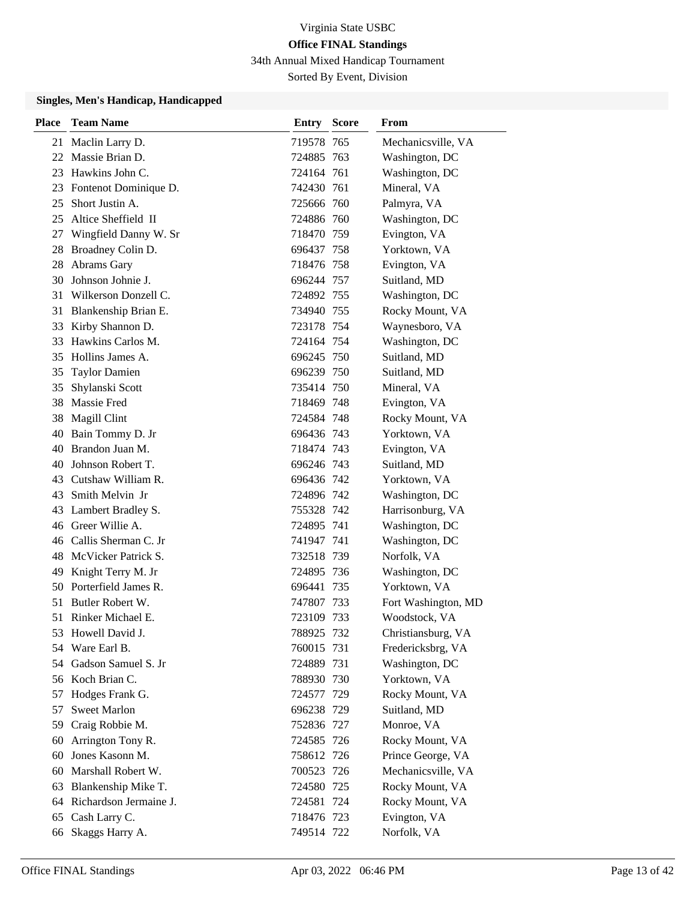Virginia State USBC

**Office FINAL Standings**

34th Annual Mixed Handicap Tournament

Sorted By Event, Division

### Singles, Men's Handicap, Handicapped

| Place | Team Name | Entry | Score | From |
|---|---|---|---|---|
| 21 | Maclin Larry D. | 719578 | 765 | Mechanicsville, VA |
| 22 | Massie Brian D. | 724885 | 763 | Washington, DC |
| 23 | Hawkins John C. | 724164 | 761 | Washington, DC |
| 23 | Fontenot Dominique D. | 742430 | 761 | Mineral, VA |
| 25 | Short Justin A. | 725666 | 760 | Palmyra, VA |
| 25 | Altice Sheffield II | 724886 | 760 | Washington, DC |
| 27 | Wingfield Danny W. Sr | 718470 | 759 | Evington, VA |
| 28 | Broadney Colin D. | 696437 | 758 | Yorktown, VA |
| 28 | Abrams Gary | 718476 | 758 | Evington, VA |
| 30 | Johnson Johnie J. | 696244 | 757 | Suitland, MD |
| 31 | Wilkerson Donzell C. | 724892 | 755 | Washington, DC |
| 31 | Blankenship Brian E. | 734940 | 755 | Rocky Mount, VA |
| 33 | Kirby Shannon D. | 723178 | 754 | Waynesboro, VA |
| 33 | Hawkins Carlos M. | 724164 | 754 | Washington, DC |
| 35 | Hollins James A. | 696245 | 750 | Suitland, MD |
| 35 | Taylor Damien | 696239 | 750 | Suitland, MD |
| 35 | Shylanski Scott | 735414 | 750 | Mineral, VA |
| 38 | Massie Fred | 718469 | 748 | Evington, VA |
| 38 | Magill Clint | 724584 | 748 | Rocky Mount, VA |
| 40 | Bain Tommy D. Jr | 696436 | 743 | Yorktown, VA |
| 40 | Brandon Juan M. | 718474 | 743 | Evington, VA |
| 40 | Johnson Robert T. | 696246 | 743 | Suitland, MD |
| 43 | Cutshaw William R. | 696436 | 742 | Yorktown, VA |
| 43 | Smith Melvin Jr | 724896 | 742 | Washington, DC |
| 43 | Lambert Bradley S. | 755328 | 742 | Harrisonburg, VA |
| 46 | Greer Willie A. | 724895 | 741 | Washington, DC |
| 46 | Callis Sherman C. Jr | 741947 | 741 | Washington, DC |
| 48 | McVicker Patrick S. | 732518 | 739 | Norfolk, VA |
| 49 | Knight Terry M. Jr | 724895 | 736 | Washington, DC |
| 50 | Porterfield James R. | 696441 | 735 | Yorktown, VA |
| 51 | Butler Robert W. | 747807 | 733 | Fort Washington, MD |
| 51 | Rinker Michael E. | 723109 | 733 | Woodstock, VA |
| 53 | Howell David J. | 788925 | 732 | Christiansburg, VA |
| 54 | Ware Earl B. | 760015 | 731 | Fredericksbrg, VA |
| 54 | Gadson Samuel S. Jr | 724889 | 731 | Washington, DC |
| 56 | Koch Brian C. | 788930 | 730 | Yorktown, VA |
| 57 | Hodges Frank G. | 724577 | 729 | Rocky Mount, VA |
| 57 | Sweet Marlon | 696238 | 729 | Suitland, MD |
| 59 | Craig Robbie M. | 752836 | 727 | Monroe, VA |
| 60 | Arrington Tony R. | 724585 | 726 | Rocky Mount, VA |
| 60 | Jones Kasonn M. | 758612 | 726 | Prince George, VA |
| 60 | Marshall Robert W. | 700523 | 726 | Mechanicsville, VA |
| 63 | Blankenship Mike T. | 724580 | 725 | Rocky Mount, VA |
| 64 | Richardson Jermaine J. | 724581 | 724 | Rocky Mount, VA |
| 65 | Cash Larry C. | 718476 | 723 | Evington, VA |
| 66 | Skaggs Harry A. | 749514 | 722 | Norfolk, VA |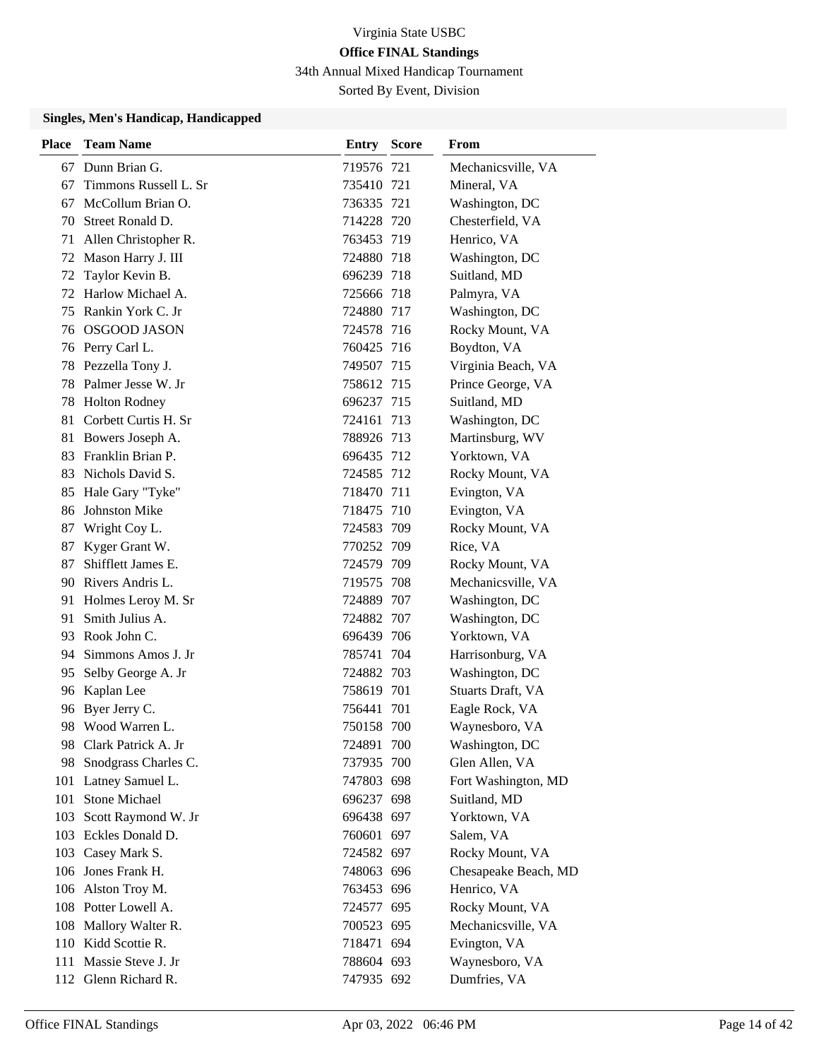Virginia State USBC

**Office FINAL Standings**

34th Annual Mixed Handicap Tournament

Sorted By Event, Division

### Singles, Men's Handicap, Handicapped

| Place | Team Name | Entry | Score | From |
|---|---|---|---|---|
| 67 | Dunn Brian G. | 719576 | 721 | Mechanicsville, VA |
| 67 | Timmons Russell L. Sr | 735410 | 721 | Mineral, VA |
| 67 | McCollum Brian O. | 736335 | 721 | Washington, DC |
| 70 | Street Ronald D. | 714228 | 720 | Chesterfield, VA |
| 71 | Allen Christopher R. | 763453 | 719 | Henrico, VA |
| 72 | Mason Harry J. III | 724880 | 718 | Washington, DC |
| 72 | Taylor Kevin B. | 696239 | 718 | Suitland, MD |
| 72 | Harlow Michael A. | 725666 | 718 | Palmyra, VA |
| 75 | Rankin York C. Jr | 724880 | 717 | Washington, DC |
| 76 | OSGOOD JASON | 724578 | 716 | Rocky Mount, VA |
| 76 | Perry Carl L. | 760425 | 716 | Boydton, VA |
| 78 | Pezzella Tony J. | 749507 | 715 | Virginia Beach, VA |
| 78 | Palmer Jesse W. Jr | 758612 | 715 | Prince George, VA |
| 78 | Holton Rodney | 696237 | 715 | Suitland, MD |
| 81 | Corbett Curtis H. Sr | 724161 | 713 | Washington, DC |
| 81 | Bowers Joseph A. | 788926 | 713 | Martinsburg, WV |
| 83 | Franklin Brian P. | 696435 | 712 | Yorktown, VA |
| 83 | Nichols David S. | 724585 | 712 | Rocky Mount, VA |
| 85 | Hale Gary "Tyke" | 718470 | 711 | Evington, VA |
| 86 | Johnston Mike | 718475 | 710 | Evington, VA |
| 87 | Wright Coy L. | 724583 | 709 | Rocky Mount, VA |
| 87 | Kyger Grant W. | 770252 | 709 | Rice, VA |
| 87 | Shifflett James E. | 724579 | 709 | Rocky Mount, VA |
| 90 | Rivers Andris L. | 719575 | 708 | Mechanicsville, VA |
| 91 | Holmes Leroy M. Sr | 724889 | 707 | Washington, DC |
| 91 | Smith Julius A. | 724882 | 707 | Washington, DC |
| 93 | Rook John C. | 696439 | 706 | Yorktown, VA |
| 94 | Simmons Amos J. Jr | 785741 | 704 | Harrisonburg, VA |
| 95 | Selby George A. Jr | 724882 | 703 | Washington, DC |
| 96 | Kaplan Lee | 758619 | 701 | Stuarts Draft, VA |
| 96 | Byer Jerry C. | 756441 | 701 | Eagle Rock, VA |
| 98 | Wood Warren L. | 750158 | 700 | Waynesboro, VA |
| 98 | Clark Patrick A. Jr | 724891 | 700 | Washington, DC |
| 98 | Snodgrass Charles C. | 737935 | 700 | Glen Allen, VA |
| 101 | Latney Samuel L. | 747803 | 698 | Fort Washington, MD |
| 101 | Stone Michael | 696237 | 698 | Suitland, MD |
| 103 | Scott Raymond W. Jr | 696438 | 697 | Yorktown, VA |
| 103 | Eckles Donald D. | 760601 | 697 | Salem, VA |
| 103 | Casey Mark S. | 724582 | 697 | Rocky Mount, VA |
| 106 | Jones Frank H. | 748063 | 696 | Chesapeake Beach, MD |
| 106 | Alston Troy M. | 763453 | 696 | Henrico, VA |
| 108 | Potter Lowell A. | 724577 | 695 | Rocky Mount, VA |
| 108 | Mallory Walter R. | 700523 | 695 | Mechanicsville, VA |
| 110 | Kidd Scottie R. | 718471 | 694 | Evington, VA |
| 111 | Massie Steve J. Jr | 788604 | 693 | Waynesboro, VA |
| 112 | Glenn Richard R. | 747935 | 692 | Dumfries, VA |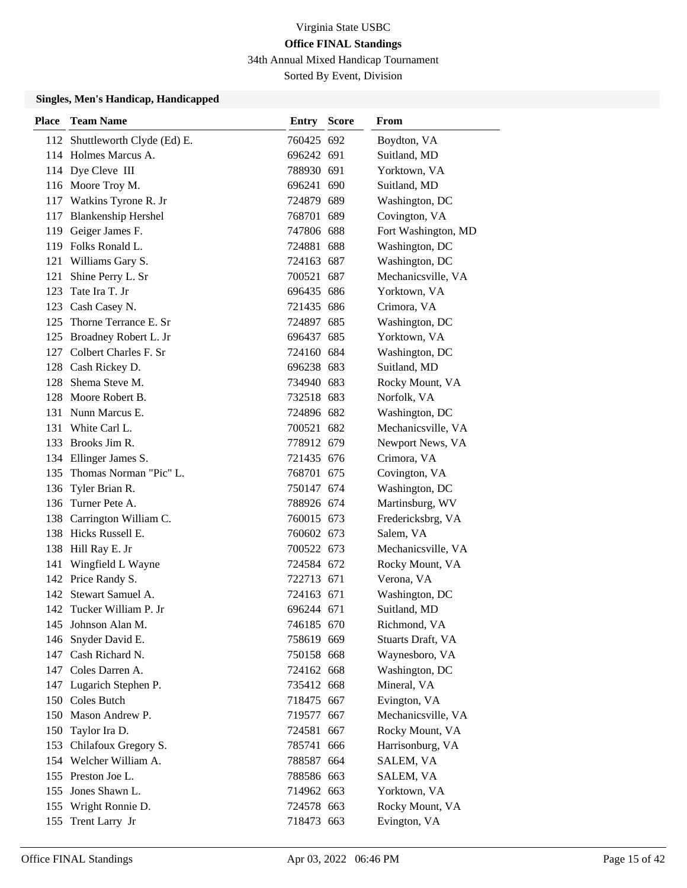Virginia State USBC

**Office FINAL Standings**

34th Annual Mixed Handicap Tournament

Sorted By Event, Division

### Singles, Men's Handicap, Handicapped

| Place | Team Name | Entry | Score | From |
|---|---|---|---|---|
| 112 | Shuttleworth Clyde (Ed) E. | 760425 | 692 | Boydton, VA |
| 114 | Holmes Marcus A. | 696242 | 691 | Suitland, MD |
| 114 | Dye Cleve III | 788930 | 691 | Yorktown, VA |
| 116 | Moore Troy M. | 696241 | 690 | Suitland, MD |
| 117 | Watkins Tyrone R. Jr | 724879 | 689 | Washington, DC |
| 117 | Blankenship Hershel | 768701 | 689 | Covington, VA |
| 119 | Geiger James F. | 747806 | 688 | Fort Washington, MD |
| 119 | Folks Ronald L. | 724881 | 688 | Washington, DC |
| 121 | Williams Gary S. | 724163 | 687 | Washington, DC |
| 121 | Shine Perry L. Sr | 700521 | 687 | Mechanicsville, VA |
| 123 | Tate Ira T. Jr | 696435 | 686 | Yorktown, VA |
| 123 | Cash Casey N. | 721435 | 686 | Crimora, VA |
| 125 | Thorne Terrance E. Sr | 724897 | 685 | Washington, DC |
| 125 | Broadney Robert L. Jr | 696437 | 685 | Yorktown, VA |
| 127 | Colbert Charles F. Sr | 724160 | 684 | Washington, DC |
| 128 | Cash Rickey D. | 696238 | 683 | Suitland, MD |
| 128 | Shema Steve M. | 734940 | 683 | Rocky Mount, VA |
| 128 | Moore Robert B. | 732518 | 683 | Norfolk, VA |
| 131 | Nunn Marcus E. | 724896 | 682 | Washington, DC |
| 131 | White Carl L. | 700521 | 682 | Mechanicsville, VA |
| 133 | Brooks Jim R. | 778912 | 679 | Newport News, VA |
| 134 | Ellinger James S. | 721435 | 676 | Crimora, VA |
| 135 | Thomas Norman "Pic" L. | 768701 | 675 | Covington, VA |
| 136 | Tyler Brian R. | 750147 | 674 | Washington, DC |
| 136 | Turner Pete A. | 788926 | 674 | Martinsburg, WV |
| 138 | Carrington William C. | 760015 | 673 | Fredericksbrg, VA |
| 138 | Hicks Russell E. | 760602 | 673 | Salem, VA |
| 138 | Hill Ray E. Jr | 700522 | 673 | Mechanicsville, VA |
| 141 | Wingfield L Wayne | 724584 | 672 | Rocky Mount, VA |
| 142 | Price Randy S. | 722713 | 671 | Verona, VA |
| 142 | Stewart Samuel A. | 724163 | 671 | Washington, DC |
| 142 | Tucker William P. Jr | 696244 | 671 | Suitland, MD |
| 145 | Johnson Alan M. | 746185 | 670 | Richmond, VA |
| 146 | Snyder David E. | 758619 | 669 | Stuarts Draft, VA |
| 147 | Cash Richard N. | 750158 | 668 | Waynesboro, VA |
| 147 | Coles Darren A. | 724162 | 668 | Washington, DC |
| 147 | Lugarich Stephen P. | 735412 | 668 | Mineral, VA |
| 150 | Coles Butch | 718475 | 667 | Evington, VA |
| 150 | Mason Andrew P. | 719577 | 667 | Mechanicsville, VA |
| 150 | Taylor Ira D. | 724581 | 667 | Rocky Mount, VA |
| 153 | Chilafoux Gregory S. | 785741 | 666 | Harrisonburg, VA |
| 154 | Welcher William A. | 788587 | 664 | SALEM, VA |
| 155 | Preston Joe L. | 788586 | 663 | SALEM, VA |
| 155 | Jones Shawn L. | 714962 | 663 | Yorktown, VA |
| 155 | Wright Ronnie D. | 724578 | 663 | Rocky Mount, VA |
| 155 | Trent Larry Jr | 718473 | 663 | Evington, VA |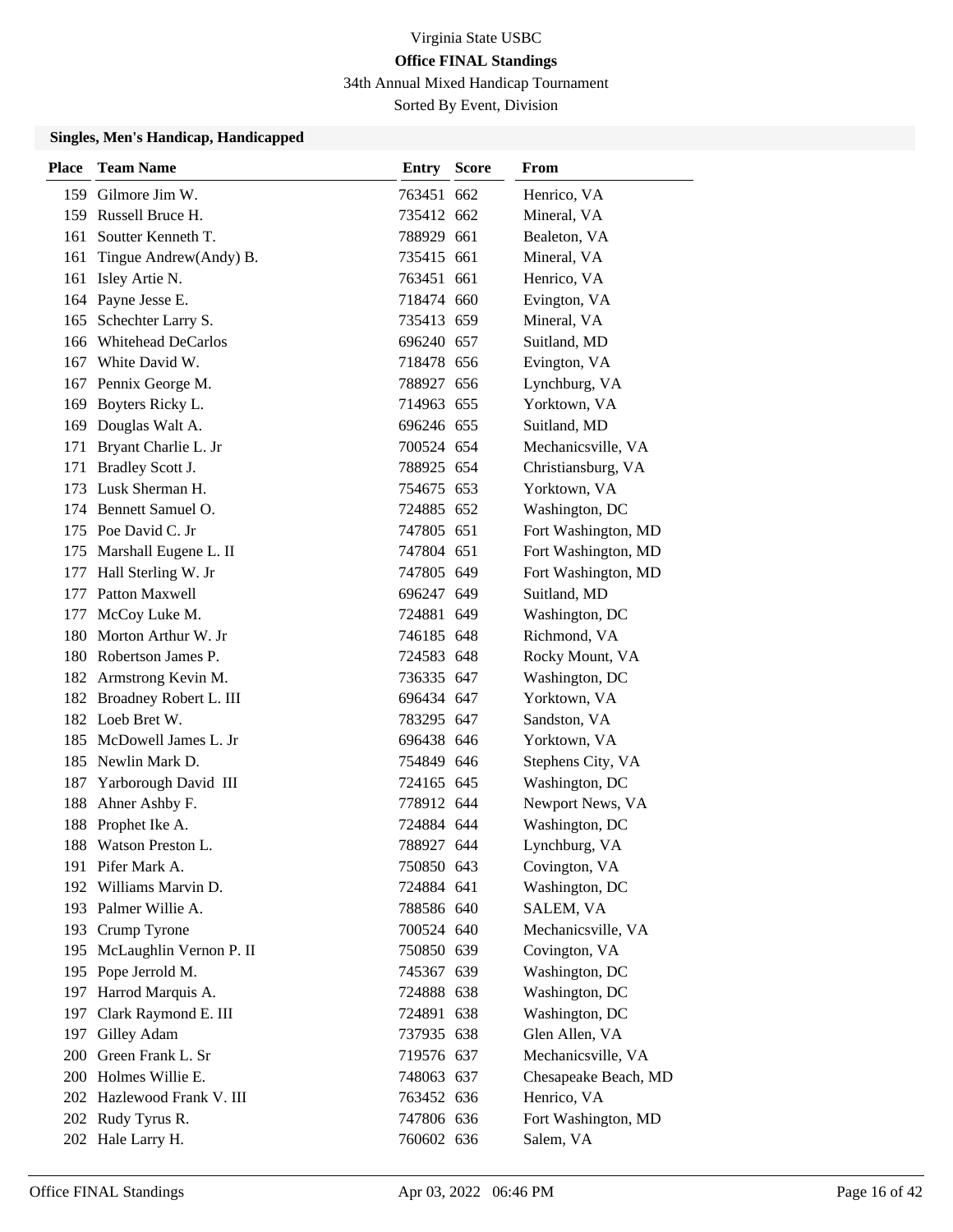Virginia State USBC

**Office FINAL Standings**

34th Annual Mixed Handicap Tournament

Sorted By Event, Division

### Singles, Men's Handicap, Handicapped

| Place | Team Name | Entry | Score | From |
|---|---|---|---|---|
| 159 | Gilmore Jim W. | 763451 | 662 | Henrico, VA |
| 159 | Russell Bruce H. | 735412 | 662 | Mineral, VA |
| 161 | Soutter Kenneth T. | 788929 | 661 | Bealeton, VA |
| 161 | Tingue Andrew(Andy) B. | 735415 | 661 | Mineral, VA |
| 161 | Isley Artie N. | 763451 | 661 | Henrico, VA |
| 164 | Payne Jesse E. | 718474 | 660 | Evington, VA |
| 165 | Schechter Larry S. | 735413 | 659 | Mineral, VA |
| 166 | Whitehead DeCarlos | 696240 | 657 | Suitland, MD |
| 167 | White David W. | 718478 | 656 | Evington, VA |
| 167 | Pennix George M. | 788927 | 656 | Lynchburg, VA |
| 169 | Boyters Ricky L. | 714963 | 655 | Yorktown, VA |
| 169 | Douglas Walt A. | 696246 | 655 | Suitland, MD |
| 171 | Bryant Charlie L. Jr | 700524 | 654 | Mechanicsville, VA |
| 171 | Bradley Scott J. | 788925 | 654 | Christiansburg, VA |
| 173 | Lusk Sherman H. | 754675 | 653 | Yorktown, VA |
| 174 | Bennett Samuel O. | 724885 | 652 | Washington, DC |
| 175 | Poe David C. Jr | 747805 | 651 | Fort Washington, MD |
| 175 | Marshall Eugene L. II | 747804 | 651 | Fort Washington, MD |
| 177 | Hall Sterling W. Jr | 747805 | 649 | Fort Washington, MD |
| 177 | Patton Maxwell | 696247 | 649 | Suitland, MD |
| 177 | McCoy Luke M. | 724881 | 649 | Washington, DC |
| 180 | Morton Arthur W. Jr | 746185 | 648 | Richmond, VA |
| 180 | Robertson James P. | 724583 | 648 | Rocky Mount, VA |
| 182 | Armstrong Kevin M. | 736335 | 647 | Washington, DC |
| 182 | Broadney Robert L. III | 696434 | 647 | Yorktown, VA |
| 182 | Loeb Bret W. | 783295 | 647 | Sandston, VA |
| 185 | McDowell James L. Jr | 696438 | 646 | Yorktown, VA |
| 185 | Newlin Mark D. | 754849 | 646 | Stephens City, VA |
| 187 | Yarborough David III | 724165 | 645 | Washington, DC |
| 188 | Ahner Ashby F. | 778912 | 644 | Newport News, VA |
| 188 | Prophet Ike A. | 724884 | 644 | Washington, DC |
| 188 | Watson Preston L. | 788927 | 644 | Lynchburg, VA |
| 191 | Pifer Mark A. | 750850 | 643 | Covington, VA |
| 192 | Williams Marvin D. | 724884 | 641 | Washington, DC |
| 193 | Palmer Willie A. | 788586 | 640 | SALEM, VA |
| 193 | Crump Tyrone | 700524 | 640 | Mechanicsville, VA |
| 195 | McLaughlin Vernon P. II | 750850 | 639 | Covington, VA |
| 195 | Pope Jerrold M. | 745367 | 639 | Washington, DC |
| 197 | Harrod Marquis A. | 724888 | 638 | Washington, DC |
| 197 | Clark Raymond E. III | 724891 | 638 | Washington, DC |
| 197 | Gilley Adam | 737935 | 638 | Glen Allen, VA |
| 200 | Green Frank L. Sr | 719576 | 637 | Mechanicsville, VA |
| 200 | Holmes Willie E. | 748063 | 637 | Chesapeake Beach, MD |
| 202 | Hazlewood Frank V. III | 763452 | 636 | Henrico, VA |
| 202 | Rudy Tyrus R. | 747806 | 636 | Fort Washington, MD |
| 202 | Hale Larry H. | 760602 | 636 | Salem, VA |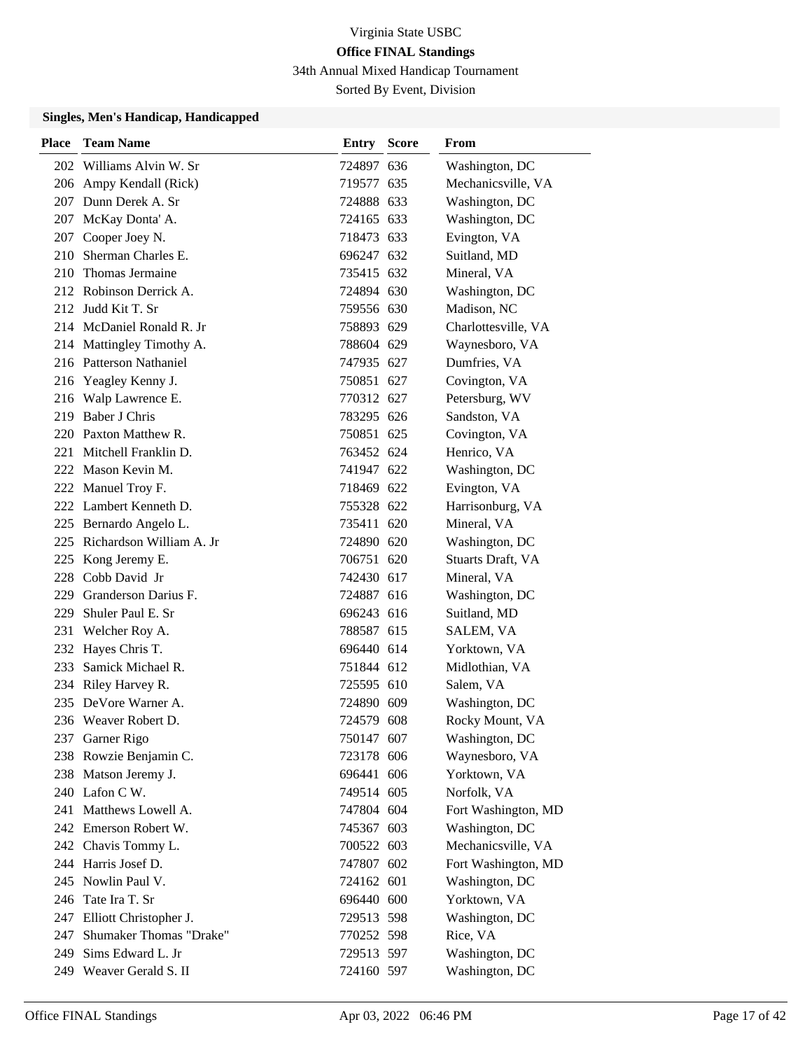Virginia State USBC

**Office FINAL Standings**

34th Annual Mixed Handicap Tournament

Sorted By Event, Division

### Singles, Men's Handicap, Handicapped

| Place | Team Name | Entry | Score | From |
|---|---|---|---|---|
| 202 | Williams Alvin W. Sr | 724897 | 636 | Washington, DC |
| 206 | Ampy Kendall (Rick) | 719577 | 635 | Mechanicsville, VA |
| 207 | Dunn Derek A. Sr | 724888 | 633 | Washington, DC |
| 207 | McKay Donta' A. | 724165 | 633 | Washington, DC |
| 207 | Cooper Joey N. | 718473 | 633 | Evington, VA |
| 210 | Sherman Charles E. | 696247 | 632 | Suitland, MD |
| 210 | Thomas Jermaine | 735415 | 632 | Mineral, VA |
| 212 | Robinson Derrick A. | 724894 | 630 | Washington, DC |
| 212 | Judd Kit T. Sr | 759556 | 630 | Madison, NC |
| 214 | McDaniel Ronald R. Jr | 758893 | 629 | Charlottesville, VA |
| 214 | Mattingley Timothy A. | 788604 | 629 | Waynesboro, VA |
| 216 | Patterson Nathaniel | 747935 | 627 | Dumfries, VA |
| 216 | Yeagley Kenny J. | 750851 | 627 | Covington, VA |
| 216 | Walp Lawrence E. | 770312 | 627 | Petersburg, WV |
| 219 | Baber J Chris | 783295 | 626 | Sandston, VA |
| 220 | Paxton Matthew R. | 750851 | 625 | Covington, VA |
| 221 | Mitchell Franklin D. | 763452 | 624 | Henrico, VA |
| 222 | Mason Kevin M. | 741947 | 622 | Washington, DC |
| 222 | Manuel Troy F. | 718469 | 622 | Evington, VA |
| 222 | Lambert Kenneth D. | 755328 | 622 | Harrisonburg, VA |
| 225 | Bernardo Angelo L. | 735411 | 620 | Mineral, VA |
| 225 | Richardson William A. Jr | 724890 | 620 | Washington, DC |
| 225 | Kong Jeremy E. | 706751 | 620 | Stuarts Draft, VA |
| 228 | Cobb David Jr | 742430 | 617 | Mineral, VA |
| 229 | Granderson Darius F. | 724887 | 616 | Washington, DC |
| 229 | Shuler Paul E. Sr | 696243 | 616 | Suitland, MD |
| 231 | Welcher Roy A. | 788587 | 615 | SALEM, VA |
| 232 | Hayes Chris T. | 696440 | 614 | Yorktown, VA |
| 233 | Samick Michael R. | 751844 | 612 | Midlothian, VA |
| 234 | Riley Harvey R. | 725595 | 610 | Salem, VA |
| 235 | DeVore Warner A. | 724890 | 609 | Washington, DC |
| 236 | Weaver Robert D. | 724579 | 608 | Rocky Mount, VA |
| 237 | Garner Rigo | 750147 | 607 | Washington, DC |
| 238 | Rowzie Benjamin C. | 723178 | 606 | Waynesboro, VA |
| 238 | Matson Jeremy J. | 696441 | 606 | Yorktown, VA |
| 240 | Lafon C W. | 749514 | 605 | Norfolk, VA |
| 241 | Matthews Lowell A. | 747804 | 604 | Fort Washington, MD |
| 242 | Emerson Robert W. | 745367 | 603 | Washington, DC |
| 242 | Chavis Tommy L. | 700522 | 603 | Mechanicsville, VA |
| 244 | Harris Josef D. | 747807 | 602 | Fort Washington, MD |
| 245 | Nowlin Paul V. | 724162 | 601 | Washington, DC |
| 246 | Tate Ira T. Sr | 696440 | 600 | Yorktown, VA |
| 247 | Elliott Christopher J. | 729513 | 598 | Washington, DC |
| 247 | Shumaker Thomas "Drake" | 770252 | 598 | Rice, VA |
| 249 | Sims Edward L. Jr | 729513 | 597 | Washington, DC |
| 249 | Weaver Gerald S. II | 724160 | 597 | Washington, DC |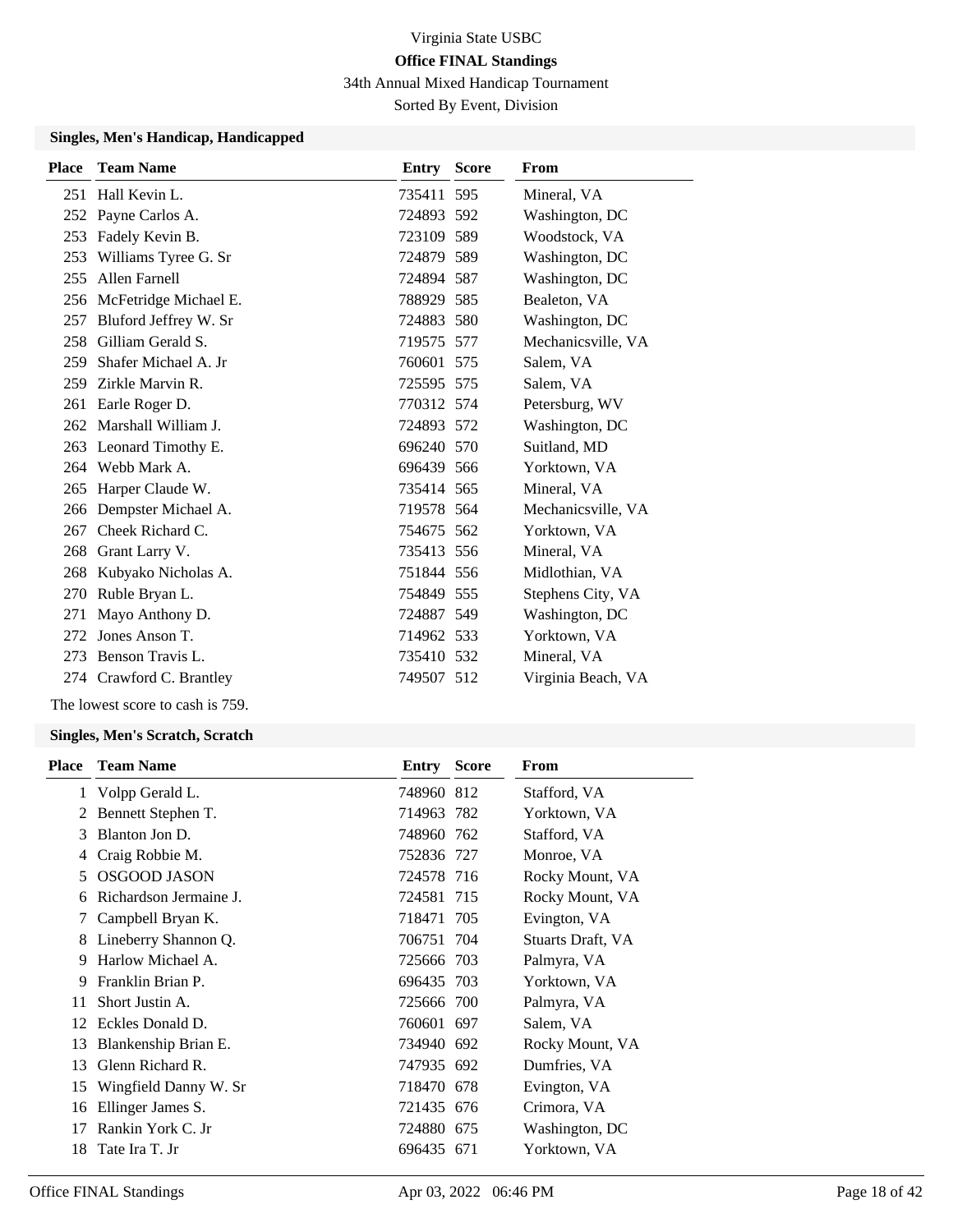# Virginia State USBC

**Office FINAL Standings**

34th Annual Mixed Handicap Tournament

Sorted By Event, Division

### Singles, Men's Handicap, Handicapped

| Place | Team Name | Entry | Score | From |
|---|---|---|---|---|
| 251 | Hall Kevin L. | 735411 | 595 | Mineral, VA |
| 252 | Payne Carlos A. | 724893 | 592 | Washington, DC |
| 253 | Fadely Kevin B. | 723109 | 589 | Woodstock, VA |
| 253 | Williams Tyree G. Sr | 724879 | 589 | Washington, DC |
| 255 | Allen Farnell | 724894 | 587 | Washington, DC |
| 256 | McFetridge Michael E. | 788929 | 585 | Bealeton, VA |
| 257 | Bluford Jeffrey W. Sr | 724883 | 580 | Washington, DC |
| 258 | Gilliam Gerald S. | 719575 | 577 | Mechanicsville, VA |
| 259 | Shafer Michael A. Jr | 760601 | 575 | Salem, VA |
| 259 | Zirkle Marvin R. | 725595 | 575 | Salem, VA |
| 261 | Earle Roger D. | 770312 | 574 | Petersburg, WV |
| 262 | Marshall William J. | 724893 | 572 | Washington, DC |
| 263 | Leonard Timothy E. | 696240 | 570 | Suitland, MD |
| 264 | Webb Mark A. | 696439 | 566 | Yorktown, VA |
| 265 | Harper Claude W. | 735414 | 565 | Mineral, VA |
| 266 | Dempster Michael A. | 719578 | 564 | Mechanicsville, VA |
| 267 | Cheek Richard C. | 754675 | 562 | Yorktown, VA |
| 268 | Grant Larry V. | 735413 | 556 | Mineral, VA |
| 268 | Kubyako Nicholas A. | 751844 | 556 | Midlothian, VA |
| 270 | Ruble Bryan L. | 754849 | 555 | Stephens City, VA |
| 271 | Mayo Anthony D. | 724887 | 549 | Washington, DC |
| 272 | Jones Anson T. | 714962 | 533 | Yorktown, VA |
| 273 | Benson Travis L. | 735410 | 532 | Mineral, VA |
| 274 | Crawford C. Brantley | 749507 | 512 | Virginia Beach, VA |

The lowest score to cash is 759.

### Singles, Men's Scratch, Scratch

| Place | Team Name | Entry | Score | From |
|---|---|---|---|---|
| 1 | Volpp Gerald L. | 748960 | 812 | Stafford, VA |
| 2 | Bennett Stephen T. | 714963 | 782 | Yorktown, VA |
| 3 | Blanton Jon D. | 748960 | 762 | Stafford, VA |
| 4 | Craig Robbie M. | 752836 | 727 | Monroe, VA |
| 5 | OSGOOD JASON | 724578 | 716 | Rocky Mount, VA |
| 6 | Richardson Jermaine J. | 724581 | 715 | Rocky Mount, VA |
| 7 | Campbell Bryan K. | 718471 | 705 | Evington, VA |
| 8 | Lineberry Shannon Q. | 706751 | 704 | Stuarts Draft, VA |
| 9 | Harlow Michael A. | 725666 | 703 | Palmyra, VA |
| 9 | Franklin Brian P. | 696435 | 703 | Yorktown, VA |
| 11 | Short Justin A. | 725666 | 700 | Palmyra, VA |
| 12 | Eckles Donald D. | 760601 | 697 | Salem, VA |
| 13 | Blankenship Brian E. | 734940 | 692 | Rocky Mount, VA |
| 13 | Glenn Richard R. | 747935 | 692 | Dumfries, VA |
| 15 | Wingfield Danny W. Sr | 718470 | 678 | Evington, VA |
| 16 | Ellinger James S. | 721435 | 676 | Crimora, VA |
| 17 | Rankin York C. Jr | 724880 | 675 | Washington, DC |
| 18 | Tate Ira T. Jr | 696435 | 671 | Yorktown, VA |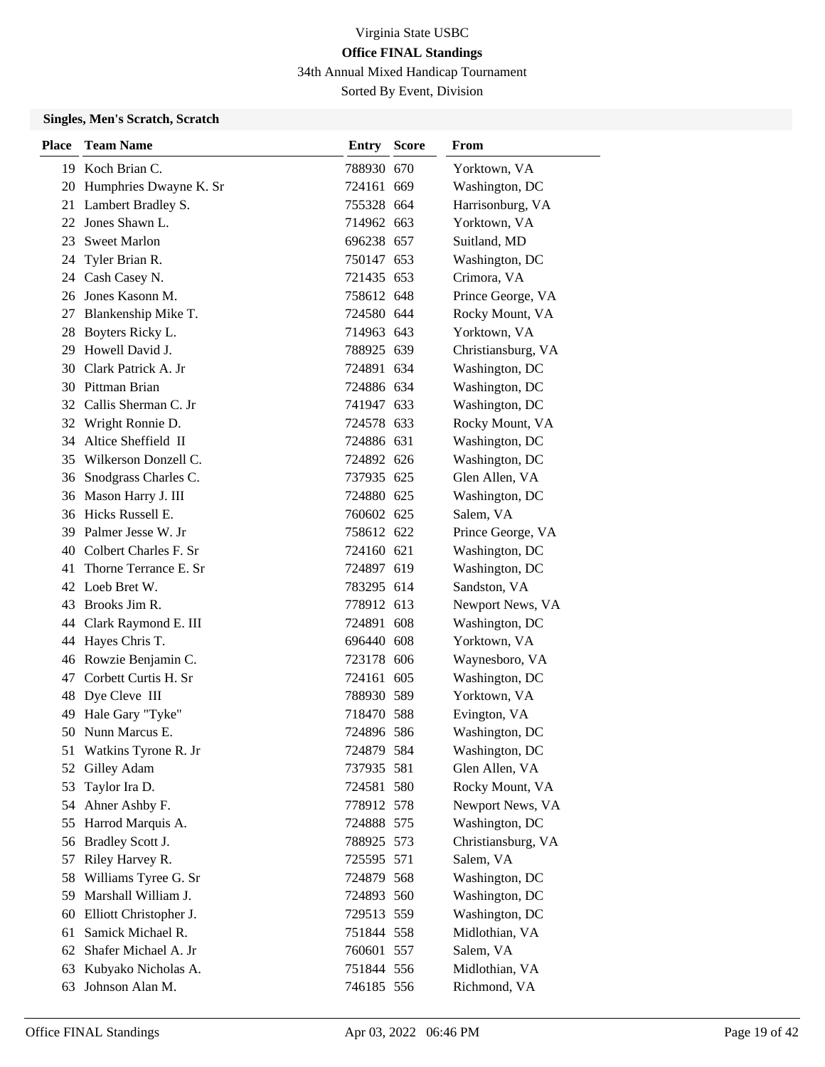Virginia State USBC

**Office FINAL Standings**

34th Annual Mixed Handicap Tournament

Sorted By Event, Division

### Singles, Men's Scratch, Scratch

| Place | Team Name | Entry | Score | From |
|---|---|---|---|---|
| 19 | Koch Brian C. | 788930 | 670 | Yorktown, VA |
| 20 | Humphries Dwayne K. Sr | 724161 | 669 | Washington, DC |
| 21 | Lambert Bradley S. | 755328 | 664 | Harrisonburg, VA |
| 22 | Jones Shawn L. | 714962 | 663 | Yorktown, VA |
| 23 | Sweet Marlon | 696238 | 657 | Suitland, MD |
| 24 | Tyler Brian R. | 750147 | 653 | Washington, DC |
| 24 | Cash Casey N. | 721435 | 653 | Crimora, VA |
| 26 | Jones Kasonn M. | 758612 | 648 | Prince George, VA |
| 27 | Blankenship Mike T. | 724580 | 644 | Rocky Mount, VA |
| 28 | Boyters Ricky L. | 714963 | 643 | Yorktown, VA |
| 29 | Howell David J. | 788925 | 639 | Christiansburg, VA |
| 30 | Clark Patrick A. Jr | 724891 | 634 | Washington, DC |
| 30 | Pittman Brian | 724886 | 634 | Washington, DC |
| 32 | Callis Sherman C. Jr | 741947 | 633 | Washington, DC |
| 32 | Wright Ronnie D. | 724578 | 633 | Rocky Mount, VA |
| 34 | Altice Sheffield II | 724886 | 631 | Washington, DC |
| 35 | Wilkerson Donzell C. | 724892 | 626 | Washington, DC |
| 36 | Snodgrass Charles C. | 737935 | 625 | Glen Allen, VA |
| 36 | Mason Harry J. III | 724880 | 625 | Washington, DC |
| 36 | Hicks Russell E. | 760602 | 625 | Salem, VA |
| 39 | Palmer Jesse W. Jr | 758612 | 622 | Prince George, VA |
| 40 | Colbert Charles F. Sr | 724160 | 621 | Washington, DC |
| 41 | Thorne Terrance E. Sr | 724897 | 619 | Washington, DC |
| 42 | Loeb Bret W. | 783295 | 614 | Sandston, VA |
| 43 | Brooks Jim R. | 778912 | 613 | Newport News, VA |
| 44 | Clark Raymond E. III | 724891 | 608 | Washington, DC |
| 44 | Hayes Chris T. | 696440 | 608 | Yorktown, VA |
| 46 | Rowzie Benjamin C. | 723178 | 606 | Waynesboro, VA |
| 47 | Corbett Curtis H. Sr | 724161 | 605 | Washington, DC |
| 48 | Dye Cleve III | 788930 | 589 | Yorktown, VA |
| 49 | Hale Gary "Tyke" | 718470 | 588 | Evington, VA |
| 50 | Nunn Marcus E. | 724896 | 586 | Washington, DC |
| 51 | Watkins Tyrone R. Jr | 724879 | 584 | Washington, DC |
| 52 | Gilley Adam | 737935 | 581 | Glen Allen, VA |
| 53 | Taylor Ira D. | 724581 | 580 | Rocky Mount, VA |
| 54 | Ahner Ashby F. | 778912 | 578 | Newport News, VA |
| 55 | Harrod Marquis A. | 724888 | 575 | Washington, DC |
| 56 | Bradley Scott J. | 788925 | 573 | Christiansburg, VA |
| 57 | Riley Harvey R. | 725595 | 571 | Salem, VA |
| 58 | Williams Tyree G. Sr | 724879 | 568 | Washington, DC |
| 59 | Marshall William J. | 724893 | 560 | Washington, DC |
| 60 | Elliott Christopher J. | 729513 | 559 | Washington, DC |
| 61 | Samick Michael R. | 751844 | 558 | Midlothian, VA |
| 62 | Shafer Michael A. Jr | 760601 | 557 | Salem, VA |
| 63 | Kubyako Nicholas A. | 751844 | 556 | Midlothian, VA |
| 63 | Johnson Alan M. | 746185 | 556 | Richmond, VA |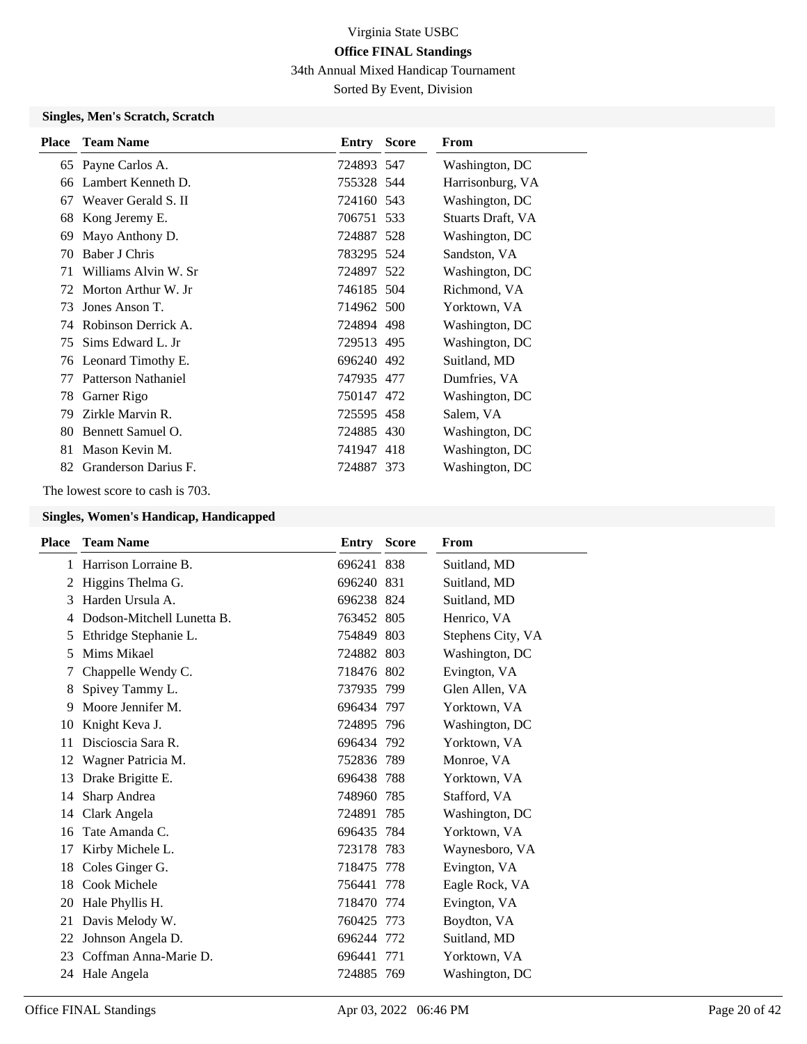# Virginia State USBC

## Office FINAL Standings

34th Annual Mixed Handicap Tournament

Sorted By Event, Division

### Singles, Men's Scratch, Scratch

| Place | Team Name | Entry | Score | From |
|---|---|---|---|---|
| 65 | Payne Carlos A. | 724893 | 547 | Washington, DC |
| 66 | Lambert Kenneth D. | 755328 | 544 | Harrisonburg, VA |
| 67 | Weaver Gerald S. II | 724160 | 543 | Washington, DC |
| 68 | Kong Jeremy E. | 706751 | 533 | Stuarts Draft, VA |
| 69 | Mayo Anthony D. | 724887 | 528 | Washington, DC |
| 70 | Baber J Chris | 783295 | 524 | Sandston, VA |
| 71 | Williams Alvin W. Sr | 724897 | 522 | Washington, DC |
| 72 | Morton Arthur W. Jr | 746185 | 504 | Richmond, VA |
| 73 | Jones Anson T. | 714962 | 500 | Yorktown, VA |
| 74 | Robinson Derrick A. | 724894 | 498 | Washington, DC |
| 75 | Sims Edward L. Jr | 729513 | 495 | Washington, DC |
| 76 | Leonard Timothy E. | 696240 | 492 | Suitland, MD |
| 77 | Patterson Nathaniel | 747935 | 477 | Dumfries, VA |
| 78 | Garner Rigo | 750147 | 472 | Washington, DC |
| 79 | Zirkle Marvin R. | 725595 | 458 | Salem, VA |
| 80 | Bennett Samuel O. | 724885 | 430 | Washington, DC |
| 81 | Mason Kevin M. | 741947 | 418 | Washington, DC |
| 82 | Granderson Darius F. | 724887 | 373 | Washington, DC |

The lowest score to cash is 703.

### Singles, Women's Handicap, Handicapped

| Place | Team Name | Entry | Score | From |
|---|---|---|---|---|
| 1 | Harrison Lorraine B. | 696241 | 838 | Suitland, MD |
| 2 | Higgins Thelma G. | 696240 | 831 | Suitland, MD |
| 3 | Harden Ursula A. | 696238 | 824 | Suitland, MD |
| 4 | Dodson-Mitchell Lunetta B. | 763452 | 805 | Henrico, VA |
| 5 | Ethridge Stephanie L. | 754849 | 803 | Stephens City, VA |
| 5 | Mims Mikael | 724882 | 803 | Washington, DC |
| 7 | Chappelle Wendy C. | 718476 | 802 | Evington, VA |
| 8 | Spivey Tammy L. | 737935 | 799 | Glen Allen, VA |
| 9 | Moore Jennifer M. | 696434 | 797 | Yorktown, VA |
| 10 | Knight Keva J. | 724895 | 796 | Washington, DC |
| 11 | Discioscia Sara R. | 696434 | 792 | Yorktown, VA |
| 12 | Wagner Patricia M. | 752836 | 789 | Monroe, VA |
| 13 | Drake Brigitte E. | 696438 | 788 | Yorktown, VA |
| 14 | Sharp Andrea | 748960 | 785 | Stafford, VA |
| 14 | Clark Angela | 724891 | 785 | Washington, DC |
| 16 | Tate Amanda C. | 696435 | 784 | Yorktown, VA |
| 17 | Kirby Michele L. | 723178 | 783 | Waynesboro, VA |
| 18 | Coles Ginger G. | 718475 | 778 | Evington, VA |
| 18 | Cook Michele | 756441 | 778 | Eagle Rock, VA |
| 20 | Hale Phyllis H. | 718470 | 774 | Evington, VA |
| 21 | Davis Melody W. | 760425 | 773 | Boydton, VA |
| 22 | Johnson Angela D. | 696244 | 772 | Suitland, MD |
| 23 | Coffman Anna-Marie D. | 696441 | 771 | Yorktown, VA |
| 24 | Hale Angela | 724885 | 769 | Washington, DC |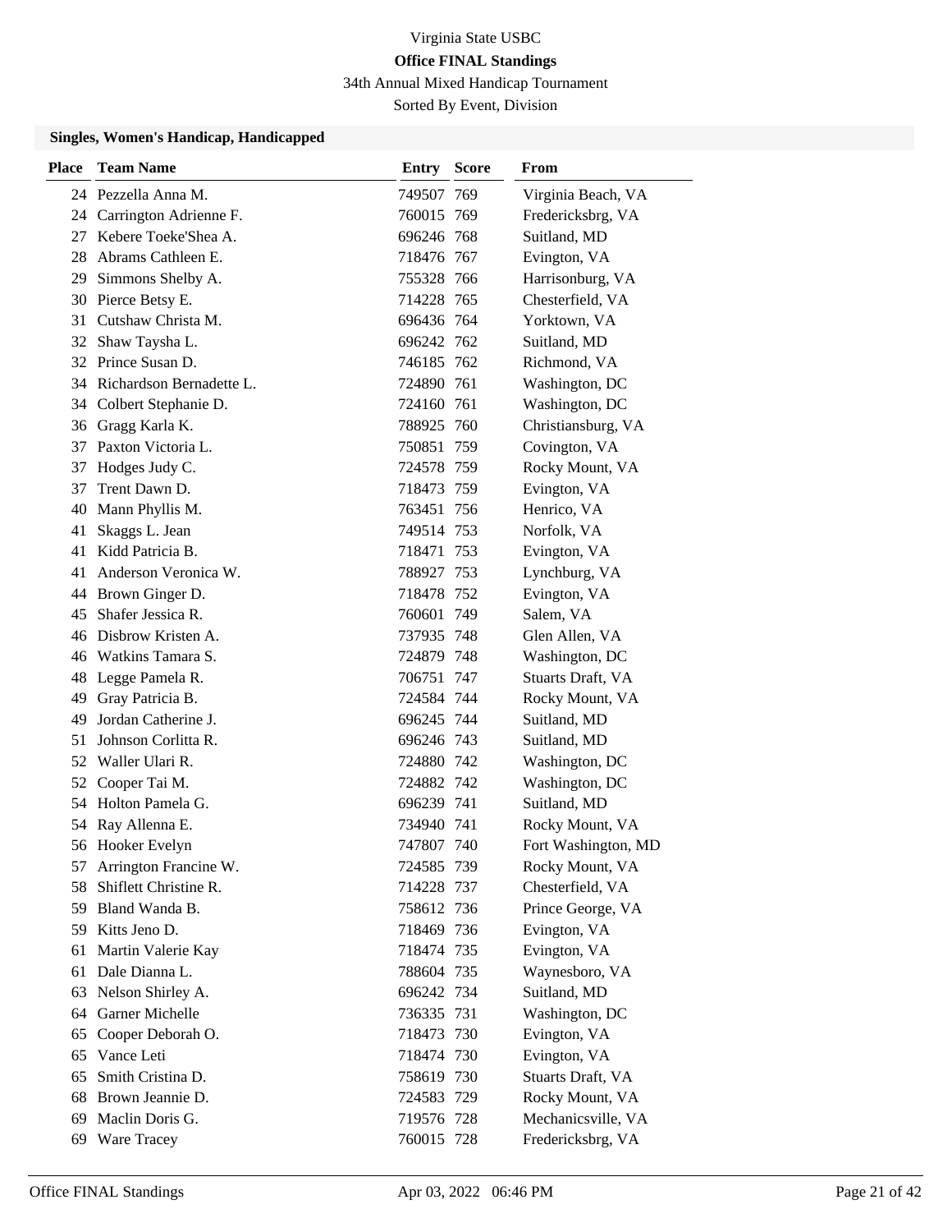# Virginia State USBC

**Office FINAL Standings**

34th Annual Mixed Handicap Tournament

Sorted By Event, Division

### Singles, Women's Handicap, Handicapped

| Place | Team Name | Entry | Score | From |
|---|---|---|---|---|
| 24 | Pezzella Anna M. | 749507 | 769 | Virginia Beach, VA |
| 24 | Carrington Adrienne F. | 760015 | 769 | Fredericksbrg, VA |
| 27 | Kebere Toeke'Shea A. | 696246 | 768 | Suitland, MD |
| 28 | Abrams Cathleen E. | 718476 | 767 | Evington, VA |
| 29 | Simmons Shelby A. | 755328 | 766 | Harrisonburg, VA |
| 30 | Pierce Betsy E. | 714228 | 765 | Chesterfield, VA |
| 31 | Cutshaw Christa M. | 696436 | 764 | Yorktown, VA |
| 32 | Shaw Taysha L. | 696242 | 762 | Suitland, MD |
| 32 | Prince Susan D. | 746185 | 762 | Richmond, VA |
| 34 | Richardson Bernadette L. | 724890 | 761 | Washington, DC |
| 34 | Colbert Stephanie D. | 724160 | 761 | Washington, DC |
| 36 | Gragg Karla K. | 788925 | 760 | Christiansburg, VA |
| 37 | Paxton Victoria L. | 750851 | 759 | Covington, VA |
| 37 | Hodges Judy C. | 724578 | 759 | Rocky Mount, VA |
| 37 | Trent Dawn D. | 718473 | 759 | Evington, VA |
| 40 | Mann Phyllis M. | 763451 | 756 | Henrico, VA |
| 41 | Skaggs L. Jean | 749514 | 753 | Norfolk, VA |
| 41 | Kidd Patricia B. | 718471 | 753 | Evington, VA |
| 41 | Anderson Veronica W. | 788927 | 753 | Lynchburg, VA |
| 44 | Brown Ginger D. | 718478 | 752 | Evington, VA |
| 45 | Shafer Jessica R. | 760601 | 749 | Salem, VA |
| 46 | Disbrow Kristen A. | 737935 | 748 | Glen Allen, VA |
| 46 | Watkins Tamara S. | 724879 | 748 | Washington, DC |
| 48 | Legge Pamela R. | 706751 | 747 | Stuarts Draft, VA |
| 49 | Gray Patricia B. | 724584 | 744 | Rocky Mount, VA |
| 49 | Jordan Catherine J. | 696245 | 744 | Suitland, MD |
| 51 | Johnson Corlitta R. | 696246 | 743 | Suitland, MD |
| 52 | Waller Ulari R. | 724880 | 742 | Washington, DC |
| 52 | Cooper Tai M. | 724882 | 742 | Washington, DC |
| 54 | Holton Pamela G. | 696239 | 741 | Suitland, MD |
| 54 | Ray Allenna E. | 734940 | 741 | Rocky Mount, VA |
| 56 | Hooker Evelyn | 747807 | 740 | Fort Washington, MD |
| 57 | Arrington Francine W. | 724585 | 739 | Rocky Mount, VA |
| 58 | Shiflett Christine R. | 714228 | 737 | Chesterfield, VA |
| 59 | Bland Wanda B. | 758612 | 736 | Prince George, VA |
| 59 | Kitts Jeno D. | 718469 | 736 | Evington, VA |
| 61 | Martin Valerie Kay | 718474 | 735 | Evington, VA |
| 61 | Dale Dianna L. | 788604 | 735 | Waynesboro, VA |
| 63 | Nelson Shirley A. | 696242 | 734 | Suitland, MD |
| 64 | Garner Michelle | 736335 | 731 | Washington, DC |
| 65 | Cooper Deborah O. | 718473 | 730 | Evington, VA |
| 65 | Vance Leti | 718474 | 730 | Evington, VA |
| 65 | Smith Cristina D. | 758619 | 730 | Stuarts Draft, VA |
| 68 | Brown Jeannie D. | 724583 | 729 | Rocky Mount, VA |
| 69 | Maclin Doris G. | 719576 | 728 | Mechanicsville, VA |
| 69 | Ware Tracey | 760015 | 728 | Fredericksbrg, VA |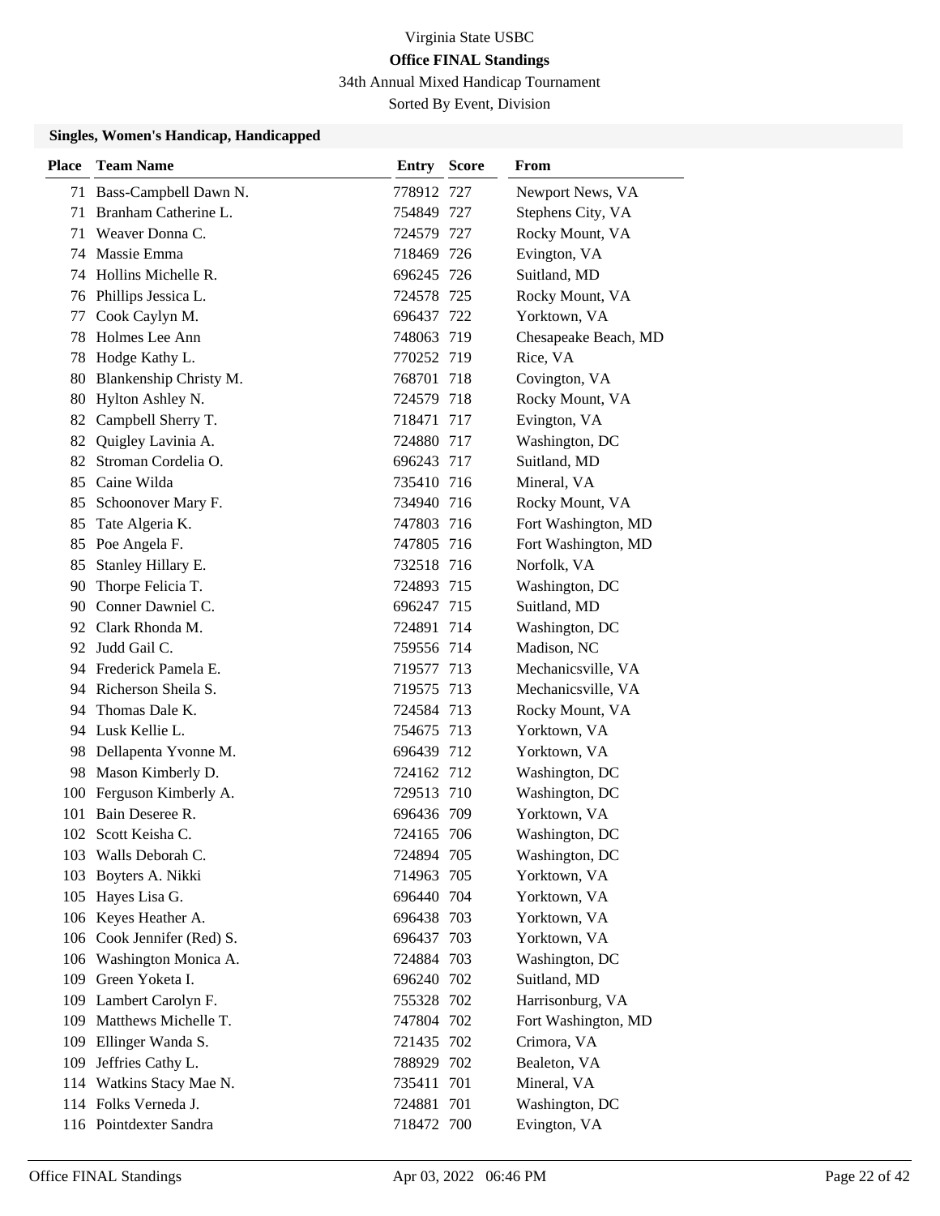Virginia State USBC

**Office FINAL Standings**

34th Annual Mixed Handicap Tournament

Sorted By Event, Division

### Singles, Women's Handicap, Handicapped

| Place | Team Name | Entry | Score | From |
|---|---|---|---|---|
| 71 | Bass-Campbell Dawn N. | 778912 | 727 | Newport News, VA |
| 71 | Branham Catherine L. | 754849 | 727 | Stephens City, VA |
| 71 | Weaver Donna C. | 724579 | 727 | Rocky Mount, VA |
| 74 | Massie Emma | 718469 | 726 | Evington, VA |
| 74 | Hollins Michelle R. | 696245 | 726 | Suitland, MD |
| 76 | Phillips Jessica L. | 724578 | 725 | Rocky Mount, VA |
| 77 | Cook Caylyn M. | 696437 | 722 | Yorktown, VA |
| 78 | Holmes Lee Ann | 748063 | 719 | Chesapeake Beach, MD |
| 78 | Hodge Kathy L. | 770252 | 719 | Rice, VA |
| 80 | Blankenship Christy M. | 768701 | 718 | Covington, VA |
| 80 | Hylton Ashley N. | 724579 | 718 | Rocky Mount, VA |
| 82 | Campbell Sherry T. | 718471 | 717 | Evington, VA |
| 82 | Quigley Lavinia A. | 724880 | 717 | Washington, DC |
| 82 | Stroman Cordelia O. | 696243 | 717 | Suitland, MD |
| 85 | Caine Wilda | 735410 | 716 | Mineral, VA |
| 85 | Schoonover Mary F. | 734940 | 716 | Rocky Mount, VA |
| 85 | Tate Algeria K. | 747803 | 716 | Fort Washington, MD |
| 85 | Poe Angela F. | 747805 | 716 | Fort Washington, MD |
| 85 | Stanley Hillary E. | 732518 | 716 | Norfolk, VA |
| 90 | Thorpe Felicia T. | 724893 | 715 | Washington, DC |
| 90 | Conner Dawniel C. | 696247 | 715 | Suitland, MD |
| 92 | Clark Rhonda M. | 724891 | 714 | Washington, DC |
| 92 | Judd Gail C. | 759556 | 714 | Madison, NC |
| 94 | Frederick Pamela E. | 719577 | 713 | Mechanicsville, VA |
| 94 | Richerson Sheila S. | 719575 | 713 | Mechanicsville, VA |
| 94 | Thomas Dale K. | 724584 | 713 | Rocky Mount, VA |
| 94 | Lusk Kellie L. | 754675 | 713 | Yorktown, VA |
| 98 | Dellapenta Yvonne M. | 696439 | 712 | Yorktown, VA |
| 98 | Mason Kimberly D. | 724162 | 712 | Washington, DC |
| 100 | Ferguson Kimberly A. | 729513 | 710 | Washington, DC |
| 101 | Bain Deseree R. | 696436 | 709 | Yorktown, VA |
| 102 | Scott Keisha C. | 724165 | 706 | Washington, DC |
| 103 | Walls Deborah C. | 724894 | 705 | Washington, DC |
| 103 | Boyters A. Nikki | 714963 | 705 | Yorktown, VA |
| 105 | Hayes Lisa G. | 696440 | 704 | Yorktown, VA |
| 106 | Keyes Heather A. | 696438 | 703 | Yorktown, VA |
| 106 | Cook Jennifer (Red) S. | 696437 | 703 | Yorktown, VA |
| 106 | Washington Monica A. | 724884 | 703 | Washington, DC |
| 109 | Green Yoketa I. | 696240 | 702 | Suitland, MD |
| 109 | Lambert Carolyn F. | 755328 | 702 | Harrisonburg, VA |
| 109 | Matthews Michelle T. | 747804 | 702 | Fort Washington, MD |
| 109 | Ellinger Wanda S. | 721435 | 702 | Crimora, VA |
| 109 | Jeffries Cathy L. | 788929 | 702 | Bealeton, VA |
| 114 | Watkins Stacy Mae N. | 735411 | 701 | Mineral, VA |
| 114 | Folks Verneda J. | 724881 | 701 | Washington, DC |
| 116 | Pointdexter Sandra | 718472 | 700 | Evington, VA |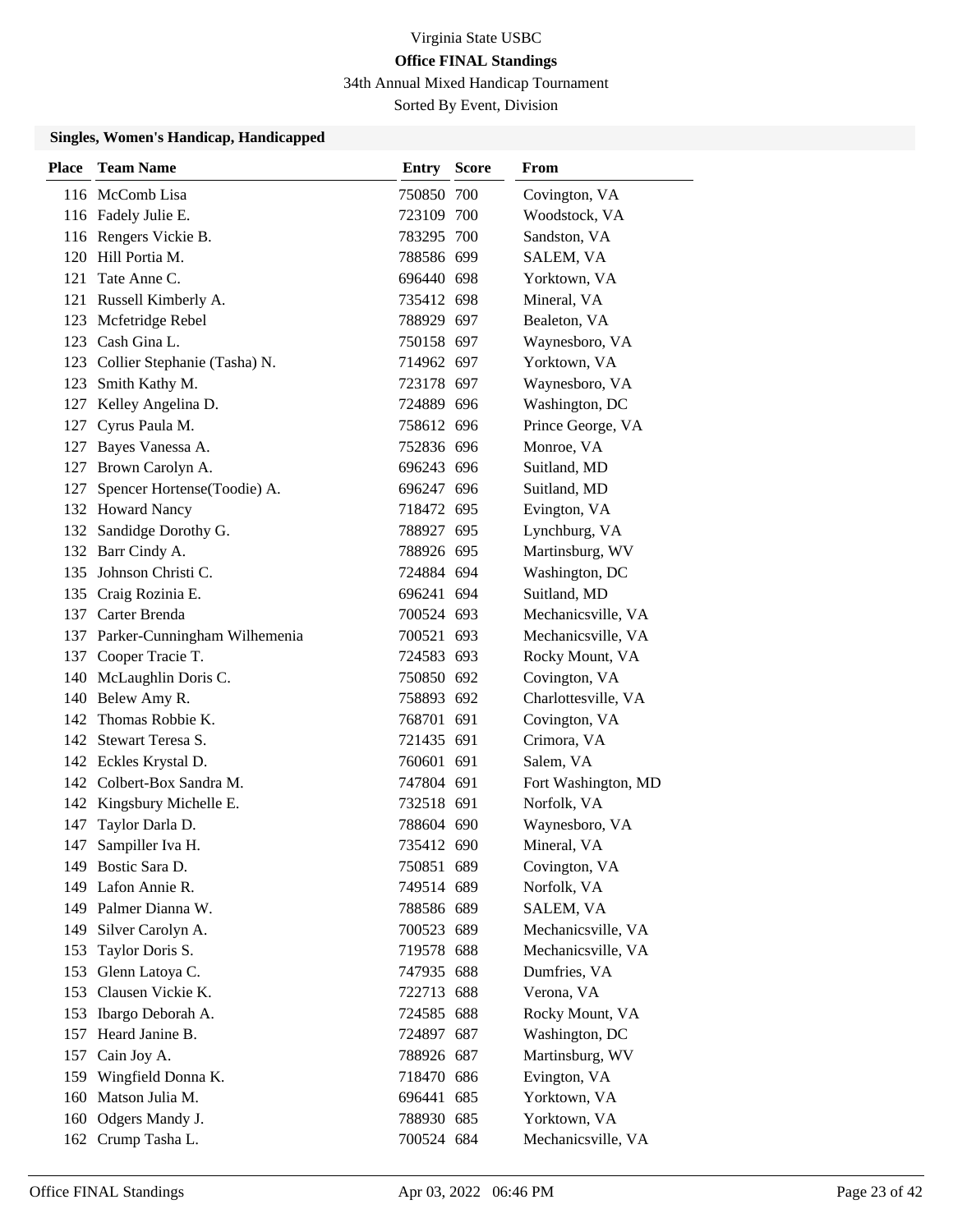Virginia State USBC

**Office FINAL Standings**

34th Annual Mixed Handicap Tournament

Sorted By Event, Division

### Singles, Women's Handicap, Handicapped

| Place | Team Name | Entry | Score | From |
|---|---|---|---|---|
| 116 | McComb Lisa | 750850 | 700 | Covington, VA |
| 116 | Fadely Julie E. | 723109 | 700 | Woodstock, VA |
| 116 | Rengers Vickie B. | 783295 | 700 | Sandston, VA |
| 120 | Hill Portia M. | 788586 | 699 | SALEM, VA |
| 121 | Tate Anne C. | 696440 | 698 | Yorktown, VA |
| 121 | Russell Kimberly A. | 735412 | 698 | Mineral, VA |
| 123 | Mcfetridge Rebel | 788929 | 697 | Bealeton, VA |
| 123 | Cash Gina L. | 750158 | 697 | Waynesboro, VA |
| 123 | Collier Stephanie (Tasha) N. | 714962 | 697 | Yorktown, VA |
| 123 | Smith Kathy M. | 723178 | 697 | Waynesboro, VA |
| 127 | Kelley Angelina D. | 724889 | 696 | Washington, DC |
| 127 | Cyrus Paula M. | 758612 | 696 | Prince George, VA |
| 127 | Bayes Vanessa A. | 752836 | 696 | Monroe, VA |
| 127 | Brown Carolyn A. | 696243 | 696 | Suitland, MD |
| 127 | Spencer Hortense(Toodie) A. | 696247 | 696 | Suitland, MD |
| 132 | Howard Nancy | 718472 | 695 | Evington, VA |
| 132 | Sandidge Dorothy G. | 788927 | 695 | Lynchburg, VA |
| 132 | Barr Cindy A. | 788926 | 695 | Martinsburg, WV |
| 135 | Johnson Christi C. | 724884 | 694 | Washington, DC |
| 135 | Craig Rozinia E. | 696241 | 694 | Suitland, MD |
| 137 | Carter Brenda | 700524 | 693 | Mechanicsville, VA |
| 137 | Parker-Cunningham Wilhemenia | 700521 | 693 | Mechanicsville, VA |
| 137 | Cooper Tracie T. | 724583 | 693 | Rocky Mount, VA |
| 140 | McLaughlin Doris C. | 750850 | 692 | Covington, VA |
| 140 | Belew Amy R. | 758893 | 692 | Charlottesville, VA |
| 142 | Thomas Robbie K. | 768701 | 691 | Covington, VA |
| 142 | Stewart Teresa S. | 721435 | 691 | Crimora, VA |
| 142 | Eckles Krystal D. | 760601 | 691 | Salem, VA |
| 142 | Colbert-Box Sandra M. | 747804 | 691 | Fort Washington, MD |
| 142 | Kingsbury Michelle E. | 732518 | 691 | Norfolk, VA |
| 147 | Taylor Darla D. | 788604 | 690 | Waynesboro, VA |
| 147 | Sampiller Iva H. | 735412 | 690 | Mineral, VA |
| 149 | Bostic Sara D. | 750851 | 689 | Covington, VA |
| 149 | Lafon Annie R. | 749514 | 689 | Norfolk, VA |
| 149 | Palmer Dianna W. | 788586 | 689 | SALEM, VA |
| 149 | Silver Carolyn A. | 700523 | 689 | Mechanicsville, VA |
| 153 | Taylor Doris S. | 719578 | 688 | Mechanicsville, VA |
| 153 | Glenn Latoya C. | 747935 | 688 | Dumfries, VA |
| 153 | Clausen Vickie K. | 722713 | 688 | Verona, VA |
| 153 | Ibargo Deborah A. | 724585 | 688 | Rocky Mount, VA |
| 157 | Heard Janine B. | 724897 | 687 | Washington, DC |
| 157 | Cain Joy A. | 788926 | 687 | Martinsburg, WV |
| 159 | Wingfield Donna K. | 718470 | 686 | Evington, VA |
| 160 | Matson Julia M. | 696441 | 685 | Yorktown, VA |
| 160 | Odgers Mandy J. | 788930 | 685 | Yorktown, VA |
| 162 | Crump Tasha L. | 700524 | 684 | Mechanicsville, VA |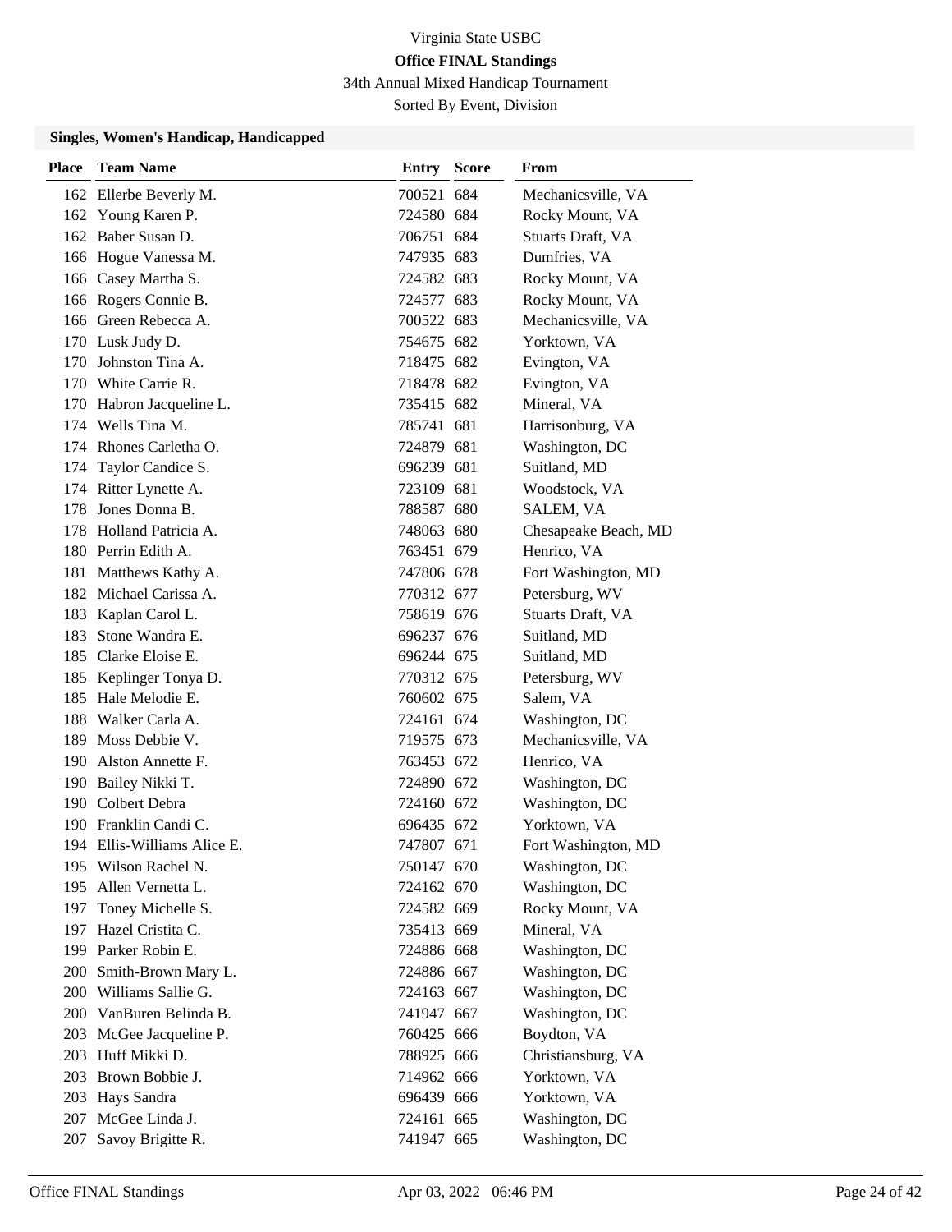Virginia State USBC

**Office FINAL Standings**

34th Annual Mixed Handicap Tournament

Sorted By Event, Division

### Singles, Women's Handicap, Handicapped

| Place | Team Name | Entry | Score | From |
|---|---|---|---|---|
| 162 | Ellerbe Beverly M. | 700521 | 684 | Mechanicsville, VA |
| 162 | Young Karen P. | 724580 | 684 | Rocky Mount, VA |
| 162 | Baber Susan D. | 706751 | 684 | Stuarts Draft, VA |
| 166 | Hogue Vanessa M. | 747935 | 683 | Dumfries, VA |
| 166 | Casey Martha S. | 724582 | 683 | Rocky Mount, VA |
| 166 | Rogers Connie B. | 724577 | 683 | Rocky Mount, VA |
| 166 | Green Rebecca A. | 700522 | 683 | Mechanicsville, VA |
| 170 | Lusk Judy D. | 754675 | 682 | Yorktown, VA |
| 170 | Johnston Tina A. | 718475 | 682 | Evington, VA |
| 170 | White Carrie R. | 718478 | 682 | Evington, VA |
| 170 | Habron Jacqueline L. | 735415 | 682 | Mineral, VA |
| 174 | Wells Tina M. | 785741 | 681 | Harrisonburg, VA |
| 174 | Rhones Carletha O. | 724879 | 681 | Washington, DC |
| 174 | Taylor Candice S. | 696239 | 681 | Suitland, MD |
| 174 | Ritter Lynette A. | 723109 | 681 | Woodstock, VA |
| 178 | Jones Donna B. | 788587 | 680 | SALEM, VA |
| 178 | Holland Patricia A. | 748063 | 680 | Chesapeake Beach, MD |
| 180 | Perrin Edith A. | 763451 | 679 | Henrico, VA |
| 181 | Matthews Kathy A. | 747806 | 678 | Fort Washington, MD |
| 182 | Michael Carissa A. | 770312 | 677 | Petersburg, WV |
| 183 | Kaplan Carol L. | 758619 | 676 | Stuarts Draft, VA |
| 183 | Stone Wandra E. | 696237 | 676 | Suitland, MD |
| 185 | Clarke Eloise E. | 696244 | 675 | Suitland, MD |
| 185 | Keplinger Tonya D. | 770312 | 675 | Petersburg, WV |
| 185 | Hale Melodie E. | 760602 | 675 | Salem, VA |
| 188 | Walker Carla A. | 724161 | 674 | Washington, DC |
| 189 | Moss Debbie V. | 719575 | 673 | Mechanicsville, VA |
| 190 | Alston Annette F. | 763453 | 672 | Henrico, VA |
| 190 | Bailey Nikki T. | 724890 | 672 | Washington, DC |
| 190 | Colbert Debra | 724160 | 672 | Washington, DC |
| 190 | Franklin Candi C. | 696435 | 672 | Yorktown, VA |
| 194 | Ellis-Williams Alice E. | 747807 | 671 | Fort Washington, MD |
| 195 | Wilson Rachel N. | 750147 | 670 | Washington, DC |
| 195 | Allen Vernetta L. | 724162 | 670 | Washington, DC |
| 197 | Toney Michelle S. | 724582 | 669 | Rocky Mount, VA |
| 197 | Hazel Cristita C. | 735413 | 669 | Mineral, VA |
| 199 | Parker Robin E. | 724886 | 668 | Washington, DC |
| 200 | Smith-Brown Mary L. | 724886 | 667 | Washington, DC |
| 200 | Williams Sallie G. | 724163 | 667 | Washington, DC |
| 200 | VanBuren Belinda B. | 741947 | 667 | Washington, DC |
| 203 | McGee Jacqueline P. | 760425 | 666 | Boydton, VA |
| 203 | Huff Mikki D. | 788925 | 666 | Christiansburg, VA |
| 203 | Brown Bobbie J. | 714962 | 666 | Yorktown, VA |
| 203 | Hays Sandra | 696439 | 666 | Yorktown, VA |
| 207 | McGee Linda J. | 724161 | 665 | Washington, DC |
| 207 | Savoy Brigitte R. | 741947 | 665 | Washington, DC |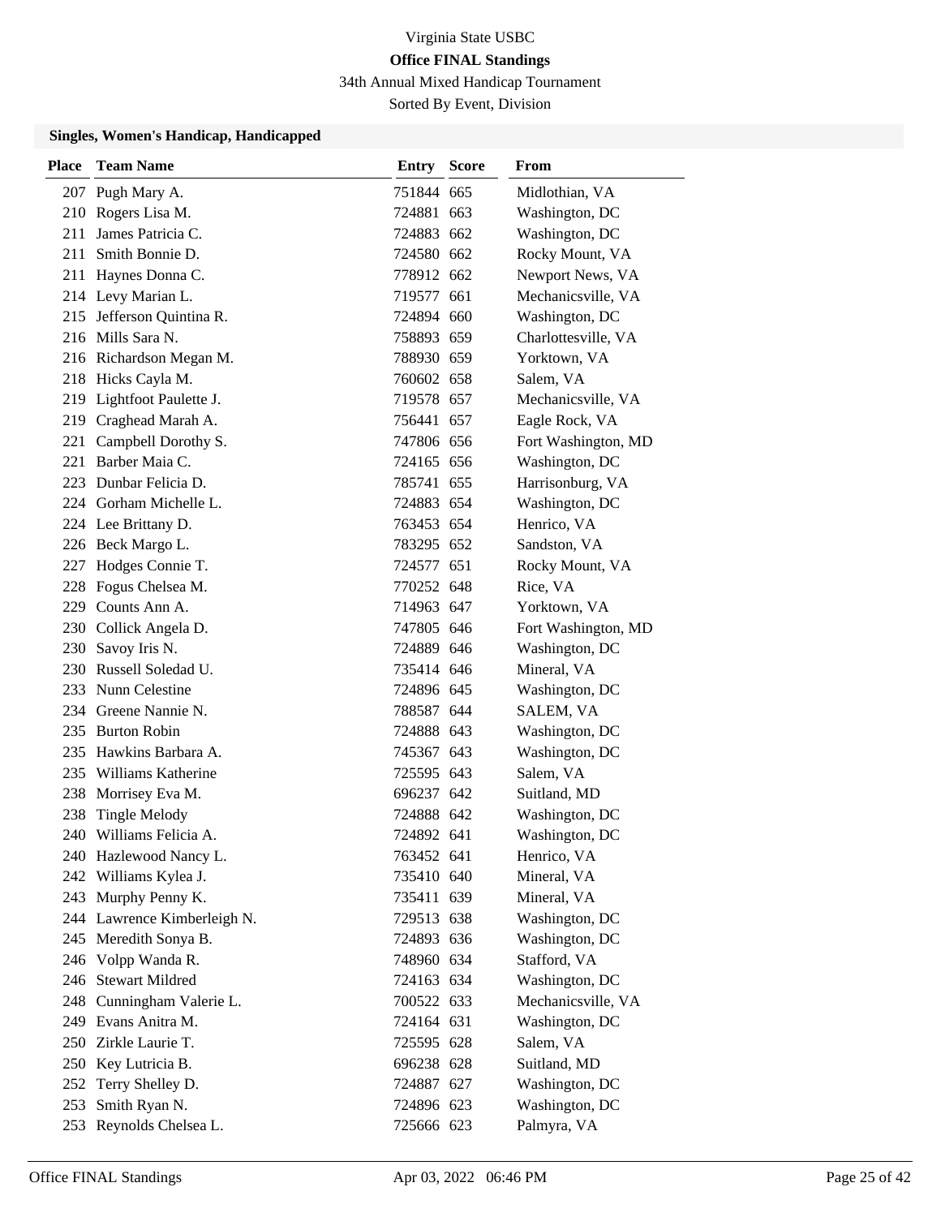Virginia State USBC

**Office FINAL Standings**

34th Annual Mixed Handicap Tournament

Sorted By Event, Division

### Singles, Women's Handicap, Handicapped

| Place | Team Name | Entry | Score | From |
|---|---|---|---|---|
| 207 | Pugh Mary A. | 751844 | 665 | Midlothian, VA |
| 210 | Rogers Lisa M. | 724881 | 663 | Washington, DC |
| 211 | James Patricia C. | 724883 | 662 | Washington, DC |
| 211 | Smith Bonnie D. | 724580 | 662 | Rocky Mount, VA |
| 211 | Haynes Donna C. | 778912 | 662 | Newport News, VA |
| 214 | Levy Marian L. | 719577 | 661 | Mechanicsville, VA |
| 215 | Jefferson Quintina R. | 724894 | 660 | Washington, DC |
| 216 | Mills Sara N. | 758893 | 659 | Charlottesville, VA |
| 216 | Richardson Megan M. | 788930 | 659 | Yorktown, VA |
| 218 | Hicks Cayla M. | 760602 | 658 | Salem, VA |
| 219 | Lightfoot Paulette J. | 719578 | 657 | Mechanicsville, VA |
| 219 | Craghead Marah A. | 756441 | 657 | Eagle Rock, VA |
| 221 | Campbell Dorothy S. | 747806 | 656 | Fort Washington, MD |
| 221 | Barber Maia C. | 724165 | 656 | Washington, DC |
| 223 | Dunbar Felicia D. | 785741 | 655 | Harrisonburg, VA |
| 224 | Gorham Michelle L. | 724883 | 654 | Washington, DC |
| 224 | Lee Brittany D. | 763453 | 654 | Henrico, VA |
| 226 | Beck Margo L. | 783295 | 652 | Sandston, VA |
| 227 | Hodges Connie T. | 724577 | 651 | Rocky Mount, VA |
| 228 | Fogus Chelsea M. | 770252 | 648 | Rice, VA |
| 229 | Counts Ann A. | 714963 | 647 | Yorktown, VA |
| 230 | Collick Angela D. | 747805 | 646 | Fort Washington, MD |
| 230 | Savoy Iris N. | 724889 | 646 | Washington, DC |
| 230 | Russell Soledad U. | 735414 | 646 | Mineral, VA |
| 233 | Nunn Celestine | 724896 | 645 | Washington, DC |
| 234 | Greene Nannie N. | 788587 | 644 | SALEM, VA |
| 235 | Burton Robin | 724888 | 643 | Washington, DC |
| 235 | Hawkins Barbara A. | 745367 | 643 | Washington, DC |
| 235 | Williams Katherine | 725595 | 643 | Salem, VA |
| 238 | Morrisey Eva M. | 696237 | 642 | Suitland, MD |
| 238 | Tingle Melody | 724888 | 642 | Washington, DC |
| 240 | Williams Felicia A. | 724892 | 641 | Washington, DC |
| 240 | Hazlewood Nancy L. | 763452 | 641 | Henrico, VA |
| 242 | Williams Kylea J. | 735410 | 640 | Mineral, VA |
| 243 | Murphy Penny K. | 735411 | 639 | Mineral, VA |
| 244 | Lawrence Kimberleigh N. | 729513 | 638 | Washington, DC |
| 245 | Meredith Sonya B. | 724893 | 636 | Washington, DC |
| 246 | Volpp Wanda R. | 748960 | 634 | Stafford, VA |
| 246 | Stewart Mildred | 724163 | 634 | Washington, DC |
| 248 | Cunningham Valerie L. | 700522 | 633 | Mechanicsville, VA |
| 249 | Evans Anitra M. | 724164 | 631 | Washington, DC |
| 250 | Zirkle Laurie T. | 725595 | 628 | Salem, VA |
| 250 | Key Lutricia B. | 696238 | 628 | Suitland, MD |
| 252 | Terry Shelley D. | 724887 | 627 | Washington, DC |
| 253 | Smith Ryan N. | 724896 | 623 | Washington, DC |
| 253 | Reynolds Chelsea L. | 725666 | 623 | Palmyra, VA |

Office FINAL Standings    Apr 03, 2022 06:46 PM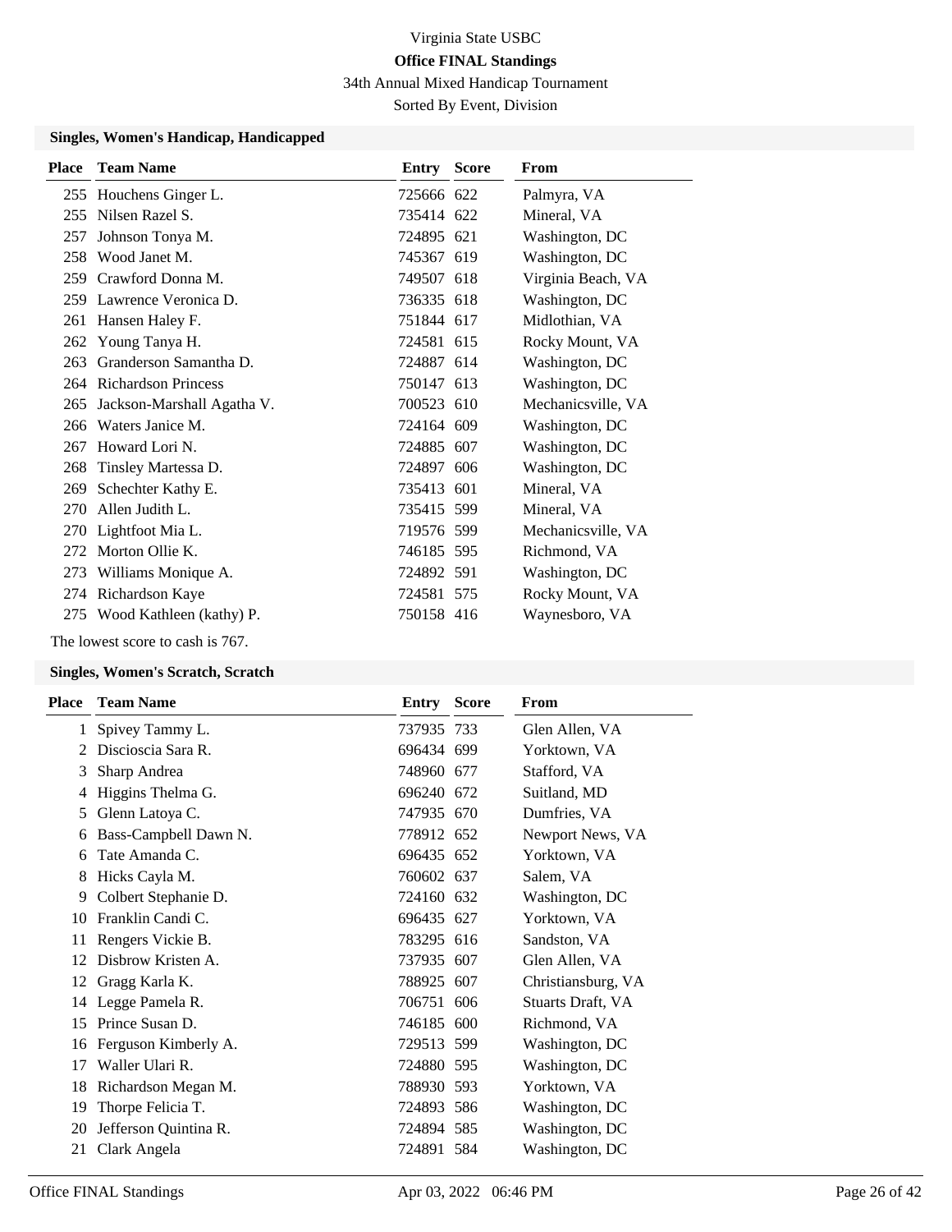# Virginia State USBC

## Office FINAL Standings

34th Annual Mixed Handicap Tournament

Sorted By Event, Division

### Singles, Women's Handicap, Handicapped

| Place | Team Name | Entry | Score | From |
|---|---|---|---|---|
| 255 | Houchens Ginger L. | 725666 | 622 | Palmyra, VA |
| 255 | Nilsen Razel S. | 735414 | 622 | Mineral, VA |
| 257 | Johnson Tonya M. | 724895 | 621 | Washington, DC |
| 258 | Wood Janet M. | 745367 | 619 | Washington, DC |
| 259 | Crawford Donna M. | 749507 | 618 | Virginia Beach, VA |
| 259 | Lawrence Veronica D. | 736335 | 618 | Washington, DC |
| 261 | Hansen Haley F. | 751844 | 617 | Midlothian, VA |
| 262 | Young Tanya H. | 724581 | 615 | Rocky Mount, VA |
| 263 | Granderson Samantha D. | 724887 | 614 | Washington, DC |
| 264 | Richardson Princess | 750147 | 613 | Washington, DC |
| 265 | Jackson-Marshall Agatha V. | 700523 | 610 | Mechanicsville, VA |
| 266 | Waters Janice M. | 724164 | 609 | Washington, DC |
| 267 | Howard Lori N. | 724885 | 607 | Washington, DC |
| 268 | Tinsley Martessa D. | 724897 | 606 | Washington, DC |
| 269 | Schechter Kathy E. | 735413 | 601 | Mineral, VA |
| 270 | Allen Judith L. | 735415 | 599 | Mineral, VA |
| 270 | Lightfoot Mia L. | 719576 | 599 | Mechanicsville, VA |
| 272 | Morton Ollie K. | 746185 | 595 | Richmond, VA |
| 273 | Williams Monique A. | 724892 | 591 | Washington, DC |
| 274 | Richardson Kaye | 724581 | 575 | Rocky Mount, VA |
| 275 | Wood Kathleen (kathy) P. | 750158 | 416 | Waynesboro, VA |

The lowest score to cash is 767.

### Singles, Women's Scratch, Scratch

| Place | Team Name | Entry | Score | From |
|---|---|---|---|---|
| 1 | Spivey Tammy L. | 737935 | 733 | Glen Allen, VA |
| 2 | Discioscia Sara R. | 696434 | 699 | Yorktown, VA |
| 3 | Sharp Andrea | 748960 | 677 | Stafford, VA |
| 4 | Higgins Thelma G. | 696240 | 672 | Suitland, MD |
| 5 | Glenn Latoya C. | 747935 | 670 | Dumfries, VA |
| 6 | Bass-Campbell Dawn N. | 778912 | 652 | Newport News, VA |
| 6 | Tate Amanda C. | 696435 | 652 | Yorktown, VA |
| 8 | Hicks Cayla M. | 760602 | 637 | Salem, VA |
| 9 | Colbert Stephanie D. | 724160 | 632 | Washington, DC |
| 10 | Franklin Candi C. | 696435 | 627 | Yorktown, VA |
| 11 | Rengers Vickie B. | 783295 | 616 | Sandston, VA |
| 12 | Disbrow Kristen A. | 737935 | 607 | Glen Allen, VA |
| 12 | Gragg Karla K. | 788925 | 607 | Christiansburg, VA |
| 14 | Legge Pamela R. | 706751 | 606 | Stuarts Draft, VA |
| 15 | Prince Susan D. | 746185 | 600 | Richmond, VA |
| 16 | Ferguson Kimberly A. | 729513 | 599 | Washington, DC |
| 17 | Waller Ulari R. | 724880 | 595 | Washington, DC |
| 18 | Richardson Megan M. | 788930 | 593 | Yorktown, VA |
| 19 | Thorpe Felicia T. | 724893 | 586 | Washington, DC |
| 20 | Jefferson Quintina R. | 724894 | 585 | Washington, DC |
| 21 | Clark Angela | 724891 | 584 | Washington, DC |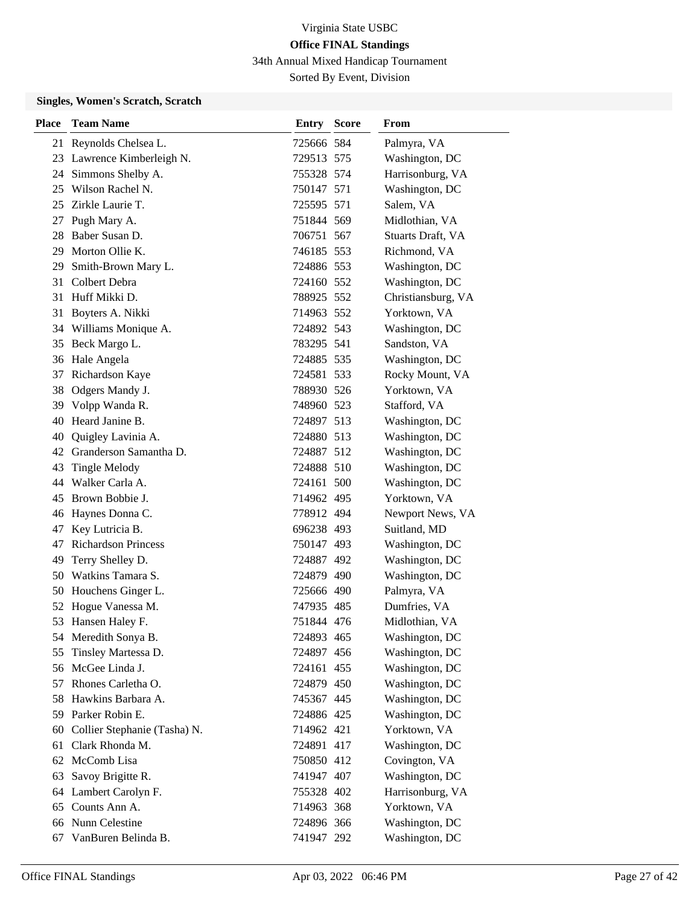Virginia State USBC

**Office FINAL Standings**

34th Annual Mixed Handicap Tournament

Sorted By Event, Division

### Singles, Women's Scratch, Scratch

| Place | Team Name | Entry | Score | From |
|---|---|---|---|---|
| 21 | Reynolds Chelsea L. | 725666 | 584 | Palmyra, VA |
| 23 | Lawrence Kimberleigh N. | 729513 | 575 | Washington, DC |
| 24 | Simmons Shelby A. | 755328 | 574 | Harrisonburg, VA |
| 25 | Wilson Rachel N. | 750147 | 571 | Washington, DC |
| 25 | Zirkle Laurie T. | 725595 | 571 | Salem, VA |
| 27 | Pugh Mary A. | 751844 | 569 | Midlothian, VA |
| 28 | Baber Susan D. | 706751 | 567 | Stuarts Draft, VA |
| 29 | Morton Ollie K. | 746185 | 553 | Richmond, VA |
| 29 | Smith-Brown Mary L. | 724886 | 553 | Washington, DC |
| 31 | Colbert Debra | 724160 | 552 | Washington, DC |
| 31 | Huff Mikki D. | 788925 | 552 | Christiansburg, VA |
| 31 | Boyters A. Nikki | 714963 | 552 | Yorktown, VA |
| 34 | Williams Monique A. | 724892 | 543 | Washington, DC |
| 35 | Beck Margo L. | 783295 | 541 | Sandston, VA |
| 36 | Hale Angela | 724885 | 535 | Washington, DC |
| 37 | Richardson Kaye | 724581 | 533 | Rocky Mount, VA |
| 38 | Odgers Mandy J. | 788930 | 526 | Yorktown, VA |
| 39 | Volpp Wanda R. | 748960 | 523 | Stafford, VA |
| 40 | Heard Janine B. | 724897 | 513 | Washington, DC |
| 40 | Quigley Lavinia A. | 724880 | 513 | Washington, DC |
| 42 | Granderson Samantha D. | 724887 | 512 | Washington, DC |
| 43 | Tingle Melody | 724888 | 510 | Washington, DC |
| 44 | Walker Carla A. | 724161 | 500 | Washington, DC |
| 45 | Brown Bobbie J. | 714962 | 495 | Yorktown, VA |
| 46 | Haynes Donna C. | 778912 | 494 | Newport News, VA |
| 47 | Key Lutricia B. | 696238 | 493 | Suitland, MD |
| 47 | Richardson Princess | 750147 | 493 | Washington, DC |
| 49 | Terry Shelley D. | 724887 | 492 | Washington, DC |
| 50 | Watkins Tamara S. | 724879 | 490 | Washington, DC |
| 50 | Houchens Ginger L. | 725666 | 490 | Palmyra, VA |
| 52 | Hogue Vanessa M. | 747935 | 485 | Dumfries, VA |
| 53 | Hansen Haley F. | 751844 | 476 | Midlothian, VA |
| 54 | Meredith Sonya B. | 724893 | 465 | Washington, DC |
| 55 | Tinsley Martessa D. | 724897 | 456 | Washington, DC |
| 56 | McGee Linda J. | 724161 | 455 | Washington, DC |
| 57 | Rhones Carletha O. | 724879 | 450 | Washington, DC |
| 58 | Hawkins Barbara A. | 745367 | 445 | Washington, DC |
| 59 | Parker Robin E. | 724886 | 425 | Washington, DC |
| 60 | Collier Stephanie (Tasha) N. | 714962 | 421 | Yorktown, VA |
| 61 | Clark Rhonda M. | 724891 | 417 | Washington, DC |
| 62 | McComb Lisa | 750850 | 412 | Covington, VA |
| 63 | Savoy Brigitte R. | 741947 | 407 | Washington, DC |
| 64 | Lambert Carolyn F. | 755328 | 402 | Harrisonburg, VA |
| 65 | Counts Ann A. | 714963 | 368 | Yorktown, VA |
| 66 | Nunn Celestine | 724896 | 366 | Washington, DC |
| 67 | VanBuren Belinda B. | 741947 | 292 | Washington, DC |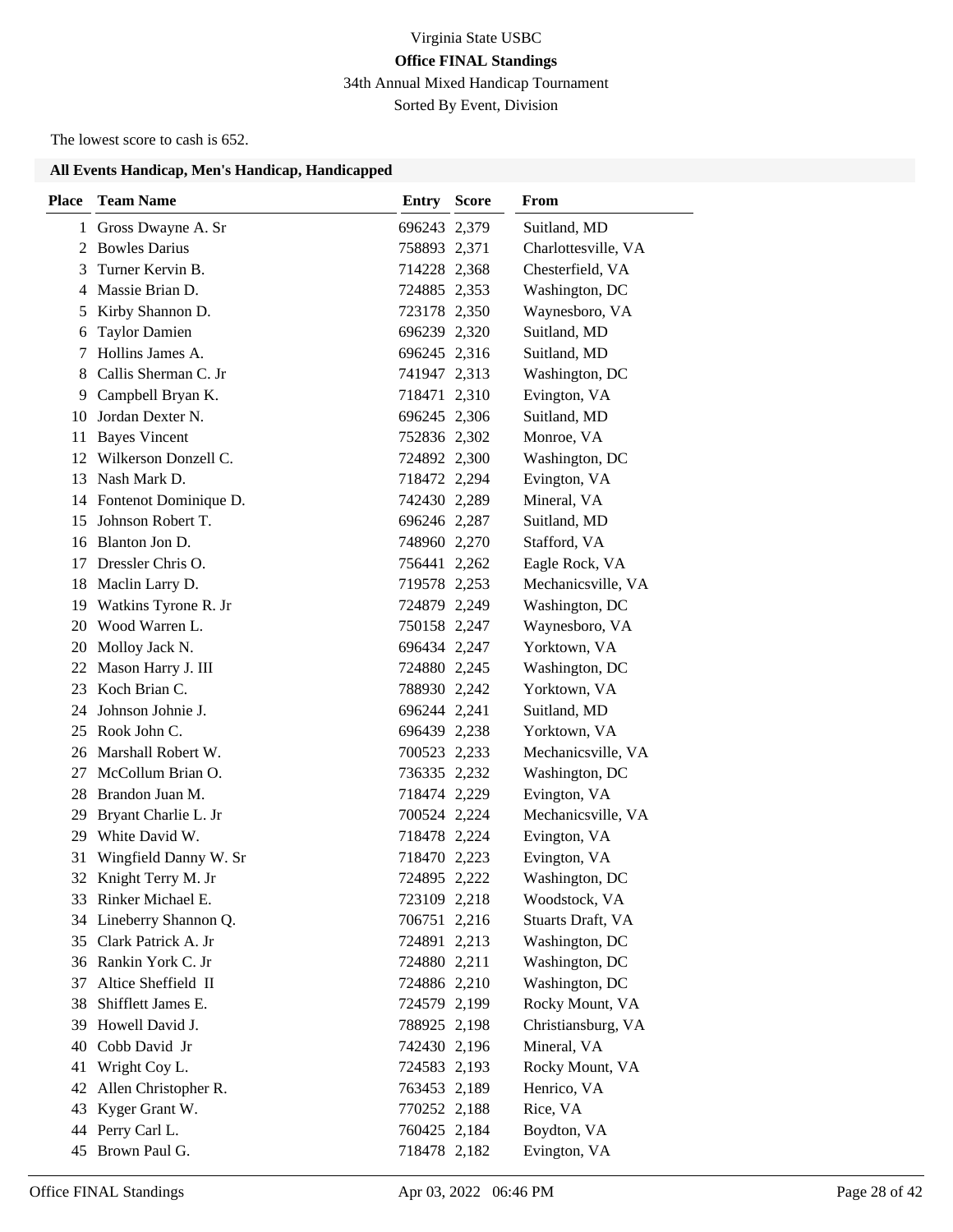# Virginia State USBC

## Office FINAL Standings

34th Annual Mixed Handicap Tournament

Sorted By Event, Division

The lowest score to cash is 652.

### All Events Handicap, Men's Handicap, Handicapped

| Place | Team Name | Entry | Score | From |
|---|---|---|---|---|
| 1 | Gross Dwayne A. Sr | 696243 | 2,379 | Suitland, MD |
| 2 | Bowles Darius | 758893 | 2,371 | Charlottesville, VA |
| 3 | Turner Kervin B. | 714228 | 2,368 | Chesterfield, VA |
| 4 | Massie Brian D. | 724885 | 2,353 | Washington, DC |
| 5 | Kirby Shannon D. | 723178 | 2,350 | Waynesboro, VA |
| 6 | Taylor Damien | 696239 | 2,320 | Suitland, MD |
| 7 | Hollins James A. | 696245 | 2,316 | Suitland, MD |
| 8 | Callis Sherman C. Jr | 741947 | 2,313 | Washington, DC |
| 9 | Campbell Bryan K. | 718471 | 2,310 | Evington, VA |
| 10 | Jordan Dexter N. | 696245 | 2,306 | Suitland, MD |
| 11 | Bayes Vincent | 752836 | 2,302 | Monroe, VA |
| 12 | Wilkerson Donzell C. | 724892 | 2,300 | Washington, DC |
| 13 | Nash Mark D. | 718472 | 2,294 | Evington, VA |
| 14 | Fontenot Dominique D. | 742430 | 2,289 | Mineral, VA |
| 15 | Johnson Robert T. | 696246 | 2,287 | Suitland, MD |
| 16 | Blanton Jon D. | 748960 | 2,270 | Stafford, VA |
| 17 | Dressler Chris O. | 756441 | 2,262 | Eagle Rock, VA |
| 18 | Maclin Larry D. | 719578 | 2,253 | Mechanicsville, VA |
| 19 | Watkins Tyrone R. Jr | 724879 | 2,249 | Washington, DC |
| 20 | Wood Warren L. | 750158 | 2,247 | Waynesboro, VA |
| 20 | Molloy Jack N. | 696434 | 2,247 | Yorktown, VA |
| 22 | Mason Harry J. III | 724880 | 2,245 | Washington, DC |
| 23 | Koch Brian C. | 788930 | 2,242 | Yorktown, VA |
| 24 | Johnson Johnie J. | 696244 | 2,241 | Suitland, MD |
| 25 | Rook John C. | 696439 | 2,238 | Yorktown, VA |
| 26 | Marshall Robert W. | 700523 | 2,233 | Mechanicsville, VA |
| 27 | McCollum Brian O. | 736335 | 2,232 | Washington, DC |
| 28 | Brandon Juan M. | 718474 | 2,229 | Evington, VA |
| 29 | Bryant Charlie L. Jr | 700524 | 2,224 | Mechanicsville, VA |
| 29 | White David W. | 718478 | 2,224 | Evington, VA |
| 31 | Wingfield Danny W. Sr | 718470 | 2,223 | Evington, VA |
| 32 | Knight Terry M. Jr | 724895 | 2,222 | Washington, DC |
| 33 | Rinker Michael E. | 723109 | 2,218 | Woodstock, VA |
| 34 | Lineberry Shannon Q. | 706751 | 2,216 | Stuarts Draft, VA |
| 35 | Clark Patrick A. Jr | 724891 | 2,213 | Washington, DC |
| 36 | Rankin York C. Jr | 724880 | 2,211 | Washington, DC |
| 37 | Altice Sheffield II | 724886 | 2,210 | Washington, DC |
| 38 | Shifflett James E. | 724579 | 2,199 | Rocky Mount, VA |
| 39 | Howell David J. | 788925 | 2,198 | Christiansburg, VA |
| 40 | Cobb David Jr | 742430 | 2,196 | Mineral, VA |
| 41 | Wright Coy L. | 724583 | 2,193 | Rocky Mount, VA |
| 42 | Allen Christopher R. | 763453 | 2,189 | Henrico, VA |
| 43 | Kyger Grant W. | 770252 | 2,188 | Rice, VA |
| 44 | Perry Carl L. | 760425 | 2,184 | Boydton, VA |
| 45 | Brown Paul G. | 718478 | 2,182 | Evington, VA |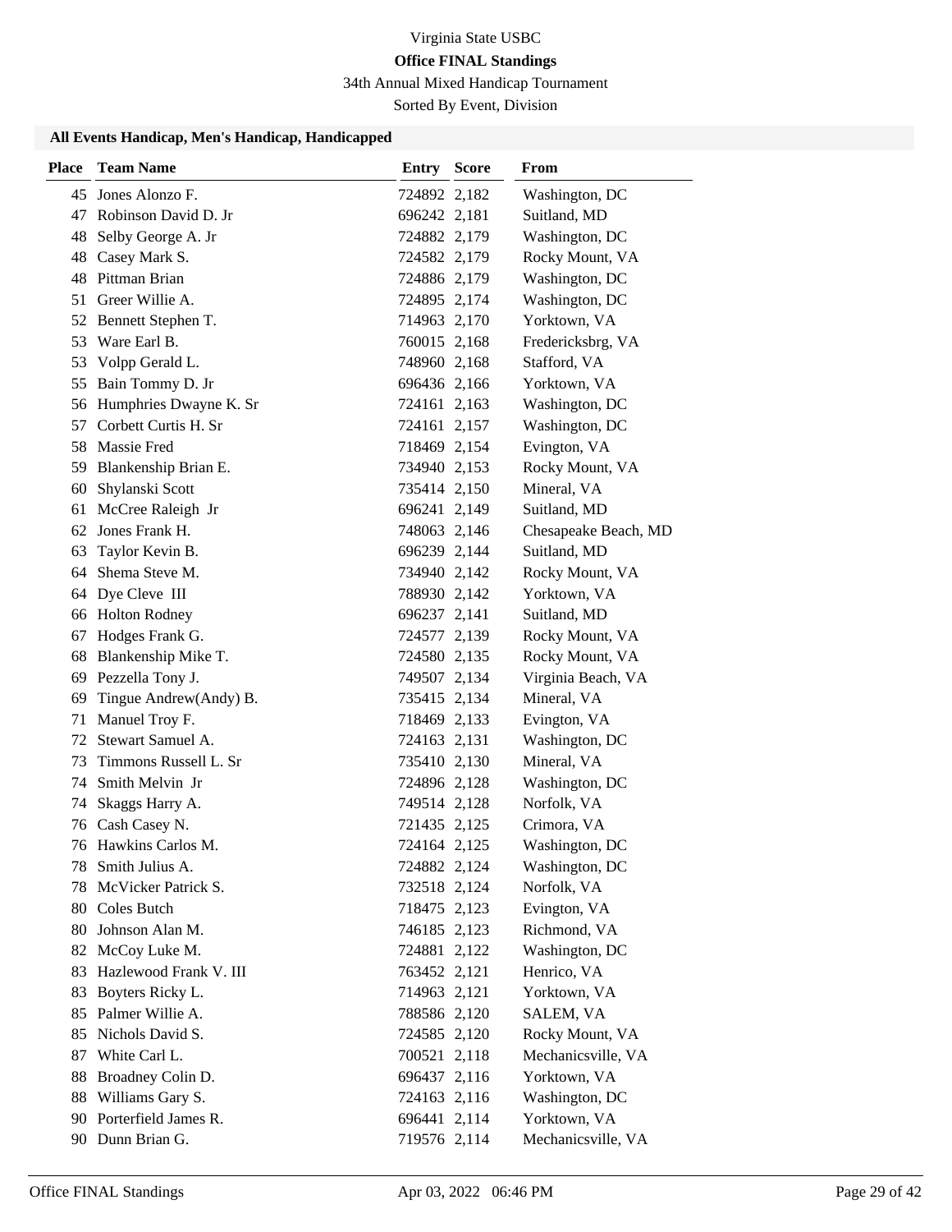Virginia State USBC

**Office FINAL Standings**

34th Annual Mixed Handicap Tournament

Sorted By Event, Division

### All Events Handicap, Men's Handicap, Handicapped

| Place | Team Name | Entry | Score | From |
|---|---|---|---|---|
| 45 | Jones Alonzo F. | 724892 | 2,182 | Washington, DC |
| 47 | Robinson David D. Jr | 696242 | 2,181 | Suitland, MD |
| 48 | Selby George A. Jr | 724882 | 2,179 | Washington, DC |
| 48 | Casey Mark S. | 724582 | 2,179 | Rocky Mount, VA |
| 48 | Pittman Brian | 724886 | 2,179 | Washington, DC |
| 51 | Greer Willie A. | 724895 | 2,174 | Washington, DC |
| 52 | Bennett Stephen T. | 714963 | 2,170 | Yorktown, VA |
| 53 | Ware Earl B. | 760015 | 2,168 | Fredericksbrg, VA |
| 53 | Volpp Gerald L. | 748960 | 2,168 | Stafford, VA |
| 55 | Bain Tommy D. Jr | 696436 | 2,166 | Yorktown, VA |
| 56 | Humphries Dwayne K. Sr | 724161 | 2,163 | Washington, DC |
| 57 | Corbett Curtis H. Sr | 724161 | 2,157 | Washington, DC |
| 58 | Massie Fred | 718469 | 2,154 | Evington, VA |
| 59 | Blankenship Brian E. | 734940 | 2,153 | Rocky Mount, VA |
| 60 | Shylanski Scott | 735414 | 2,150 | Mineral, VA |
| 61 | McCree Raleigh Jr | 696241 | 2,149 | Suitland, MD |
| 62 | Jones Frank H. | 748063 | 2,146 | Chesapeake Beach, MD |
| 63 | Taylor Kevin B. | 696239 | 2,144 | Suitland, MD |
| 64 | Shema Steve M. | 734940 | 2,142 | Rocky Mount, VA |
| 64 | Dye Cleve III | 788930 | 2,142 | Yorktown, VA |
| 66 | Holton Rodney | 696237 | 2,141 | Suitland, MD |
| 67 | Hodges Frank G. | 724577 | 2,139 | Rocky Mount, VA |
| 68 | Blankenship Mike T. | 724580 | 2,135 | Rocky Mount, VA |
| 69 | Pezzella Tony J. | 749507 | 2,134 | Virginia Beach, VA |
| 69 | Tingue Andrew(Andy) B. | 735415 | 2,134 | Mineral, VA |
| 71 | Manuel Troy F. | 718469 | 2,133 | Evington, VA |
| 72 | Stewart Samuel A. | 724163 | 2,131 | Washington, DC |
| 73 | Timmons Russell L. Sr | 735410 | 2,130 | Mineral, VA |
| 74 | Smith Melvin Jr | 724896 | 2,128 | Washington, DC |
| 74 | Skaggs Harry A. | 749514 | 2,128 | Norfolk, VA |
| 76 | Cash Casey N. | 721435 | 2,125 | Crimora, VA |
| 76 | Hawkins Carlos M. | 724164 | 2,125 | Washington, DC |
| 78 | Smith Julius A. | 724882 | 2,124 | Washington, DC |
| 78 | McVicker Patrick S. | 732518 | 2,124 | Norfolk, VA |
| 80 | Coles Butch | 718475 | 2,123 | Evington, VA |
| 80 | Johnson Alan M. | 746185 | 2,123 | Richmond, VA |
| 82 | McCoy Luke M. | 724881 | 2,122 | Washington, DC |
| 83 | Hazlewood Frank V. III | 763452 | 2,121 | Henrico, VA |
| 83 | Boyters Ricky L. | 714963 | 2,121 | Yorktown, VA |
| 85 | Palmer Willie A. | 788586 | 2,120 | SALEM, VA |
| 85 | Nichols David S. | 724585 | 2,120 | Rocky Mount, VA |
| 87 | White Carl L. | 700521 | 2,118 | Mechanicsville, VA |
| 88 | Broadney Colin D. | 696437 | 2,116 | Yorktown, VA |
| 88 | Williams Gary S. | 724163 | 2,116 | Washington, DC |
| 90 | Porterfield James R. | 696441 | 2,114 | Yorktown, VA |
| 90 | Dunn Brian G. | 719576 | 2,114 | Mechanicsville, VA |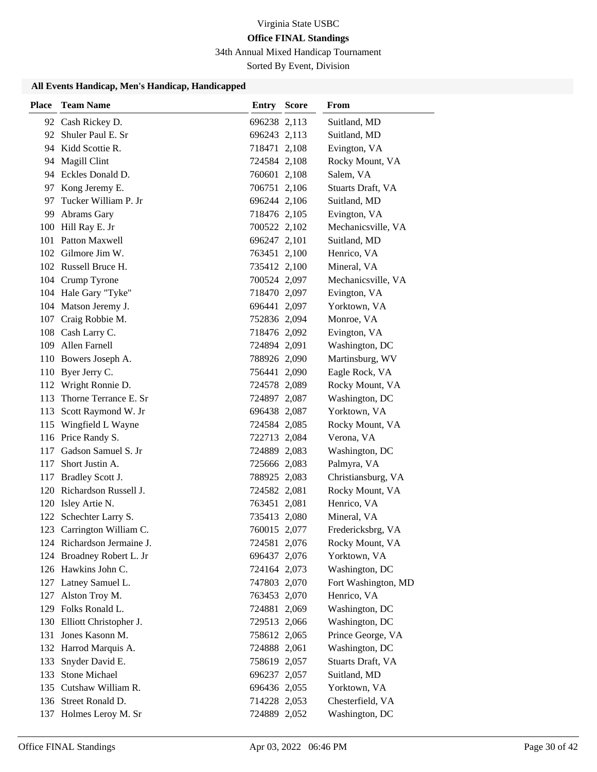Virginia State USBC

**Office FINAL Standings**

34th Annual Mixed Handicap Tournament

Sorted By Event, Division

### All Events Handicap, Men's Handicap, Handicapped

| Place | Team Name | Entry | Score | From |
|---|---|---|---|---|
| 92 | Cash Rickey D. | 696238 | 2,113 | Suitland, MD |
| 92 | Shuler Paul E. Sr | 696243 | 2,113 | Suitland, MD |
| 94 | Kidd Scottie R. | 718471 | 2,108 | Evington, VA |
| 94 | Magill Clint | 724584 | 2,108 | Rocky Mount, VA |
| 94 | Eckles Donald D. | 760601 | 2,108 | Salem, VA |
| 97 | Kong Jeremy E. | 706751 | 2,106 | Stuarts Draft, VA |
| 97 | Tucker William P. Jr | 696244 | 2,106 | Suitland, MD |
| 99 | Abrams Gary | 718476 | 2,105 | Evington, VA |
| 100 | Hill Ray E. Jr | 700522 | 2,102 | Mechanicsville, VA |
| 101 | Patton Maxwell | 696247 | 2,101 | Suitland, MD |
| 102 | Gilmore Jim W. | 763451 | 2,100 | Henrico, VA |
| 102 | Russell Bruce H. | 735412 | 2,100 | Mineral, VA |
| 104 | Crump Tyrone | 700524 | 2,097 | Mechanicsville, VA |
| 104 | Hale Gary "Tyke" | 718470 | 2,097 | Evington, VA |
| 104 | Matson Jeremy J. | 696441 | 2,097 | Yorktown, VA |
| 107 | Craig Robbie M. | 752836 | 2,094 | Monroe, VA |
| 108 | Cash Larry C. | 718476 | 2,092 | Evington, VA |
| 109 | Allen Farnell | 724894 | 2,091 | Washington, DC |
| 110 | Bowers Joseph A. | 788926 | 2,090 | Martinsburg, WV |
| 110 | Byer Jerry C. | 756441 | 2,090 | Eagle Rock, VA |
| 112 | Wright Ronnie D. | 724578 | 2,089 | Rocky Mount, VA |
| 113 | Thorne Terrance E. Sr | 724897 | 2,087 | Washington, DC |
| 113 | Scott Raymond W. Jr | 696438 | 2,087 | Yorktown, VA |
| 115 | Wingfield L Wayne | 724584 | 2,085 | Rocky Mount, VA |
| 116 | Price Randy S. | 722713 | 2,084 | Verona, VA |
| 117 | Gadson Samuel S. Jr | 724889 | 2,083 | Washington, DC |
| 117 | Short Justin A. | 725666 | 2,083 | Palmyra, VA |
| 117 | Bradley Scott J. | 788925 | 2,083 | Christiansburg, VA |
| 120 | Richardson Russell J. | 724582 | 2,081 | Rocky Mount, VA |
| 120 | Isley Artie N. | 763451 | 2,081 | Henrico, VA |
| 122 | Schechter Larry S. | 735413 | 2,080 | Mineral, VA |
| 123 | Carrington William C. | 760015 | 2,077 | Fredericksbrg, VA |
| 124 | Richardson Jermaine J. | 724581 | 2,076 | Rocky Mount, VA |
| 124 | Broadney Robert L. Jr | 696437 | 2,076 | Yorktown, VA |
| 126 | Hawkins John C. | 724164 | 2,073 | Washington, DC |
| 127 | Latney Samuel L. | 747803 | 2,070 | Fort Washington, MD |
| 127 | Alston Troy M. | 763453 | 2,070 | Henrico, VA |
| 129 | Folks Ronald L. | 724881 | 2,069 | Washington, DC |
| 130 | Elliott Christopher J. | 729513 | 2,066 | Washington, DC |
| 131 | Jones Kasonn M. | 758612 | 2,065 | Prince George, VA |
| 132 | Harrod Marquis A. | 724888 | 2,061 | Washington, DC |
| 133 | Snyder David E. | 758619 | 2,057 | Stuarts Draft, VA |
| 133 | Stone Michael | 696237 | 2,057 | Suitland, MD |
| 135 | Cutshaw William R. | 696436 | 2,055 | Yorktown, VA |
| 136 | Street Ronald D. | 714228 | 2,053 | Chesterfield, VA |
| 137 | Holmes Leroy M. Sr | 724889 | 2,052 | Washington, DC |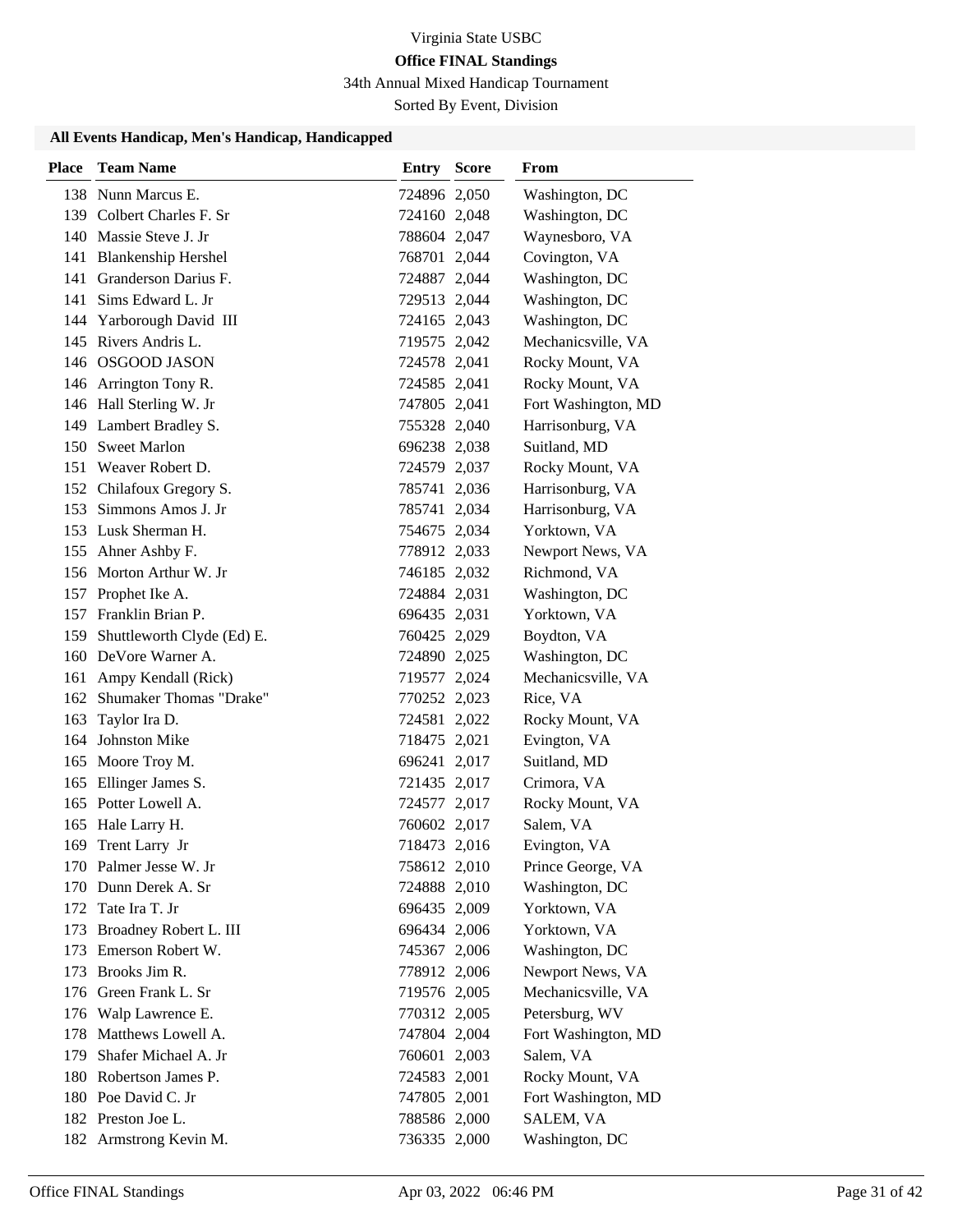Virginia State USBC

**Office FINAL Standings**

34th Annual Mixed Handicap Tournament

Sorted By Event, Division

### All Events Handicap, Men's Handicap, Handicapped

| Place | Team Name | Entry | Score | From |
|---|---|---|---|---|
| 138 | Nunn Marcus E. | 724896 | 2,050 | Washington, DC |
| 139 | Colbert Charles F. Sr | 724160 | 2,048 | Washington, DC |
| 140 | Massie Steve J. Jr | 788604 | 2,047 | Waynesboro, VA |
| 141 | Blankenship Hershel | 768701 | 2,044 | Covington, VA |
| 141 | Granderson Darius F. | 724887 | 2,044 | Washington, DC |
| 141 | Sims Edward L. Jr | 729513 | 2,044 | Washington, DC |
| 144 | Yarborough David III | 724165 | 2,043 | Washington, DC |
| 145 | Rivers Andris L. | 719575 | 2,042 | Mechanicsville, VA |
| 146 | OSGOOD JASON | 724578 | 2,041 | Rocky Mount, VA |
| 146 | Arrington Tony R. | 724585 | 2,041 | Rocky Mount, VA |
| 146 | Hall Sterling W. Jr | 747805 | 2,041 | Fort Washington, MD |
| 149 | Lambert Bradley S. | 755328 | 2,040 | Harrisonburg, VA |
| 150 | Sweet Marlon | 696238 | 2,038 | Suitland, MD |
| 151 | Weaver Robert D. | 724579 | 2,037 | Rocky Mount, VA |
| 152 | Chilafoux Gregory S. | 785741 | 2,036 | Harrisonburg, VA |
| 153 | Simmons Amos J. Jr | 785741 | 2,034 | Harrisonburg, VA |
| 153 | Lusk Sherman H. | 754675 | 2,034 | Yorktown, VA |
| 155 | Ahner Ashby F. | 778912 | 2,033 | Newport News, VA |
| 156 | Morton Arthur W. Jr | 746185 | 2,032 | Richmond, VA |
| 157 | Prophet Ike A. | 724884 | 2,031 | Washington, DC |
| 157 | Franklin Brian P. | 696435 | 2,031 | Yorktown, VA |
| 159 | Shuttleworth Clyde (Ed) E. | 760425 | 2,029 | Boydton, VA |
| 160 | DeVore Warner A. | 724890 | 2,025 | Washington, DC |
| 161 | Ampy Kendall (Rick) | 719577 | 2,024 | Mechanicsville, VA |
| 162 | Shumaker Thomas "Drake" | 770252 | 2,023 | Rice, VA |
| 163 | Taylor Ira D. | 724581 | 2,022 | Rocky Mount, VA |
| 164 | Johnston Mike | 718475 | 2,021 | Evington, VA |
| 165 | Moore Troy M. | 696241 | 2,017 | Suitland, MD |
| 165 | Ellinger James S. | 721435 | 2,017 | Crimora, VA |
| 165 | Potter Lowell A. | 724577 | 2,017 | Rocky Mount, VA |
| 165 | Hale Larry H. | 760602 | 2,017 | Salem, VA |
| 169 | Trent Larry Jr | 718473 | 2,016 | Evington, VA |
| 170 | Palmer Jesse W. Jr | 758612 | 2,010 | Prince George, VA |
| 170 | Dunn Derek A. Sr | 724888 | 2,010 | Washington, DC |
| 172 | Tate Ira T. Jr | 696435 | 2,009 | Yorktown, VA |
| 173 | Broadney Robert L. III | 696434 | 2,006 | Yorktown, VA |
| 173 | Emerson Robert W. | 745367 | 2,006 | Washington, DC |
| 173 | Brooks Jim R. | 778912 | 2,006 | Newport News, VA |
| 176 | Green Frank L. Sr | 719576 | 2,005 | Mechanicsville, VA |
| 176 | Walp Lawrence E. | 770312 | 2,005 | Petersburg, WV |
| 178 | Matthews Lowell A. | 747804 | 2,004 | Fort Washington, MD |
| 179 | Shafer Michael A. Jr | 760601 | 2,003 | Salem, VA |
| 180 | Robertson James P. | 724583 | 2,001 | Rocky Mount, VA |
| 180 | Poe David C. Jr | 747805 | 2,001 | Fort Washington, MD |
| 182 | Preston Joe L. | 788586 | 2,000 | SALEM, VA |
| 182 | Armstrong Kevin M. | 736335 | 2,000 | Washington, DC |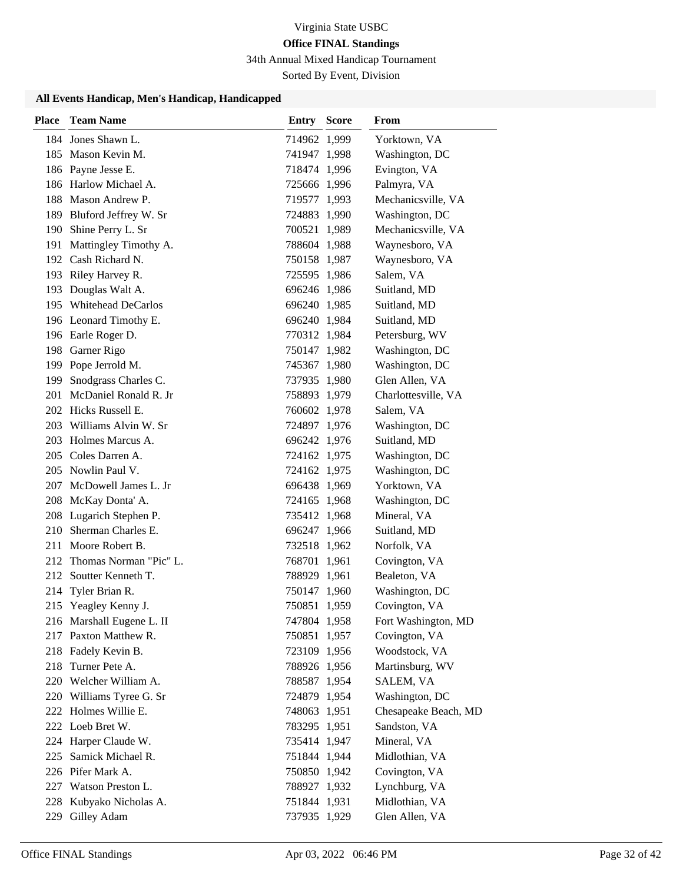Virginia State USBC

**Office FINAL Standings**

34th Annual Mixed Handicap Tournament

Sorted By Event, Division

### All Events Handicap, Men's Handicap, Handicapped

| Place | Team Name | Entry | Score | From |
|---|---|---|---|---|
| 184 | Jones Shawn L. | 714962 | 1,999 | Yorktown, VA |
| 185 | Mason Kevin M. | 741947 | 1,998 | Washington, DC |
| 186 | Payne Jesse E. | 718474 | 1,996 | Evington, VA |
| 186 | Harlow Michael A. | 725666 | 1,996 | Palmyra, VA |
| 188 | Mason Andrew P. | 719577 | 1,993 | Mechanicsville, VA |
| 189 | Bluford Jeffrey W. Sr | 724883 | 1,990 | Washington, DC |
| 190 | Shine Perry L. Sr | 700521 | 1,989 | Mechanicsville, VA |
| 191 | Mattingley Timothy A. | 788604 | 1,988 | Waynesboro, VA |
| 192 | Cash Richard N. | 750158 | 1,987 | Waynesboro, VA |
| 193 | Riley Harvey R. | 725595 | 1,986 | Salem, VA |
| 193 | Douglas Walt A. | 696246 | 1,986 | Suitland, MD |
| 195 | Whitehead DeCarlos | 696240 | 1,985 | Suitland, MD |
| 196 | Leonard Timothy E. | 696240 | 1,984 | Suitland, MD |
| 196 | Earle Roger D. | 770312 | 1,984 | Petersburg, WV |
| 198 | Garner Rigo | 750147 | 1,982 | Washington, DC |
| 199 | Pope Jerrold M. | 745367 | 1,980 | Washington, DC |
| 199 | Snodgrass Charles C. | 737935 | 1,980 | Glen Allen, VA |
| 201 | McDaniel Ronald R. Jr | 758893 | 1,979 | Charlottesville, VA |
| 202 | Hicks Russell E. | 760602 | 1,978 | Salem, VA |
| 203 | Williams Alvin W. Sr | 724897 | 1,976 | Washington, DC |
| 203 | Holmes Marcus A. | 696242 | 1,976 | Suitland, MD |
| 205 | Coles Darren A. | 724162 | 1,975 | Washington, DC |
| 205 | Nowlin Paul V. | 724162 | 1,975 | Washington, DC |
| 207 | McDowell James L. Jr | 696438 | 1,969 | Yorktown, VA |
| 208 | McKay Donta' A. | 724165 | 1,968 | Washington, DC |
| 208 | Lugarich Stephen P. | 735412 | 1,968 | Mineral, VA |
| 210 | Sherman Charles E. | 696247 | 1,966 | Suitland, MD |
| 211 | Moore Robert B. | 732518 | 1,962 | Norfolk, VA |
| 212 | Thomas Norman "Pic" L. | 768701 | 1,961 | Covington, VA |
| 212 | Soutter Kenneth T. | 788929 | 1,961 | Bealeton, VA |
| 214 | Tyler Brian R. | 750147 | 1,960 | Washington, DC |
| 215 | Yeagley Kenny J. | 750851 | 1,959 | Covington, VA |
| 216 | Marshall Eugene L. II | 747804 | 1,958 | Fort Washington, MD |
| 217 | Paxton Matthew R. | 750851 | 1,957 | Covington, VA |
| 218 | Fadely Kevin B. | 723109 | 1,956 | Woodstock, VA |
| 218 | Turner Pete A. | 788926 | 1,956 | Martinsburg, WV |
| 220 | Welcher William A. | 788587 | 1,954 | SALEM, VA |
| 220 | Williams Tyree G. Sr | 724879 | 1,954 | Washington, DC |
| 222 | Holmes Willie E. | 748063 | 1,951 | Chesapeake Beach, MD |
| 222 | Loeb Bret W. | 783295 | 1,951 | Sandston, VA |
| 224 | Harper Claude W. | 735414 | 1,947 | Mineral, VA |
| 225 | Samick Michael R. | 751844 | 1,944 | Midlothian, VA |
| 226 | Pifer Mark A. | 750850 | 1,942 | Covington, VA |
| 227 | Watson Preston L. | 788927 | 1,932 | Lynchburg, VA |
| 228 | Kubyako Nicholas A. | 751844 | 1,931 | Midlothian, VA |
| 229 | Gilley Adam | 737935 | 1,929 | Glen Allen, VA |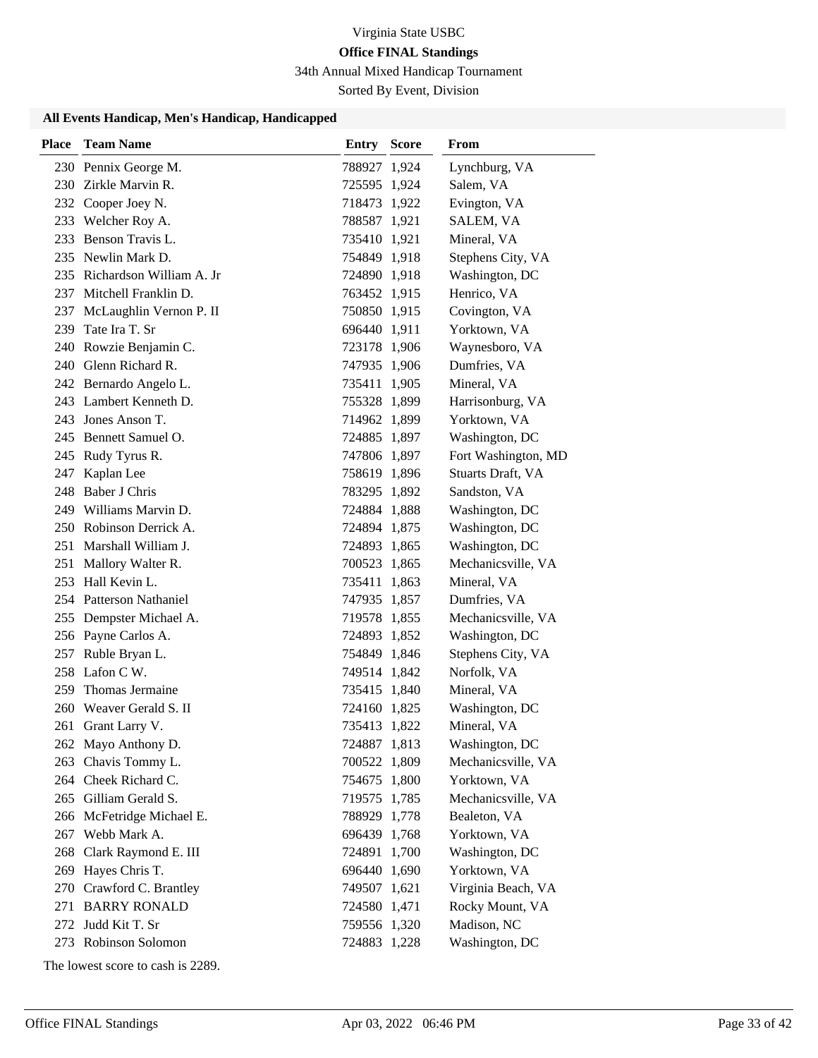Virginia State USBC

**Office FINAL Standings**

34th Annual Mixed Handicap Tournament

Sorted By Event, Division

### All Events Handicap, Men's Handicap, Handicapped

| Place | Team Name | Entry | Score | From |
|---|---|---|---|---|
| 230 | Pennix George M. | 788927 | 1,924 | Lynchburg, VA |
| 230 | Zirkle Marvin R. | 725595 | 1,924 | Salem, VA |
| 232 | Cooper Joey N. | 718473 | 1,922 | Evington, VA |
| 233 | Welcher Roy A. | 788587 | 1,921 | SALEM, VA |
| 233 | Benson Travis L. | 735410 | 1,921 | Mineral, VA |
| 235 | Newlin Mark D. | 754849 | 1,918 | Stephens City, VA |
| 235 | Richardson William A. Jr | 724890 | 1,918 | Washington, DC |
| 237 | Mitchell Franklin D. | 763452 | 1,915 | Henrico, VA |
| 237 | McLaughlin Vernon P. II | 750850 | 1,915 | Covington, VA |
| 239 | Tate Ira T. Sr | 696440 | 1,911 | Yorktown, VA |
| 240 | Rowzie Benjamin C. | 723178 | 1,906 | Waynesboro, VA |
| 240 | Glenn Richard R. | 747935 | 1,906 | Dumfries, VA |
| 242 | Bernardo Angelo L. | 735411 | 1,905 | Mineral, VA |
| 243 | Lambert Kenneth D. | 755328 | 1,899 | Harrisonburg, VA |
| 243 | Jones Anson T. | 714962 | 1,899 | Yorktown, VA |
| 245 | Bennett Samuel O. | 724885 | 1,897 | Washington, DC |
| 245 | Rudy Tyrus R. | 747806 | 1,897 | Fort Washington, MD |
| 247 | Kaplan Lee | 758619 | 1,896 | Stuarts Draft, VA |
| 248 | Baber J Chris | 783295 | 1,892 | Sandston, VA |
| 249 | Williams Marvin D. | 724884 | 1,888 | Washington, DC |
| 250 | Robinson Derrick A. | 724894 | 1,875 | Washington, DC |
| 251 | Marshall William J. | 724893 | 1,865 | Washington, DC |
| 251 | Mallory Walter R. | 700523 | 1,865 | Mechanicsville, VA |
| 253 | Hall Kevin L. | 735411 | 1,863 | Mineral, VA |
| 254 | Patterson Nathaniel | 747935 | 1,857 | Dumfries, VA |
| 255 | Dempster Michael A. | 719578 | 1,855 | Mechanicsville, VA |
| 256 | Payne Carlos A. | 724893 | 1,852 | Washington, DC |
| 257 | Ruble Bryan L. | 754849 | 1,846 | Stephens City, VA |
| 258 | Lafon C W. | 749514 | 1,842 | Norfolk, VA |
| 259 | Thomas Jermaine | 735415 | 1,840 | Mineral, VA |
| 260 | Weaver Gerald S. II | 724160 | 1,825 | Washington, DC |
| 261 | Grant Larry V. | 735413 | 1,822 | Mineral, VA |
| 262 | Mayo Anthony D. | 724887 | 1,813 | Washington, DC |
| 263 | Chavis Tommy L. | 700522 | 1,809 | Mechanicsville, VA |
| 264 | Cheek Richard C. | 754675 | 1,800 | Yorktown, VA |
| 265 | Gilliam Gerald S. | 719575 | 1,785 | Mechanicsville, VA |
| 266 | McFetridge Michael E. | 788929 | 1,778 | Bealeton, VA |
| 267 | Webb Mark A. | 696439 | 1,768 | Yorktown, VA |
| 268 | Clark Raymond E. III | 724891 | 1,700 | Washington, DC |
| 269 | Hayes Chris T. | 696440 | 1,690 | Yorktown, VA |
| 270 | Crawford C. Brantley | 749507 | 1,621 | Virginia Beach, VA |
| 271 | BARRY RONALD | 724580 | 1,471 | Rocky Mount, VA |
| 272 | Judd Kit T. Sr | 759556 | 1,320 | Madison, NC |
| 273 | Robinson Solomon | 724883 | 1,228 | Washington, DC |

The lowest score to cash is 2289.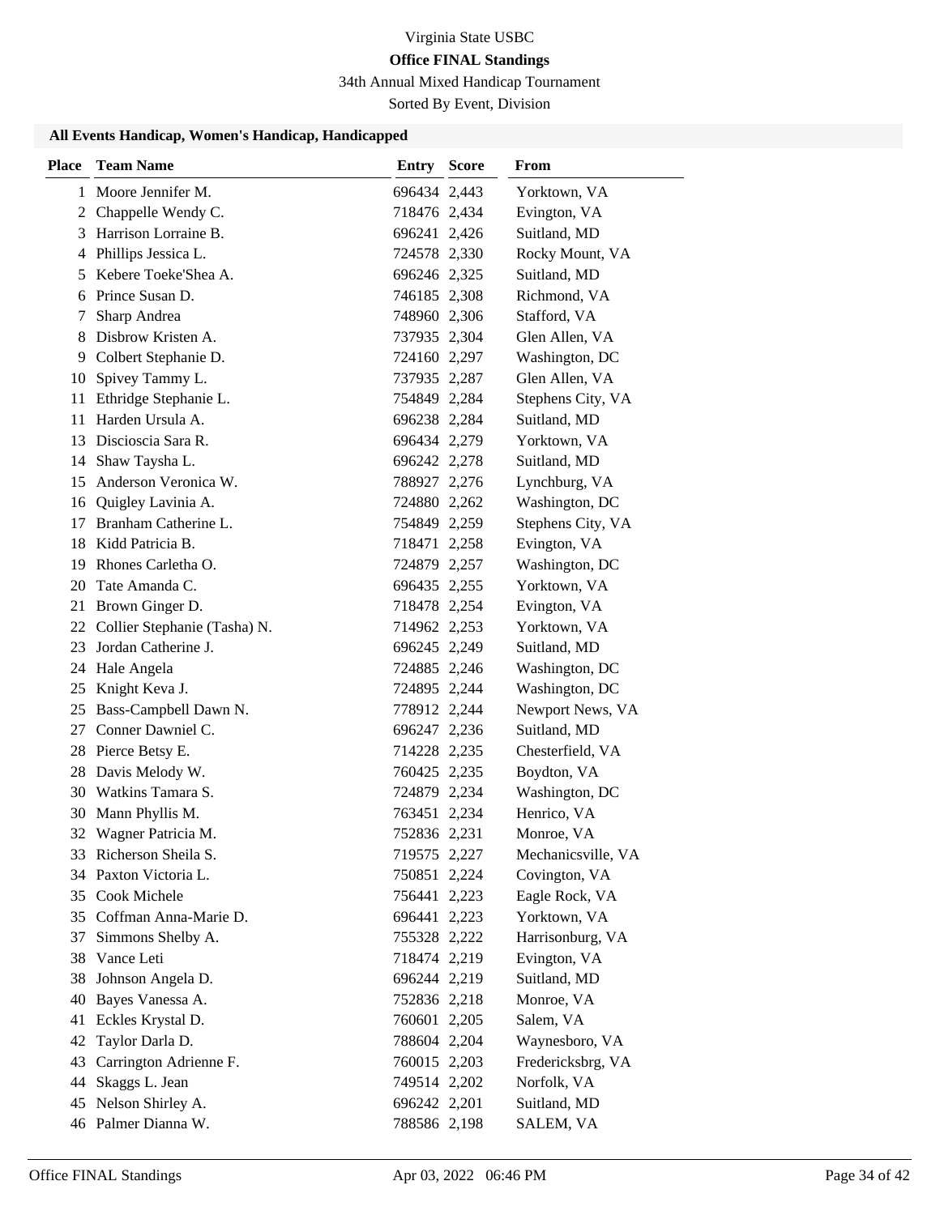# Virginia State USBC

## Office FINAL Standings

34th Annual Mixed Handicap Tournament

Sorted By Event, Division

### All Events Handicap, Women's Handicap, Handicapped

| Place | Team Name | Entry | Score | From |
|---|---|---|---|---|
| 1 | Moore Jennifer M. | 696434 | 2,443 | Yorktown, VA |
| 2 | Chappelle Wendy C. | 718476 | 2,434 | Evington, VA |
| 3 | Harrison Lorraine B. | 696241 | 2,426 | Suitland, MD |
| 4 | Phillips Jessica L. | 724578 | 2,330 | Rocky Mount, VA |
| 5 | Kebere Toeke'Shea A. | 696246 | 2,325 | Suitland, MD |
| 6 | Prince Susan D. | 746185 | 2,308 | Richmond, VA |
| 7 | Sharp Andrea | 748960 | 2,306 | Stafford, VA |
| 8 | Disbrow Kristen A. | 737935 | 2,304 | Glen Allen, VA |
| 9 | Colbert Stephanie D. | 724160 | 2,297 | Washington, DC |
| 10 | Spivey Tammy L. | 737935 | 2,287 | Glen Allen, VA |
| 11 | Ethridge Stephanie L. | 754849 | 2,284 | Stephens City, VA |
| 11 | Harden Ursula A. | 696238 | 2,284 | Suitland, MD |
| 13 | Discioscia Sara R. | 696434 | 2,279 | Yorktown, VA |
| 14 | Shaw Taysha L. | 696242 | 2,278 | Suitland, MD |
| 15 | Anderson Veronica W. | 788927 | 2,276 | Lynchburg, VA |
| 16 | Quigley Lavinia A. | 724880 | 2,262 | Washington, DC |
| 17 | Branham Catherine L. | 754849 | 2,259 | Stephens City, VA |
| 18 | Kidd Patricia B. | 718471 | 2,258 | Evington, VA |
| 19 | Rhones Carletha O. | 724879 | 2,257 | Washington, DC |
| 20 | Tate Amanda C. | 696435 | 2,255 | Yorktown, VA |
| 21 | Brown Ginger D. | 718478 | 2,254 | Evington, VA |
| 22 | Collier Stephanie (Tasha) N. | 714962 | 2,253 | Yorktown, VA |
| 23 | Jordan Catherine J. | 696245 | 2,249 | Suitland, MD |
| 24 | Hale Angela | 724885 | 2,246 | Washington, DC |
| 25 | Knight Keva J. | 724895 | 2,244 | Washington, DC |
| 25 | Bass-Campbell Dawn N. | 778912 | 2,244 | Newport News, VA |
| 27 | Conner Dawniel C. | 696247 | 2,236 | Suitland, MD |
| 28 | Pierce Betsy E. | 714228 | 2,235 | Chesterfield, VA |
| 28 | Davis Melody W. | 760425 | 2,235 | Boydton, VA |
| 30 | Watkins Tamara S. | 724879 | 2,234 | Washington, DC |
| 30 | Mann Phyllis M. | 763451 | 2,234 | Henrico, VA |
| 32 | Wagner Patricia M. | 752836 | 2,231 | Monroe, VA |
| 33 | Richerson Sheila S. | 719575 | 2,227 | Mechanicsville, VA |
| 34 | Paxton Victoria L. | 750851 | 2,224 | Covington, VA |
| 35 | Cook Michele | 756441 | 2,223 | Eagle Rock, VA |
| 35 | Coffman Anna-Marie D. | 696441 | 2,223 | Yorktown, VA |
| 37 | Simmons Shelby A. | 755328 | 2,222 | Harrisonburg, VA |
| 38 | Vance Leti | 718474 | 2,219 | Evington, VA |
| 38 | Johnson Angela D. | 696244 | 2,219 | Suitland, MD |
| 40 | Bayes Vanessa A. | 752836 | 2,218 | Monroe, VA |
| 41 | Eckles Krystal D. | 760601 | 2,205 | Salem, VA |
| 42 | Taylor Darla D. | 788604 | 2,204 | Waynesboro, VA |
| 43 | Carrington Adrienne F. | 760015 | 2,203 | Fredericksbrg, VA |
| 44 | Skaggs L. Jean | 749514 | 2,202 | Norfolk, VA |
| 45 | Nelson Shirley A. | 696242 | 2,201 | Suitland, MD |
| 46 | Palmer Dianna W. | 788586 | 2,198 | SALEM, VA |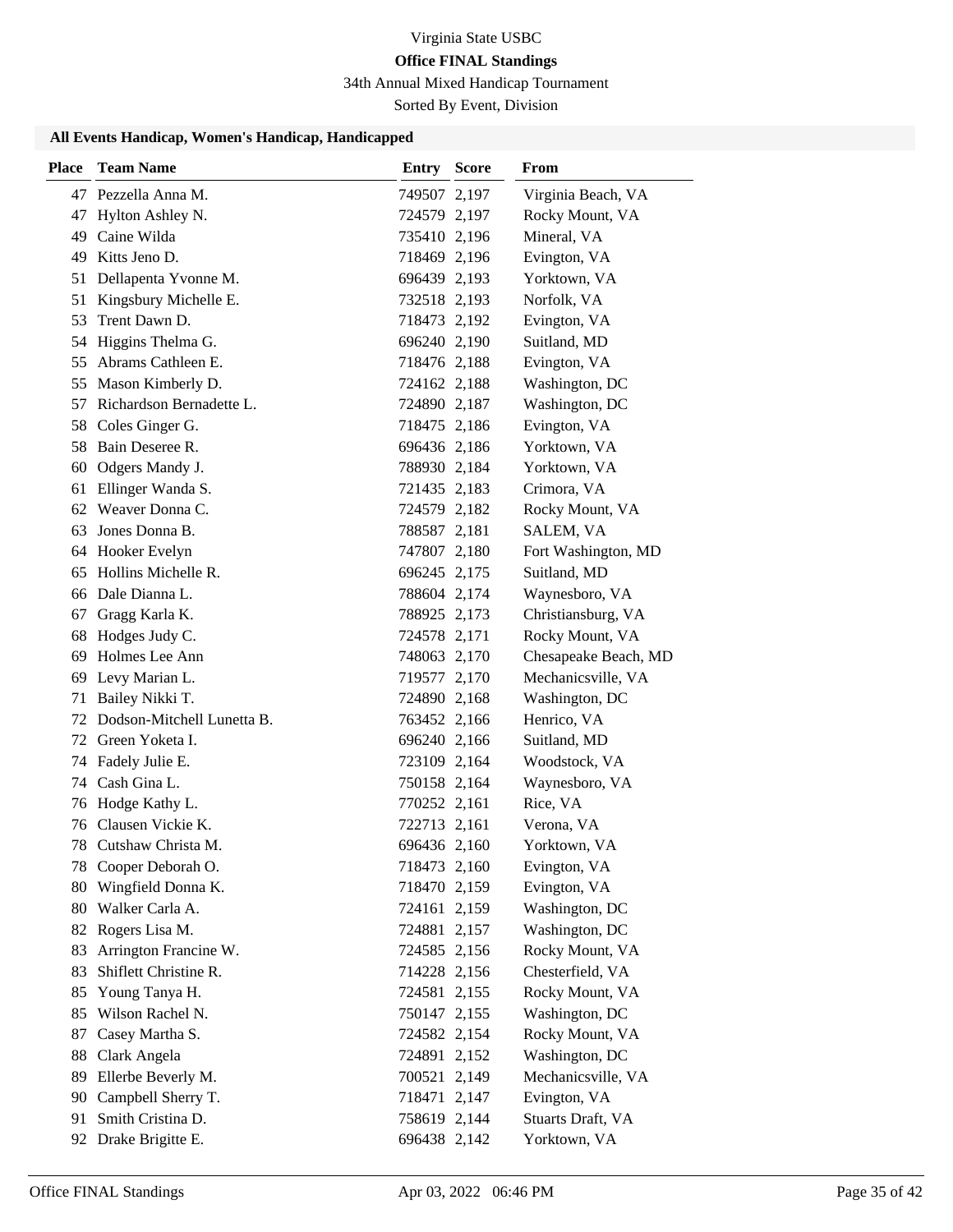Virginia State USBC

**Office FINAL Standings**

34th Annual Mixed Handicap Tournament

Sorted By Event, Division

### All Events Handicap, Women's Handicap, Handicapped

| Place | Team Name | Entry | Score | From |
|---|---|---|---|---|
| 47 | Pezzella Anna M. | 749507 | 2,197 | Virginia Beach, VA |
| 47 | Hylton Ashley N. | 724579 | 2,197 | Rocky Mount, VA |
| 49 | Caine Wilda | 735410 | 2,196 | Mineral, VA |
| 49 | Kitts Jeno D. | 718469 | 2,196 | Evington, VA |
| 51 | Dellapenta Yvonne M. | 696439 | 2,193 | Yorktown, VA |
| 51 | Kingsbury Michelle E. | 732518 | 2,193 | Norfolk, VA |
| 53 | Trent Dawn D. | 718473 | 2,192 | Evington, VA |
| 54 | Higgins Thelma G. | 696240 | 2,190 | Suitland, MD |
| 55 | Abrams Cathleen E. | 718476 | 2,188 | Evington, VA |
| 55 | Mason Kimberly D. | 724162 | 2,188 | Washington, DC |
| 57 | Richardson Bernadette L. | 724890 | 2,187 | Washington, DC |
| 58 | Coles Ginger G. | 718475 | 2,186 | Evington, VA |
| 58 | Bain Deseree R. | 696436 | 2,186 | Yorktown, VA |
| 60 | Odgers Mandy J. | 788930 | 2,184 | Yorktown, VA |
| 61 | Ellinger Wanda S. | 721435 | 2,183 | Crimora, VA |
| 62 | Weaver Donna C. | 724579 | 2,182 | Rocky Mount, VA |
| 63 | Jones Donna B. | 788587 | 2,181 | SALEM, VA |
| 64 | Hooker Evelyn | 747807 | 2,180 | Fort Washington, MD |
| 65 | Hollins Michelle R. | 696245 | 2,175 | Suitland, MD |
| 66 | Dale Dianna L. | 788604 | 2,174 | Waynesboro, VA |
| 67 | Gragg Karla K. | 788925 | 2,173 | Christiansburg, VA |
| 68 | Hodges Judy C. | 724578 | 2,171 | Rocky Mount, VA |
| 69 | Holmes Lee Ann | 748063 | 2,170 | Chesapeake Beach, MD |
| 69 | Levy Marian L. | 719577 | 2,170 | Mechanicsville, VA |
| 71 | Bailey Nikki T. | 724890 | 2,168 | Washington, DC |
| 72 | Dodson-Mitchell Lunetta B. | 763452 | 2,166 | Henrico, VA |
| 72 | Green Yoketa I. | 696240 | 2,166 | Suitland, MD |
| 74 | Fadely Julie E. | 723109 | 2,164 | Woodstock, VA |
| 74 | Cash Gina L. | 750158 | 2,164 | Waynesboro, VA |
| 76 | Hodge Kathy L. | 770252 | 2,161 | Rice, VA |
| 76 | Clausen Vickie K. | 722713 | 2,161 | Verona, VA |
| 78 | Cutshaw Christa M. | 696436 | 2,160 | Yorktown, VA |
| 78 | Cooper Deborah O. | 718473 | 2,160 | Evington, VA |
| 80 | Wingfield Donna K. | 718470 | 2,159 | Evington, VA |
| 80 | Walker Carla A. | 724161 | 2,159 | Washington, DC |
| 82 | Rogers Lisa M. | 724881 | 2,157 | Washington, DC |
| 83 | Arrington Francine W. | 724585 | 2,156 | Rocky Mount, VA |
| 83 | Shiflett Christine R. | 714228 | 2,156 | Chesterfield, VA |
| 85 | Young Tanya H. | 724581 | 2,155 | Rocky Mount, VA |
| 85 | Wilson Rachel N. | 750147 | 2,155 | Washington, DC |
| 87 | Casey Martha S. | 724582 | 2,154 | Rocky Mount, VA |
| 88 | Clark Angela | 724891 | 2,152 | Washington, DC |
| 89 | Ellerbe Beverly M. | 700521 | 2,149 | Mechanicsville, VA |
| 90 | Campbell Sherry T. | 718471 | 2,147 | Evington, VA |
| 91 | Smith Cristina D. | 758619 | 2,144 | Stuarts Draft, VA |
| 92 | Drake Brigitte E. | 696438 | 2,142 | Yorktown, VA |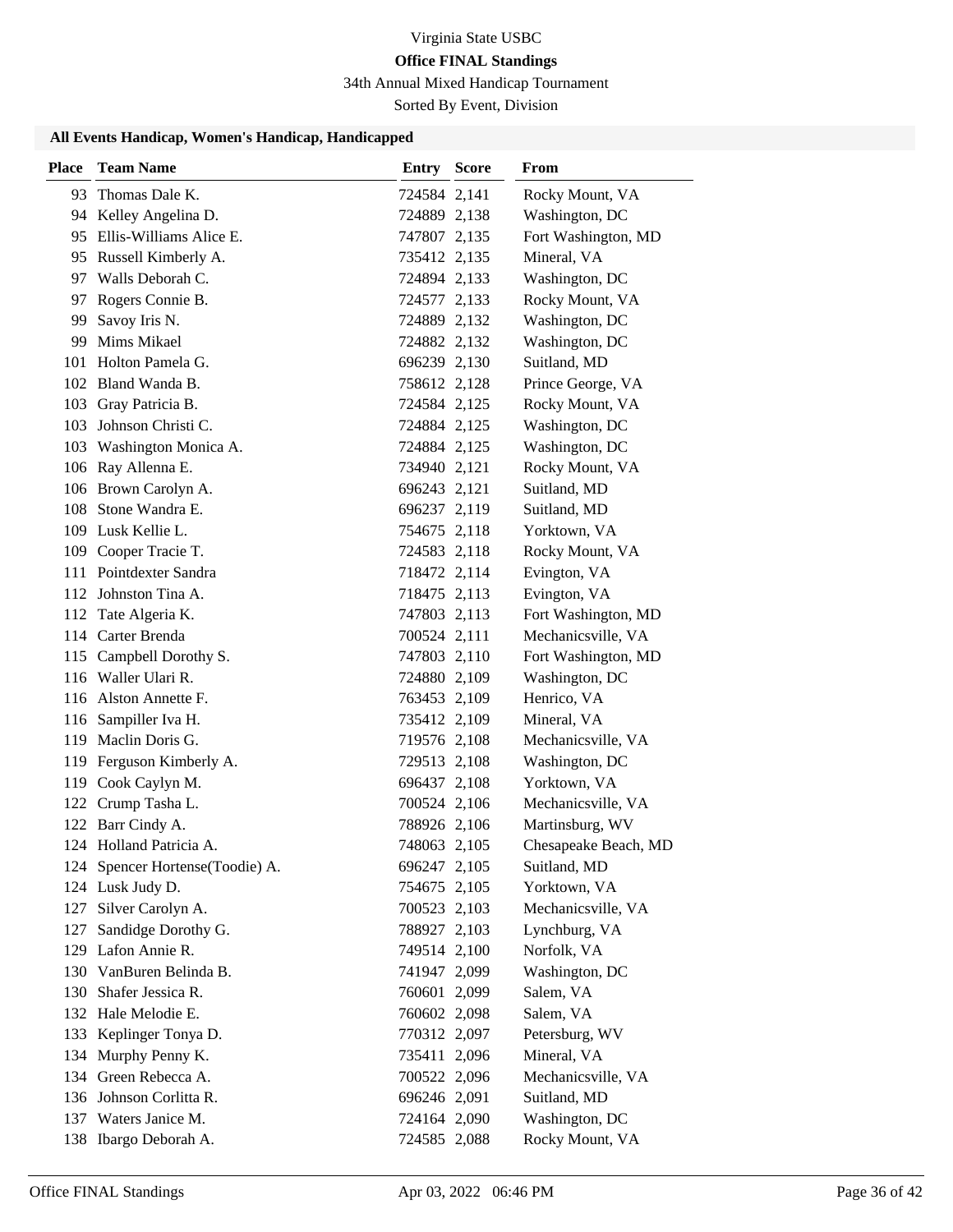Virginia State USBC

**Office FINAL Standings**

34th Annual Mixed Handicap Tournament

Sorted By Event, Division

### All Events Handicap, Women's Handicap, Handicapped

| Place | Team Name | Entry | Score | From |
|---|---|---|---|---|
| 93 | Thomas Dale K. | 724584 | 2,141 | Rocky Mount, VA |
| 94 | Kelley Angelina D. | 724889 | 2,138 | Washington, DC |
| 95 | Ellis-Williams Alice E. | 747807 | 2,135 | Fort Washington, MD |
| 95 | Russell Kimberly A. | 735412 | 2,135 | Mineral, VA |
| 97 | Walls Deborah C. | 724894 | 2,133 | Washington, DC |
| 97 | Rogers Connie B. | 724577 | 2,133 | Rocky Mount, VA |
| 99 | Savoy Iris N. | 724889 | 2,132 | Washington, DC |
| 99 | Mims Mikael | 724882 | 2,132 | Washington, DC |
| 101 | Holton Pamela G. | 696239 | 2,130 | Suitland, MD |
| 102 | Bland Wanda B. | 758612 | 2,128 | Prince George, VA |
| 103 | Gray Patricia B. | 724584 | 2,125 | Rocky Mount, VA |
| 103 | Johnson Christi C. | 724884 | 2,125 | Washington, DC |
| 103 | Washington Monica A. | 724884 | 2,125 | Washington, DC |
| 106 | Ray Allenna E. | 734940 | 2,121 | Rocky Mount, VA |
| 106 | Brown Carolyn A. | 696243 | 2,121 | Suitland, MD |
| 108 | Stone Wandra E. | 696237 | 2,119 | Suitland, MD |
| 109 | Lusk Kellie L. | 754675 | 2,118 | Yorktown, VA |
| 109 | Cooper Tracie T. | 724583 | 2,118 | Rocky Mount, VA |
| 111 | Pointdexter Sandra | 718472 | 2,114 | Evington, VA |
| 112 | Johnston Tina A. | 718475 | 2,113 | Evington, VA |
| 112 | Tate Algeria K. | 747803 | 2,113 | Fort Washington, MD |
| 114 | Carter Brenda | 700524 | 2,111 | Mechanicsville, VA |
| 115 | Campbell Dorothy S. | 747803 | 2,110 | Fort Washington, MD |
| 116 | Waller Ulari R. | 724880 | 2,109 | Washington, DC |
| 116 | Alston Annette F. | 763453 | 2,109 | Henrico, VA |
| 116 | Sampiller Iva H. | 735412 | 2,109 | Mineral, VA |
| 119 | Maclin Doris G. | 719576 | 2,108 | Mechanicsville, VA |
| 119 | Ferguson Kimberly A. | 729513 | 2,108 | Washington, DC |
| 119 | Cook Caylyn M. | 696437 | 2,108 | Yorktown, VA |
| 122 | Crump Tasha L. | 700524 | 2,106 | Mechanicsville, VA |
| 122 | Barr Cindy A. | 788926 | 2,106 | Martinsburg, WV |
| 124 | Holland Patricia A. | 748063 | 2,105 | Chesapeake Beach, MD |
| 124 | Spencer Hortense(Toodie) A. | 696247 | 2,105 | Suitland, MD |
| 124 | Lusk Judy D. | 754675 | 2,105 | Yorktown, VA |
| 127 | Silver Carolyn A. | 700523 | 2,103 | Mechanicsville, VA |
| 127 | Sandidge Dorothy G. | 788927 | 2,103 | Lynchburg, VA |
| 129 | Lafon Annie R. | 749514 | 2,100 | Norfolk, VA |
| 130 | VanBuren Belinda B. | 741947 | 2,099 | Washington, DC |
| 130 | Shafer Jessica R. | 760601 | 2,099 | Salem, VA |
| 132 | Hale Melodie E. | 760602 | 2,098 | Salem, VA |
| 133 | Keplinger Tonya D. | 770312 | 2,097 | Petersburg, WV |
| 134 | Murphy Penny K. | 735411 | 2,096 | Mineral, VA |
| 134 | Green Rebecca A. | 700522 | 2,096 | Mechanicsville, VA |
| 136 | Johnson Corlitta R. | 696246 | 2,091 | Suitland, MD |
| 137 | Waters Janice M. | 724164 | 2,090 | Washington, DC |
| 138 | Ibargo Deborah A. | 724585 | 2,088 | Rocky Mount, VA |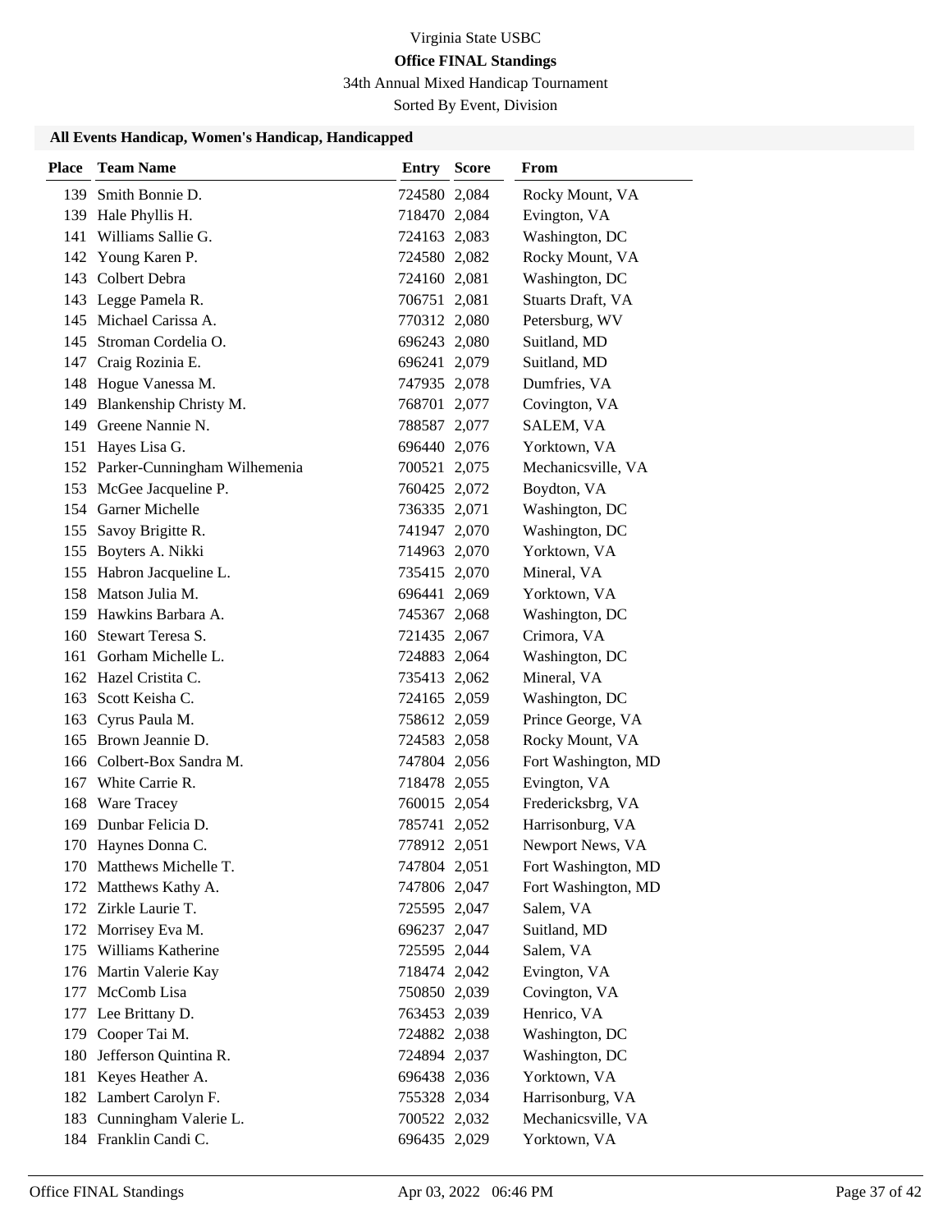Virginia State USBC

**Office FINAL Standings**

34th Annual Mixed Handicap Tournament

Sorted By Event, Division

### All Events Handicap, Women's Handicap, Handicapped

| Place | Team Name | Entry | Score | From |
|---|---|---|---|---|
| 139 | Smith Bonnie D. | 724580 | 2,084 | Rocky Mount, VA |
| 139 | Hale Phyllis H. | 718470 | 2,084 | Evington, VA |
| 141 | Williams Sallie G. | 724163 | 2,083 | Washington, DC |
| 142 | Young Karen P. | 724580 | 2,082 | Rocky Mount, VA |
| 143 | Colbert Debra | 724160 | 2,081 | Washington, DC |
| 143 | Legge Pamela R. | 706751 | 2,081 | Stuarts Draft, VA |
| 145 | Michael Carissa A. | 770312 | 2,080 | Petersburg, WV |
| 145 | Stroman Cordelia O. | 696243 | 2,080 | Suitland, MD |
| 147 | Craig Rozinia E. | 696241 | 2,079 | Suitland, MD |
| 148 | Hogue Vanessa M. | 747935 | 2,078 | Dumfries, VA |
| 149 | Blankenship Christy M. | 768701 | 2,077 | Covington, VA |
| 149 | Greene Nannie N. | 788587 | 2,077 | SALEM, VA |
| 151 | Hayes Lisa G. | 696440 | 2,076 | Yorktown, VA |
| 152 | Parker-Cunningham Wilhemenia | 700521 | 2,075 | Mechanicsville, VA |
| 153 | McGee Jacqueline P. | 760425 | 2,072 | Boydton, VA |
| 154 | Garner Michelle | 736335 | 2,071 | Washington, DC |
| 155 | Savoy Brigitte R. | 741947 | 2,070 | Washington, DC |
| 155 | Boyters A. Nikki | 714963 | 2,070 | Yorktown, VA |
| 155 | Habron Jacqueline L. | 735415 | 2,070 | Mineral, VA |
| 158 | Matson Julia M. | 696441 | 2,069 | Yorktown, VA |
| 159 | Hawkins Barbara A. | 745367 | 2,068 | Washington, DC |
| 160 | Stewart Teresa S. | 721435 | 2,067 | Crimora, VA |
| 161 | Gorham Michelle L. | 724883 | 2,064 | Washington, DC |
| 162 | Hazel Cristita C. | 735413 | 2,062 | Mineral, VA |
| 163 | Scott Keisha C. | 724165 | 2,059 | Washington, DC |
| 163 | Cyrus Paula M. | 758612 | 2,059 | Prince George, VA |
| 165 | Brown Jeannie D. | 724583 | 2,058 | Rocky Mount, VA |
| 166 | Colbert-Box Sandra M. | 747804 | 2,056 | Fort Washington, MD |
| 167 | White Carrie R. | 718478 | 2,055 | Evington, VA |
| 168 | Ware Tracey | 760015 | 2,054 | Fredericksbrg, VA |
| 169 | Dunbar Felicia D. | 785741 | 2,052 | Harrisonburg, VA |
| 170 | Haynes Donna C. | 778912 | 2,051 | Newport News, VA |
| 170 | Matthews Michelle T. | 747804 | 2,051 | Fort Washington, MD |
| 172 | Matthews Kathy A. | 747806 | 2,047 | Fort Washington, MD |
| 172 | Zirkle Laurie T. | 725595 | 2,047 | Salem, VA |
| 172 | Morrisey Eva M. | 696237 | 2,047 | Suitland, MD |
| 175 | Williams Katherine | 725595 | 2,044 | Salem, VA |
| 176 | Martin Valerie Kay | 718474 | 2,042 | Evington, VA |
| 177 | McComb Lisa | 750850 | 2,039 | Covington, VA |
| 177 | Lee Brittany D. | 763453 | 2,039 | Henrico, VA |
| 179 | Cooper Tai M. | 724882 | 2,038 | Washington, DC |
| 180 | Jefferson Quintina R. | 724894 | 2,037 | Washington, DC |
| 181 | Keyes Heather A. | 696438 | 2,036 | Yorktown, VA |
| 182 | Lambert Carolyn F. | 755328 | 2,034 | Harrisonburg, VA |
| 183 | Cunningham Valerie L. | 700522 | 2,032 | Mechanicsville, VA |
| 184 | Franklin Candi C. | 696435 | 2,029 | Yorktown, VA |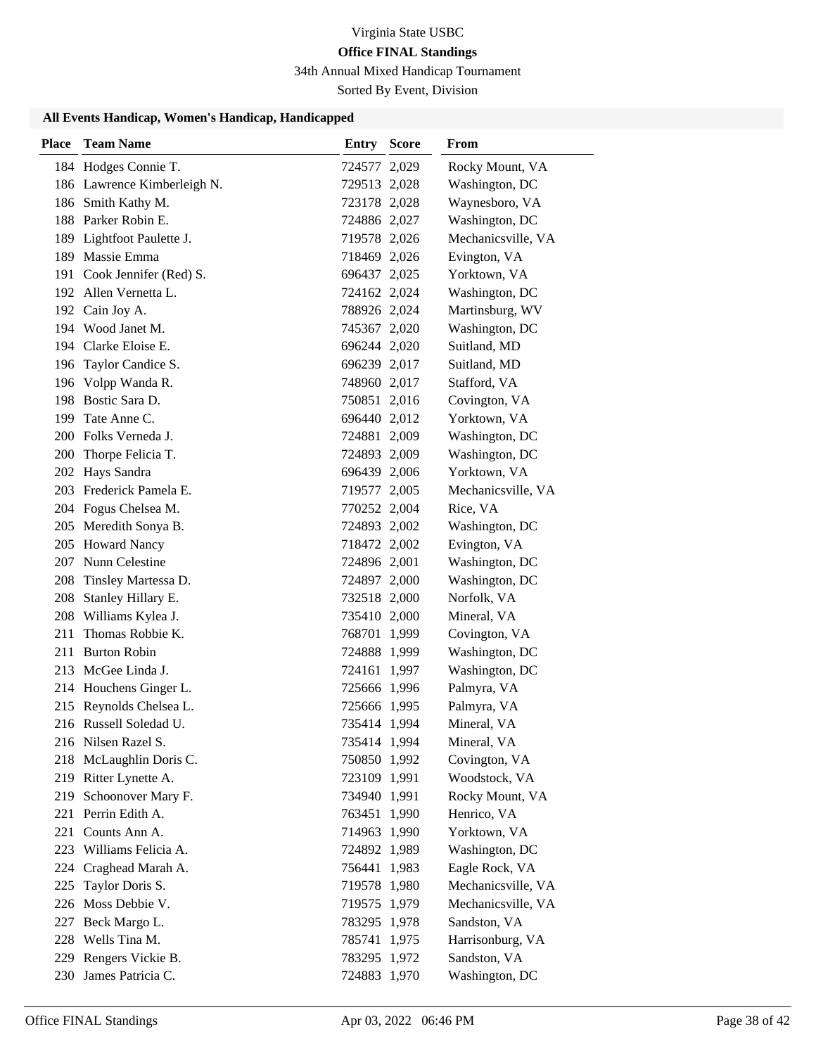Virginia State USBC

**Office FINAL Standings**

34th Annual Mixed Handicap Tournament

Sorted By Event, Division

### All Events Handicap, Women's Handicap, Handicapped

| Place | Team Name | Entry | Score | From |
|---|---|---|---|---|
| 184 | Hodges Connie T. | 724577 | 2,029 | Rocky Mount, VA |
| 186 | Lawrence Kimberleigh N. | 729513 | 2,028 | Washington, DC |
| 186 | Smith Kathy M. | 723178 | 2,028 | Waynesboro, VA |
| 188 | Parker Robin E. | 724886 | 2,027 | Washington, DC |
| 189 | Lightfoot Paulette J. | 719578 | 2,026 | Mechanicsville, VA |
| 189 | Massie Emma | 718469 | 2,026 | Evington, VA |
| 191 | Cook Jennifer (Red) S. | 696437 | 2,025 | Yorktown, VA |
| 192 | Allen Vernetta L. | 724162 | 2,024 | Washington, DC |
| 192 | Cain Joy A. | 788926 | 2,024 | Martinsburg, WV |
| 194 | Wood Janet M. | 745367 | 2,020 | Washington, DC |
| 194 | Clarke Eloise E. | 696244 | 2,020 | Suitland, MD |
| 196 | Taylor Candice S. | 696239 | 2,017 | Suitland, MD |
| 196 | Volpp Wanda R. | 748960 | 2,017 | Stafford, VA |
| 198 | Bostic Sara D. | 750851 | 2,016 | Covington, VA |
| 199 | Tate Anne C. | 696440 | 2,012 | Yorktown, VA |
| 200 | Folks Verneda J. | 724881 | 2,009 | Washington, DC |
| 200 | Thorpe Felicia T. | 724893 | 2,009 | Washington, DC |
| 202 | Hays Sandra | 696439 | 2,006 | Yorktown, VA |
| 203 | Frederick Pamela E. | 719577 | 2,005 | Mechanicsville, VA |
| 204 | Fogus Chelsea M. | 770252 | 2,004 | Rice, VA |
| 205 | Meredith Sonya B. | 724893 | 2,002 | Washington, DC |
| 205 | Howard Nancy | 718472 | 2,002 | Evington, VA |
| 207 | Nunn Celestine | 724896 | 2,001 | Washington, DC |
| 208 | Tinsley Martessa D. | 724897 | 2,000 | Washington, DC |
| 208 | Stanley Hillary E. | 732518 | 2,000 | Norfolk, VA |
| 208 | Williams Kylea J. | 735410 | 2,000 | Mineral, VA |
| 211 | Thomas Robbie K. | 768701 | 1,999 | Covington, VA |
| 211 | Burton Robin | 724888 | 1,999 | Washington, DC |
| 213 | McGee Linda J. | 724161 | 1,997 | Washington, DC |
| 214 | Houchens Ginger L. | 725666 | 1,996 | Palmyra, VA |
| 215 | Reynolds Chelsea L. | 725666 | 1,995 | Palmyra, VA |
| 216 | Russell Soledad U. | 735414 | 1,994 | Mineral, VA |
| 216 | Nilsen Razel S. | 735414 | 1,994 | Mineral, VA |
| 218 | McLaughlin Doris C. | 750850 | 1,992 | Covington, VA |
| 219 | Ritter Lynette A. | 723109 | 1,991 | Woodstock, VA |
| 219 | Schoonover Mary F. | 734940 | 1,991 | Rocky Mount, VA |
| 221 | Perrin Edith A. | 763451 | 1,990 | Henrico, VA |
| 221 | Counts Ann A. | 714963 | 1,990 | Yorktown, VA |
| 223 | Williams Felicia A. | 724892 | 1,989 | Washington, DC |
| 224 | Craghead Marah A. | 756441 | 1,983 | Eagle Rock, VA |
| 225 | Taylor Doris S. | 719578 | 1,980 | Mechanicsville, VA |
| 226 | Moss Debbie V. | 719575 | 1,979 | Mechanicsville, VA |
| 227 | Beck Margo L. | 783295 | 1,978 | Sandston, VA |
| 228 | Wells Tina M. | 785741 | 1,975 | Harrisonburg, VA |
| 229 | Rengers Vickie B. | 783295 | 1,972 | Sandston, VA |
| 230 | James Patricia C. | 724883 | 1,970 | Washington, DC |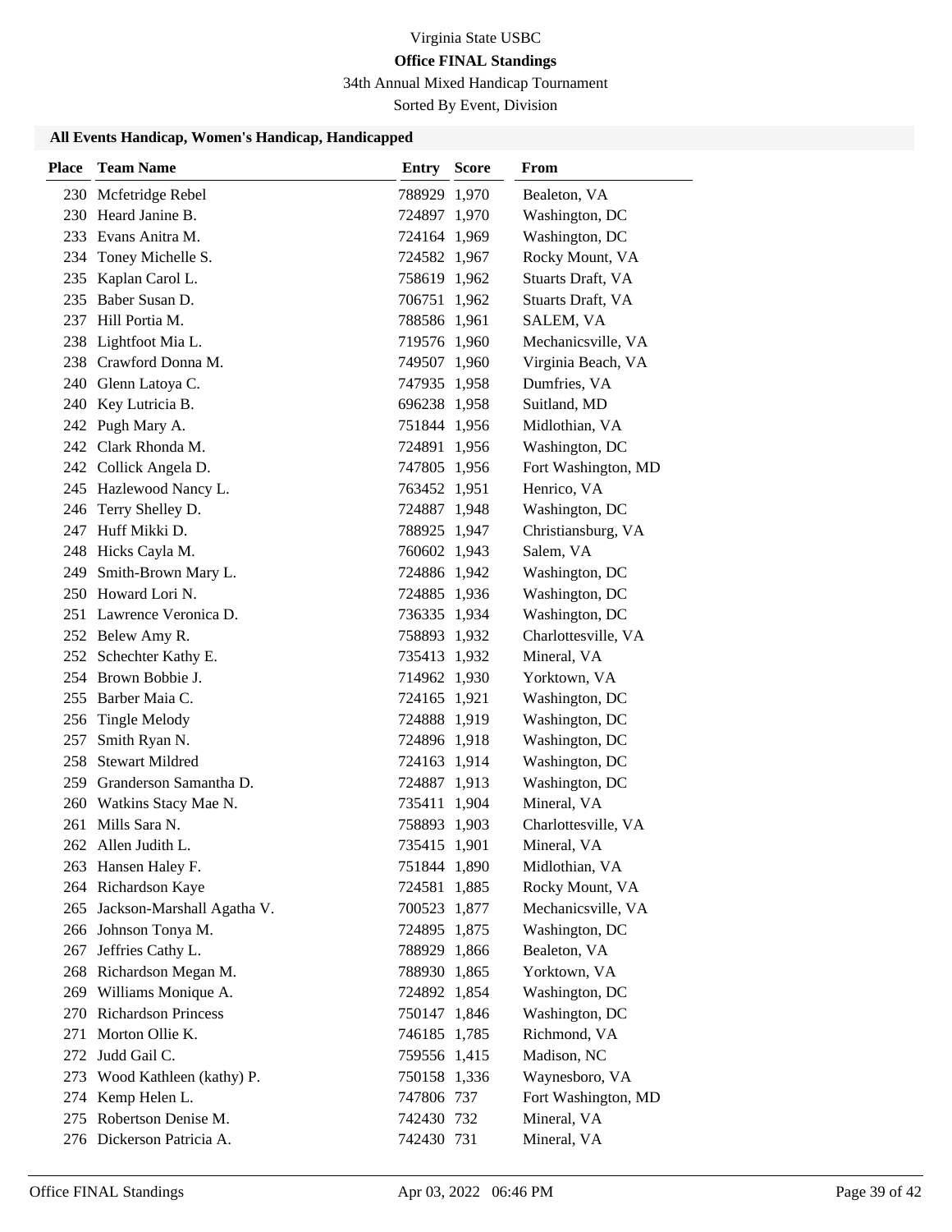Virginia State USBC

**Office FINAL Standings**

34th Annual Mixed Handicap Tournament

Sorted By Event, Division

### All Events Handicap, Women's Handicap, Handicapped

| Place | Team Name | Entry | Score | From |
|---|---|---|---|---|
| 230 | Mcfetridge Rebel | 788929 | 1,970 | Bealeton, VA |
| 230 | Heard Janine B. | 724897 | 1,970 | Washington, DC |
| 233 | Evans Anitra M. | 724164 | 1,969 | Washington, DC |
| 234 | Toney Michelle S. | 724582 | 1,967 | Rocky Mount, VA |
| 235 | Kaplan Carol L. | 758619 | 1,962 | Stuarts Draft, VA |
| 235 | Baber Susan D. | 706751 | 1,962 | Stuarts Draft, VA |
| 237 | Hill Portia M. | 788586 | 1,961 | SALEM, VA |
| 238 | Lightfoot Mia L. | 719576 | 1,960 | Mechanicsville, VA |
| 238 | Crawford Donna M. | 749507 | 1,960 | Virginia Beach, VA |
| 240 | Glenn Latoya C. | 747935 | 1,958 | Dumfries, VA |
| 240 | Key Lutricia B. | 696238 | 1,958 | Suitland, MD |
| 242 | Pugh Mary A. | 751844 | 1,956 | Midlothian, VA |
| 242 | Clark Rhonda M. | 724891 | 1,956 | Washington, DC |
| 242 | Collick Angela D. | 747805 | 1,956 | Fort Washington, MD |
| 245 | Hazlewood Nancy L. | 763452 | 1,951 | Henrico, VA |
| 246 | Terry Shelley D. | 724887 | 1,948 | Washington, DC |
| 247 | Huff Mikki D. | 788925 | 1,947 | Christiansburg, VA |
| 248 | Hicks Cayla M. | 760602 | 1,943 | Salem, VA |
| 249 | Smith-Brown Mary L. | 724886 | 1,942 | Washington, DC |
| 250 | Howard Lori N. | 724885 | 1,936 | Washington, DC |
| 251 | Lawrence Veronica D. | 736335 | 1,934 | Washington, DC |
| 252 | Belew Amy R. | 758893 | 1,932 | Charlottesville, VA |
| 252 | Schechter Kathy E. | 735413 | 1,932 | Mineral, VA |
| 254 | Brown Bobbie J. | 714962 | 1,930 | Yorktown, VA |
| 255 | Barber Maia C. | 724165 | 1,921 | Washington, DC |
| 256 | Tingle Melody | 724888 | 1,919 | Washington, DC |
| 257 | Smith Ryan N. | 724896 | 1,918 | Washington, DC |
| 258 | Stewart Mildred | 724163 | 1,914 | Washington, DC |
| 259 | Granderson Samantha D. | 724887 | 1,913 | Washington, DC |
| 260 | Watkins Stacy Mae N. | 735411 | 1,904 | Mineral, VA |
| 261 | Mills Sara N. | 758893 | 1,903 | Charlottesville, VA |
| 262 | Allen Judith L. | 735415 | 1,901 | Mineral, VA |
| 263 | Hansen Haley F. | 751844 | 1,890 | Midlothian, VA |
| 264 | Richardson Kaye | 724581 | 1,885 | Rocky Mount, VA |
| 265 | Jackson-Marshall Agatha V. | 700523 | 1,877 | Mechanicsville, VA |
| 266 | Johnson Tonya M. | 724895 | 1,875 | Washington, DC |
| 267 | Jeffries Cathy L. | 788929 | 1,866 | Bealeton, VA |
| 268 | Richardson Megan M. | 788930 | 1,865 | Yorktown, VA |
| 269 | Williams Monique A. | 724892 | 1,854 | Washington, DC |
| 270 | Richardson Princess | 750147 | 1,846 | Washington, DC |
| 271 | Morton Ollie K. | 746185 | 1,785 | Richmond, VA |
| 272 | Judd Gail C. | 759556 | 1,415 | Madison, NC |
| 273 | Wood Kathleen (kathy) P. | 750158 | 1,336 | Waynesboro, VA |
| 274 | Kemp Helen L. | 747806 | 737 | Fort Washington, MD |
| 275 | Robertson Denise M. | 742430 | 732 | Mineral, VA |
| 276 | Dickerson Patricia A. | 742430 | 731 | Mineral, VA |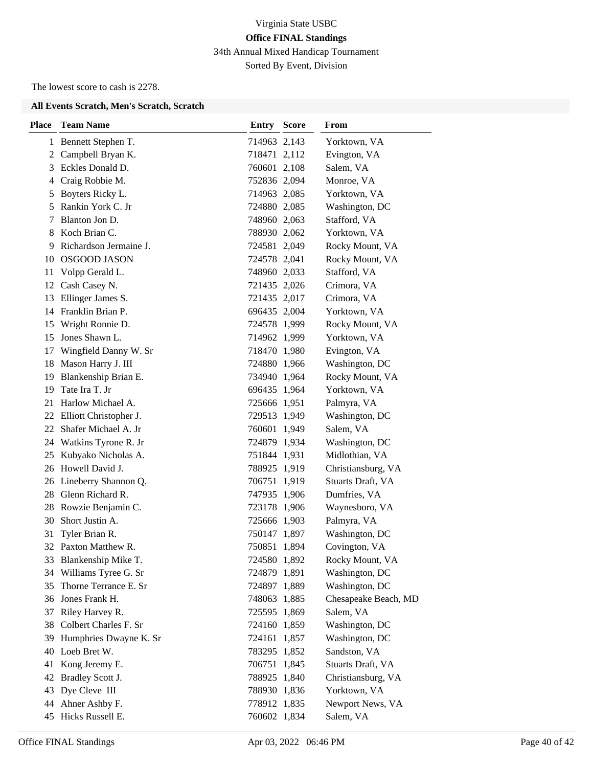Virginia State USBC

**Office FINAL Standings**

34th Annual Mixed Handicap Tournament

Sorted By Event, Division

The lowest score to cash is 2278.

**All Events Scratch, Men's Scratch, Scratch**

| Place | Team Name | Entry | Score | From |
|---|---|---|---|---|
| 1 | Bennett Stephen T. | 714963 | 2,143 | Yorktown, VA |
| 2 | Campbell Bryan K. | 718471 | 2,112 | Evington, VA |
| 3 | Eckles Donald D. | 760601 | 2,108 | Salem, VA |
| 4 | Craig Robbie M. | 752836 | 2,094 | Monroe, VA |
| 5 | Boyters Ricky L. | 714963 | 2,085 | Yorktown, VA |
| 5 | Rankin York C. Jr | 724880 | 2,085 | Washington, DC |
| 7 | Blanton Jon D. | 748960 | 2,063 | Stafford, VA |
| 8 | Koch Brian C. | 788930 | 2,062 | Yorktown, VA |
| 9 | Richardson Jermaine J. | 724581 | 2,049 | Rocky Mount, VA |
| 10 | OSGOOD JASON | 724578 | 2,041 | Rocky Mount, VA |
| 11 | Volpp Gerald L. | 748960 | 2,033 | Stafford, VA |
| 12 | Cash Casey N. | 721435 | 2,026 | Crimora, VA |
| 13 | Ellinger James S. | 721435 | 2,017 | Crimora, VA |
| 14 | Franklin Brian P. | 696435 | 2,004 | Yorktown, VA |
| 15 | Wright Ronnie D. | 724578 | 1,999 | Rocky Mount, VA |
| 15 | Jones Shawn L. | 714962 | 1,999 | Yorktown, VA |
| 17 | Wingfield Danny W. Sr | 718470 | 1,980 | Evington, VA |
| 18 | Mason Harry J. III | 724880 | 1,966 | Washington, DC |
| 19 | Blankenship Brian E. | 734940 | 1,964 | Rocky Mount, VA |
| 19 | Tate Ira T. Jr | 696435 | 1,964 | Yorktown, VA |
| 21 | Harlow Michael A. | 725666 | 1,951 | Palmyra, VA |
| 22 | Elliott Christopher J. | 729513 | 1,949 | Washington, DC |
| 22 | Shafer Michael A. Jr | 760601 | 1,949 | Salem, VA |
| 24 | Watkins Tyrone R. Jr | 724879 | 1,934 | Washington, DC |
| 25 | Kubyako Nicholas A. | 751844 | 1,931 | Midlothian, VA |
| 26 | Howell David J. | 788925 | 1,919 | Christiansburg, VA |
| 26 | Lineberry Shannon Q. | 706751 | 1,919 | Stuarts Draft, VA |
| 28 | Glenn Richard R. | 747935 | 1,906 | Dumfries, VA |
| 28 | Rowzie Benjamin C. | 723178 | 1,906 | Waynesboro, VA |
| 30 | Short Justin A. | 725666 | 1,903 | Palmyra, VA |
| 31 | Tyler Brian R. | 750147 | 1,897 | Washington, DC |
| 32 | Paxton Matthew R. | 750851 | 1,894 | Covington, VA |
| 33 | Blankenship Mike T. | 724580 | 1,892 | Rocky Mount, VA |
| 34 | Williams Tyree G. Sr | 724879 | 1,891 | Washington, DC |
| 35 | Thorne Terrance E. Sr | 724897 | 1,889 | Washington, DC |
| 36 | Jones Frank H. | 748063 | 1,885 | Chesapeake Beach, MD |
| 37 | Riley Harvey R. | 725595 | 1,869 | Salem, VA |
| 38 | Colbert Charles F. Sr | 724160 | 1,859 | Washington, DC |
| 39 | Humphries Dwayne K. Sr | 724161 | 1,857 | Washington, DC |
| 40 | Loeb Bret W. | 783295 | 1,852 | Sandston, VA |
| 41 | Kong Jeremy E. | 706751 | 1,845 | Stuarts Draft, VA |
| 42 | Bradley Scott J. | 788925 | 1,840 | Christiansburg, VA |
| 43 | Dye Cleve III | 788930 | 1,836 | Yorktown, VA |
| 44 | Ahner Ashby F. | 778912 | 1,835 | Newport News, VA |
| 45 | Hicks Russell E. | 760602 | 1,834 | Salem, VA |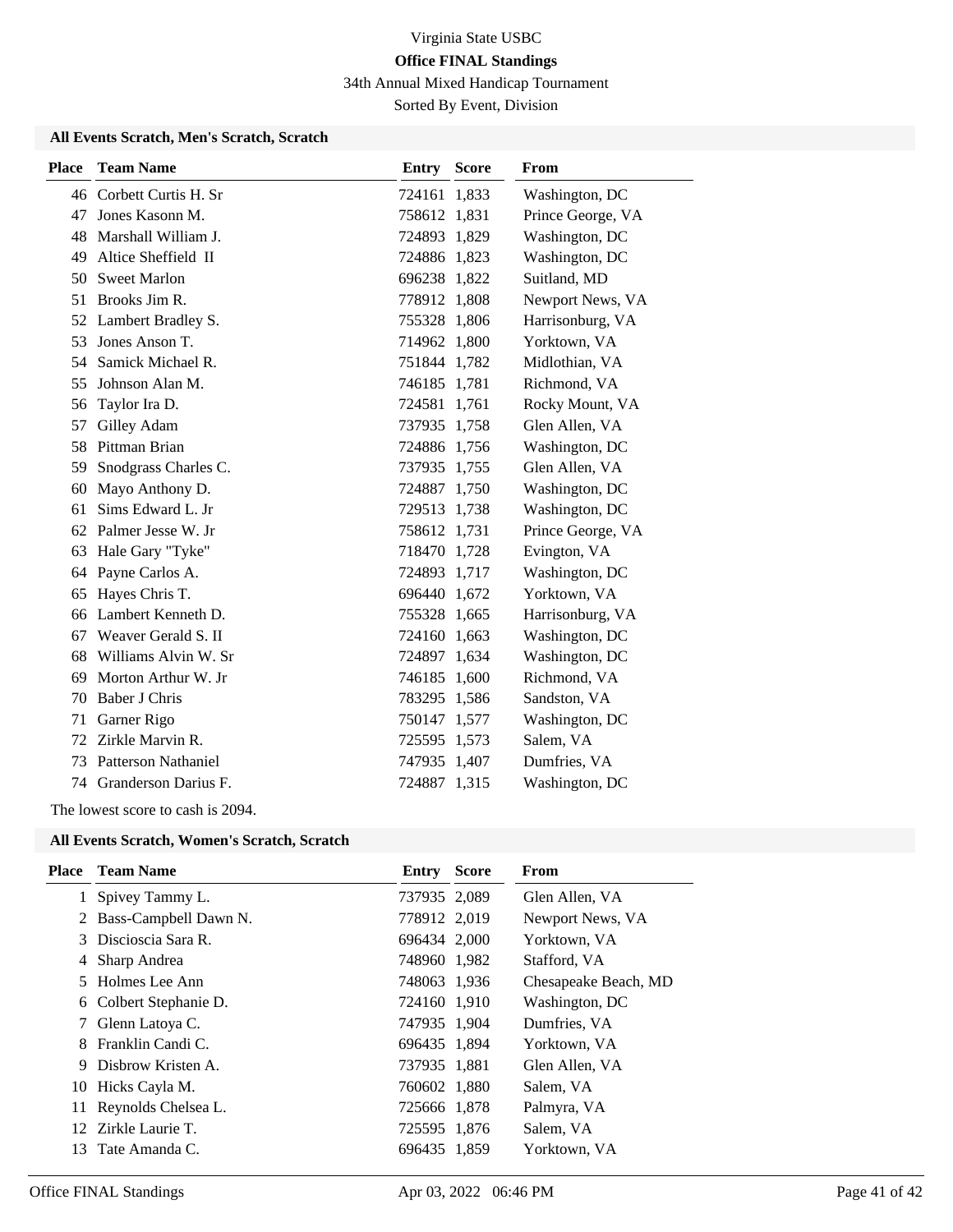Virginia State USBC

**Office FINAL Standings**

34th Annual Mixed Handicap Tournament

Sorted By Event, Division

### All Events Scratch, Men's Scratch, Scratch

| Place | Team Name | Entry | Score | From |
|---|---|---|---|---|
| 46 | Corbett Curtis H. Sr | 724161 | 1,833 | Washington, DC |
| 47 | Jones Kasonn M. | 758612 | 1,831 | Prince George, VA |
| 48 | Marshall William J. | 724893 | 1,829 | Washington, DC |
| 49 | Altice Sheffield II | 724886 | 1,823 | Washington, DC |
| 50 | Sweet Marlon | 696238 | 1,822 | Suitland, MD |
| 51 | Brooks Jim R. | 778912 | 1,808 | Newport News, VA |
| 52 | Lambert Bradley S. | 755328 | 1,806 | Harrisonburg, VA |
| 53 | Jones Anson T. | 714962 | 1,800 | Yorktown, VA |
| 54 | Samick Michael R. | 751844 | 1,782 | Midlothian, VA |
| 55 | Johnson Alan M. | 746185 | 1,781 | Richmond, VA |
| 56 | Taylor Ira D. | 724581 | 1,761 | Rocky Mount, VA |
| 57 | Gilley Adam | 737935 | 1,758 | Glen Allen, VA |
| 58 | Pittman Brian | 724886 | 1,756 | Washington, DC |
| 59 | Snodgrass Charles C. | 737935 | 1,755 | Glen Allen, VA |
| 60 | Mayo Anthony D. | 724887 | 1,750 | Washington, DC |
| 61 | Sims Edward L. Jr | 729513 | 1,738 | Washington, DC |
| 62 | Palmer Jesse W. Jr | 758612 | 1,731 | Prince George, VA |
| 63 | Hale Gary "Tyke" | 718470 | 1,728 | Evington, VA |
| 64 | Payne Carlos A. | 724893 | 1,717 | Washington, DC |
| 65 | Hayes Chris T. | 696440 | 1,672 | Yorktown, VA |
| 66 | Lambert Kenneth D. | 755328 | 1,665 | Harrisonburg, VA |
| 67 | Weaver Gerald S. II | 724160 | 1,663 | Washington, DC |
| 68 | Williams Alvin W. Sr | 724897 | 1,634 | Washington, DC |
| 69 | Morton Arthur W. Jr | 746185 | 1,600 | Richmond, VA |
| 70 | Baber J Chris | 783295 | 1,586 | Sandston, VA |
| 71 | Garner Rigo | 750147 | 1,577 | Washington, DC |
| 72 | Zirkle Marvin R. | 725595 | 1,573 | Salem, VA |
| 73 | Patterson Nathaniel | 747935 | 1,407 | Dumfries, VA |
| 74 | Granderson Darius F. | 724887 | 1,315 | Washington, DC |

The lowest score to cash is 2094.

### All Events Scratch, Women's Scratch, Scratch

| Place | Team Name | Entry | Score | From |
|---|---|---|---|---|
| 1 | Spivey Tammy L. | 737935 | 2,089 | Glen Allen, VA |
| 2 | Bass-Campbell Dawn N. | 778912 | 2,019 | Newport News, VA |
| 3 | Discioscia Sara R. | 696434 | 2,000 | Yorktown, VA |
| 4 | Sharp Andrea | 748960 | 1,982 | Stafford, VA |
| 5 | Holmes Lee Ann | 748063 | 1,936 | Chesapeake Beach, MD |
| 6 | Colbert Stephanie D. | 724160 | 1,910 | Washington, DC |
| 7 | Glenn Latoya C. | 747935 | 1,904 | Dumfries, VA |
| 8 | Franklin Candi C. | 696435 | 1,894 | Yorktown, VA |
| 9 | Disbrow Kristen A. | 737935 | 1,881 | Glen Allen, VA |
| 10 | Hicks Cayla M. | 760602 | 1,880 | Salem, VA |
| 11 | Reynolds Chelsea L. | 725666 | 1,878 | Palmyra, VA |
| 12 | Zirkle Laurie T. | 725595 | 1,876 | Salem, VA |
| 13 | Tate Amanda C. | 696435 | 1,859 | Yorktown, VA |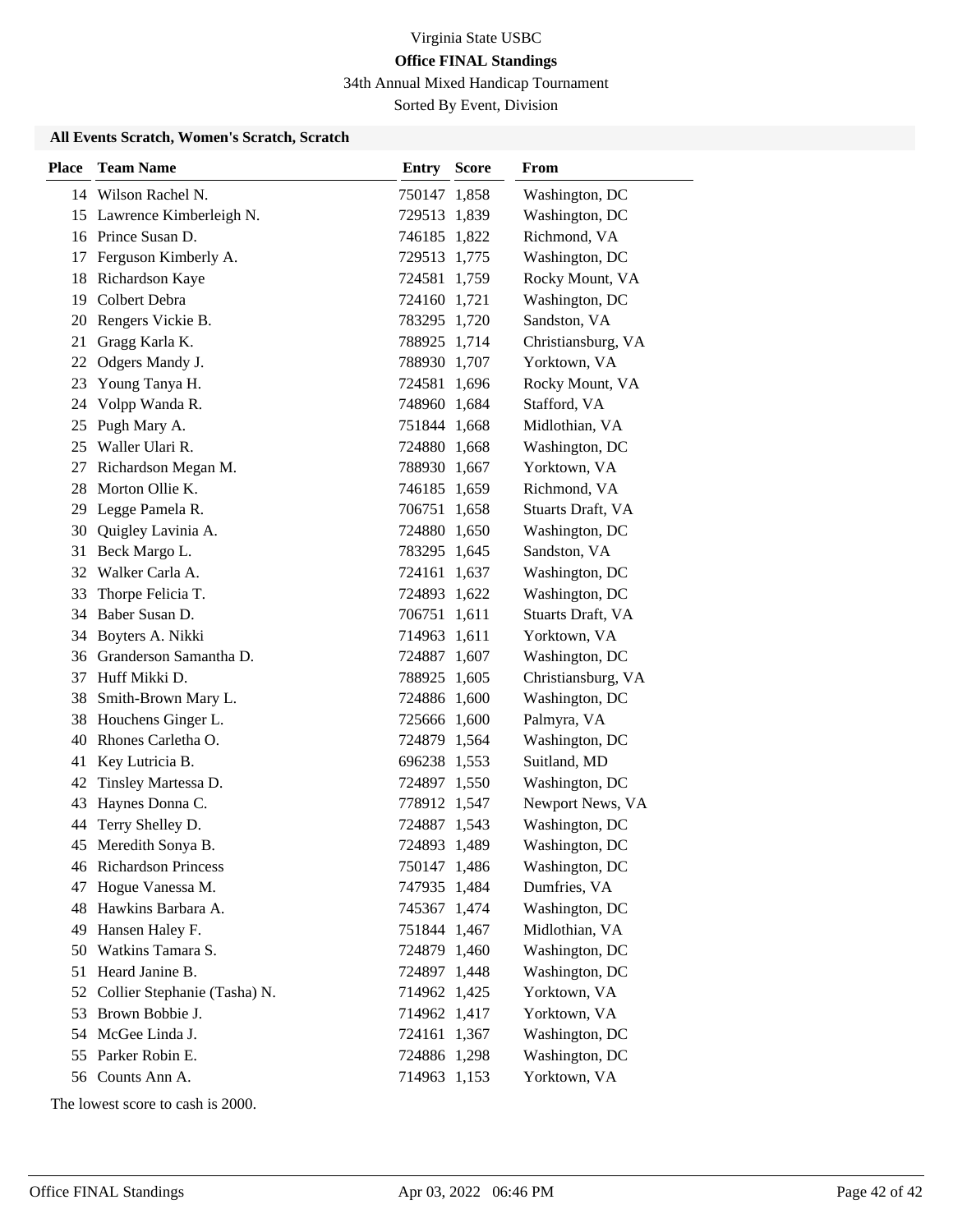Virginia State USBC

**Office FINAL Standings**

34th Annual Mixed Handicap Tournament

Sorted By Event, Division

**All Events Scratch, Women's Scratch, Scratch**

| Place | Team Name | Entry | Score | From |
|---|---|---|---|---|
| 14 | Wilson Rachel N. | 750147 | 1,858 | Washington, DC |
| 15 | Lawrence Kimberleigh N. | 729513 | 1,839 | Washington, DC |
| 16 | Prince Susan D. | 746185 | 1,822 | Richmond, VA |
| 17 | Ferguson Kimberly A. | 729513 | 1,775 | Washington, DC |
| 18 | Richardson Kaye | 724581 | 1,759 | Rocky Mount, VA |
| 19 | Colbert Debra | 724160 | 1,721 | Washington, DC |
| 20 | Rengers Vickie B. | 783295 | 1,720 | Sandston, VA |
| 21 | Gragg Karla K. | 788925 | 1,714 | Christiansburg, VA |
| 22 | Odgers Mandy J. | 788930 | 1,707 | Yorktown, VA |
| 23 | Young Tanya H. | 724581 | 1,696 | Rocky Mount, VA |
| 24 | Volpp Wanda R. | 748960 | 1,684 | Stafford, VA |
| 25 | Pugh Mary A. | 751844 | 1,668 | Midlothian, VA |
| 25 | Waller Ulari R. | 724880 | 1,668 | Washington, DC |
| 27 | Richardson Megan M. | 788930 | 1,667 | Yorktown, VA |
| 28 | Morton Ollie K. | 746185 | 1,659 | Richmond, VA |
| 29 | Legge Pamela R. | 706751 | 1,658 | Stuarts Draft, VA |
| 30 | Quigley Lavinia A. | 724880 | 1,650 | Washington, DC |
| 31 | Beck Margo L. | 783295 | 1,645 | Sandston, VA |
| 32 | Walker Carla A. | 724161 | 1,637 | Washington, DC |
| 33 | Thorpe Felicia T. | 724893 | 1,622 | Washington, DC |
| 34 | Baber Susan D. | 706751 | 1,611 | Stuarts Draft, VA |
| 34 | Boyters A. Nikki | 714963 | 1,611 | Yorktown, VA |
| 36 | Granderson Samantha D. | 724887 | 1,607 | Washington, DC |
| 37 | Huff Mikki D. | 788925 | 1,605 | Christiansburg, VA |
| 38 | Smith-Brown Mary L. | 724886 | 1,600 | Washington, DC |
| 38 | Houchens Ginger L. | 725666 | 1,600 | Palmyra, VA |
| 40 | Rhones Carletha O. | 724879 | 1,564 | Washington, DC |
| 41 | Key Lutricia B. | 696238 | 1,553 | Suitland, MD |
| 42 | Tinsley Martessa D. | 724897 | 1,550 | Washington, DC |
| 43 | Haynes Donna C. | 778912 | 1,547 | Newport News, VA |
| 44 | Terry Shelley D. | 724887 | 1,543 | Washington, DC |
| 45 | Meredith Sonya B. | 724893 | 1,489 | Washington, DC |
| 46 | Richardson Princess | 750147 | 1,486 | Washington, DC |
| 47 | Hogue Vanessa M. | 747935 | 1,484 | Dumfries, VA |
| 48 | Hawkins Barbara A. | 745367 | 1,474 | Washington, DC |
| 49 | Hansen Haley F. | 751844 | 1,467 | Midlothian, VA |
| 50 | Watkins Tamara S. | 724879 | 1,460 | Washington, DC |
| 51 | Heard Janine B. | 724897 | 1,448 | Washington, DC |
| 52 | Collier Stephanie (Tasha) N. | 714962 | 1,425 | Yorktown, VA |
| 53 | Brown Bobbie J. | 714962 | 1,417 | Yorktown, VA |
| 54 | McGee Linda J. | 724161 | 1,367 | Washington, DC |
| 55 | Parker Robin E. | 724886 | 1,298 | Washington, DC |
| 56 | Counts Ann A. | 714963 | 1,153 | Yorktown, VA |

The lowest score to cash is 2000.